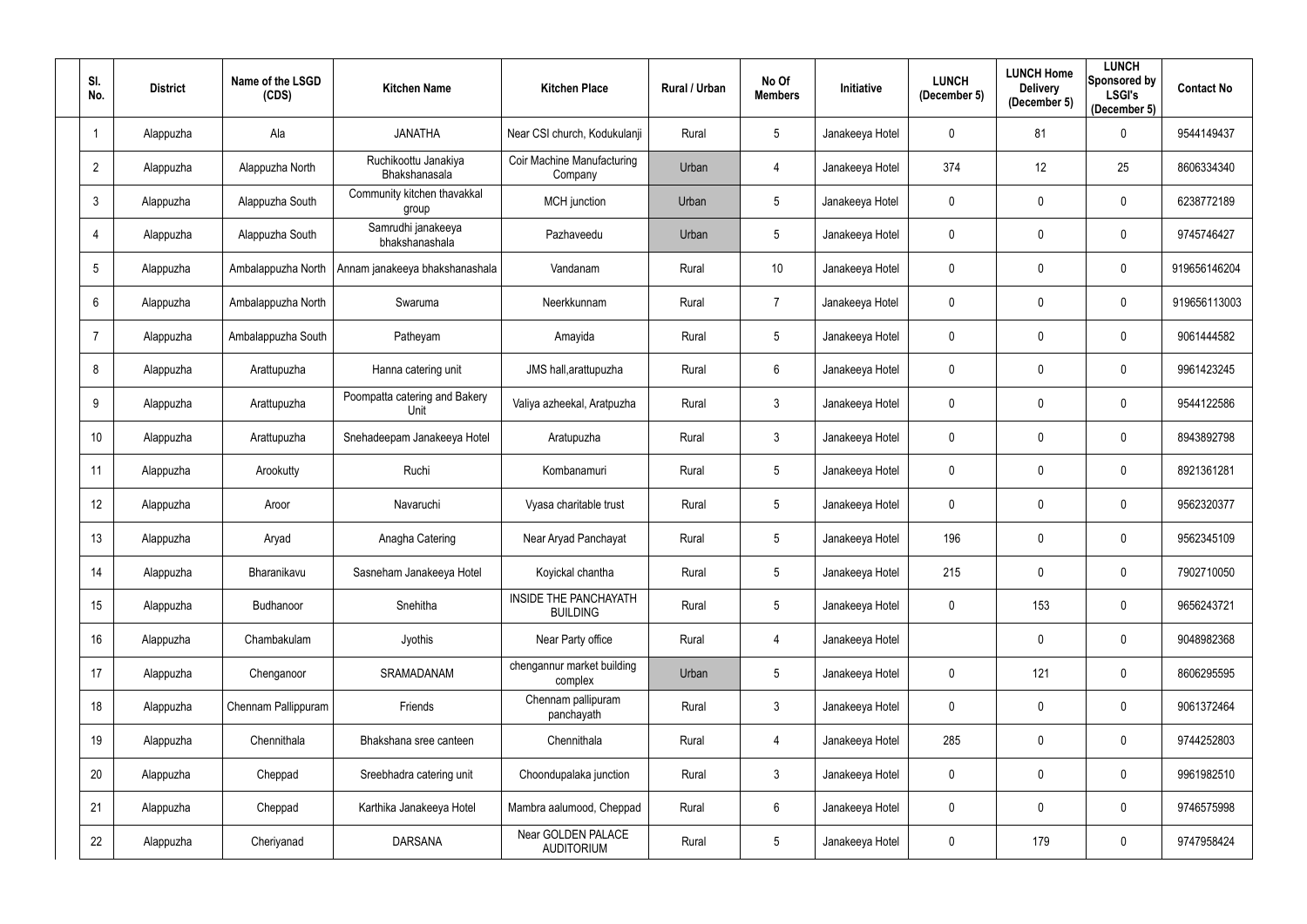| Sl. No. | District | Name of the LSGD (CDS) | Kitchen Name | Kitchen Place | Rural / Urban | No Of Members | Initiative | LUNCH (December 5) | LUNCH Home Delivery (December 5) | LUNCH Sponsored by LSGI's (December 5) | Contact No |
|---|---|---|---|---|---|---|---|---|---|---|---|
| 1 | Alappuzha | Ala | JANATHA | Near CSI church, Kodukulanji | Rural | 5 | Janakeeya Hotel | 0 | 81 | 0 | 9544149437 |
| 2 | Alappuzha | Alappuzha North | Ruchikoottu Janakiya Bhakshanasala | Coir Machine Manufacturing Company | Urban | 4 | Janakeeya Hotel | 374 | 12 | 25 | 8606334340 |
| 3 | Alappuzha | Alappuzha South | Community kitchen thavakkal group | MCH junction | Urban | 5 | Janakeeya Hotel | 0 | 0 | 0 | 6238772189 |
| 4 | Alappuzha | Alappuzha South | Samrudhi janakeeya bhakshanashala | Pazhaveedu | Urban | 5 | Janakeeya Hotel | 0 | 0 | 0 | 9745746427 |
| 5 | Alappuzha | Ambalappuzha North | Annam janakeeya bhakshanashala | Vandanam | Rural | 10 | Janakeeya Hotel | 0 | 0 | 0 | 919656146204 |
| 6 | Alappuzha | Ambalappuzha North | Swaruma | Neerkkunnam | Rural | 7 | Janakeeya Hotel | 0 | 0 | 0 | 919656113003 |
| 7 | Alappuzha | Ambalappuzha South | Patheyam | Amayida | Rural | 5 | Janakeeya Hotel | 0 | 0 | 0 | 9061444582 |
| 8 | Alappuzha | Arattupuzha | Hanna catering unit | JMS hall,arattupuzha | Rural | 6 | Janakeeya Hotel | 0 | 0 | 0 | 9961423245 |
| 9 | Alappuzha | Arattupuzha | Poompatta catering and Bakery Unit | Valiya azheekal, Aratpuzha | Rural | 3 | Janakeeya Hotel | 0 | 0 | 0 | 9544122586 |
| 10 | Alappuzha | Arattupuzha | Snehadeepam Janakeeya Hotel | Aratupuzha | Rural | 3 | Janakeeya Hotel | 0 | 0 | 0 | 8943892798 |
| 11 | Alappuzha | Arookutty | Ruchi | Kombanamuri | Rural | 5 | Janakeeya Hotel | 0 | 0 | 0 | 8921361281 |
| 12 | Alappuzha | Aroor | Navaruchi | Vyasa charitable trust | Rural | 5 | Janakeeya Hotel | 0 | 0 | 0 | 9562320377 |
| 13 | Alappuzha | Aryad | Anagha Catering | Near Aryad Panchayat | Rural | 5 | Janakeeya Hotel | 196 | 0 | 0 | 9562345109 |
| 14 | Alappuzha | Bharanikavu | Sasneham Janakeeya Hotel | Koyickal chantha | Rural | 5 | Janakeeya Hotel | 215 | 0 | 0 | 7902710050 |
| 15 | Alappuzha | Budhanoor | Snehitha | INSIDE THE PANCHAYATH BUILDING | Rural | 5 | Janakeeya Hotel | 0 | 153 | 0 | 9656243721 |
| 16 | Alappuzha | Chambakulam | Jyothis | Near Party office | Rural | 4 | Janakeeya Hotel | | 0 | 0 | 9048982368 |
| 17 | Alappuzha | Chenganoor | SRAMADANAM | chengannur market building complex | Urban | 5 | Janakeeya Hotel | 0 | 121 | 0 | 8606295595 |
| 18 | Alappuzha | Chennam Pallippuram | Friends | Chennam pallipuram panchayath | Rural | 3 | Janakeeya Hotel | 0 | 0 | 0 | 9061372464 |
| 19 | Alappuzha | Chennithala | Bhakshana sree canteen | Chennithala | Rural | 4 | Janakeeya Hotel | 285 | 0 | 0 | 9744252803 |
| 20 | Alappuzha | Cheppad | Sreebhadra catering unit | Choondupalaka junction | Rural | 3 | Janakeeya Hotel | 0 | 0 | 0 | 9961982510 |
| 21 | Alappuzha | Cheppad | Karthika Janakeeya Hotel | Mambra aalumood, Cheppad | Rural | 6 | Janakeeya Hotel | 0 | 0 | 0 | 9746575998 |
| 22 | Alappuzha | Cheriyanad | DARSANA | Near GOLDEN PALACE AUDITORIUM | Rural | 5 | Janakeeya Hotel | 0 | 179 | 0 | 9747958424 |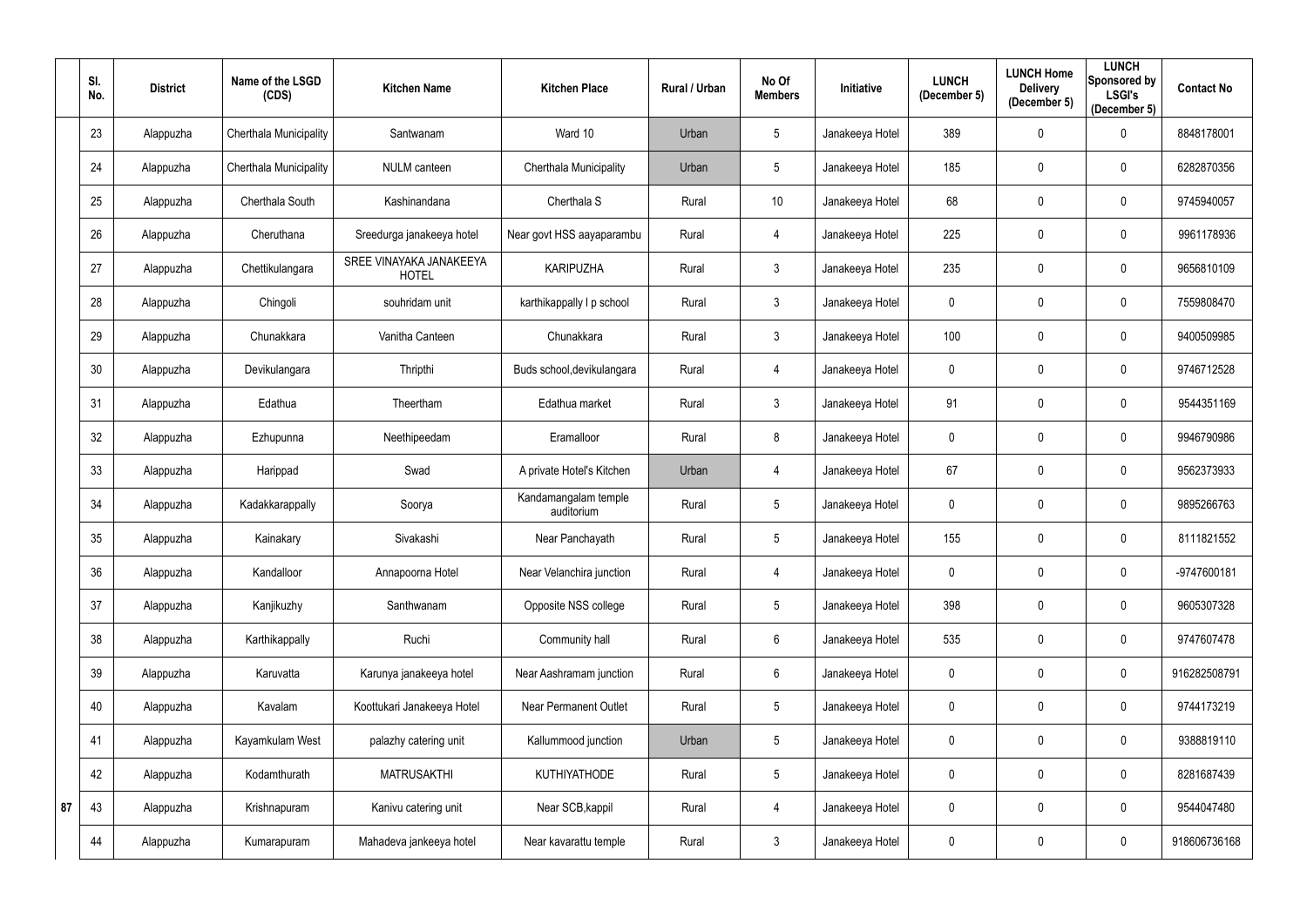| | Sl. No. | District | Name of the LSGD (CDS) | Kitchen Name | Kitchen Place | Rural / Urban | No Of Members | Initiative | LUNCH (December 5) | LUNCH Home Delivery (December 5) | LUNCH Sponsored by LSGI's (December 5) | Contact No |
|---|---|---|---|---|---|---|---|---|---|---|---|---|
| | 23 | Alappuzha | Cherthala Municipality | Santwanam | Ward 10 | Urban | 5 | Janakeeya Hotel | 389 | 0 | 0 | 8848178001 |
| | 24 | Alappuzha | Cherthala Municipality | NULM canteen | Cherthala Municipality | Urban | 5 | Janakeeya Hotel | 185 | 0 | 0 | 6282870356 |
| | 25 | Alappuzha | Cherthala South | Kashinandana | Cherthala S | Rural | 10 | Janakeeya Hotel | 68 | 0 | 0 | 9745940057 |
| | 26 | Alappuzha | Cheruthana | Sreedurga janakeeya hotel | Near govt HSS aayaparambu | Rural | 4 | Janakeeya Hotel | 225 | 0 | 0 | 9961178936 |
| | 27 | Alappuzha | Chettikulangara | SREE VINAYAKA JANAKEEYA HOTEL | KARIPUZHA | Rural | 3 | Janakeeya Hotel | 235 | 0 | 0 | 9656810109 |
| | 28 | Alappuzha | Chingoli | souhridam unit | karthikappally l p school | Rural | 3 | Janakeeya Hotel | 0 | 0 | 0 | 7559808470 |
| | 29 | Alappuzha | Chunakkara | Vanitha Canteen | Chunakkara | Rural | 3 | Janakeeya Hotel | 100 | 0 | 0 | 9400509985 |
| | 30 | Alappuzha | Devikulangara | Thripthi | Buds school,devikulangara | Rural | 4 | Janakeeya Hotel | 0 | 0 | 0 | 9746712528 |
| | 31 | Alappuzha | Edathua | Theertham | Edathua market | Rural | 3 | Janakeeya Hotel | 91 | 0 | 0 | 9544351169 |
| | 32 | Alappuzha | Ezhupunna | Neethipeedam | Eramalloor | Rural | 8 | Janakeeya Hotel | 0 | 0 | 0 | 9946790986 |
| | 33 | Alappuzha | Harippad | Swad | A private Hotel's Kitchen | Urban | 4 | Janakeeya Hotel | 67 | 0 | 0 | 9562373933 |
| | 34 | Alappuzha | Kadakkarappally | Soorya | Kandamangalam temple auditorium | Rural | 5 | Janakeeya Hotel | 0 | 0 | 0 | 9895266763 |
| | 35 | Alappuzha | Kainakary | Sivakashi | Near Panchayath | Rural | 5 | Janakeeya Hotel | 155 | 0 | 0 | 8111821552 |
| | 36 | Alappuzha | Kandalloor | Annapoorna Hotel | Near Velanchira junction | Rural | 4 | Janakeeya Hotel | 0 | 0 | 0 | -9747600181 |
| | 37 | Alappuzha | Kanjikuzhy | Santhwanam | Opposite NSS college | Rural | 5 | Janakeeya Hotel | 398 | 0 | 0 | 9605307328 |
| | 38 | Alappuzha | Karthikappally | Ruchi | Community hall | Rural | 6 | Janakeeya Hotel | 535 | 0 | 0 | 9747607478 |
| | 39 | Alappuzha | Karuvatta | Karunya janakeeya hotel | Near Aashramam junction | Rural | 6 | Janakeeya Hotel | 0 | 0 | 0 | 916282508791 |
| | 40 | Alappuzha | Kavalam | Koottukari Janakeeya Hotel | Near Permanent Outlet | Rural | 5 | Janakeeya Hotel | 0 | 0 | 0 | 9744173219 |
| | 41 | Alappuzha | Kayamkulam West | palazhy catering unit | Kallummood junction | Urban | 5 | Janakeeya Hotel | 0 | 0 | 0 | 9388819110 |
| | 42 | Alappuzha | Kodamthurath | MATRUSAKTHI | KUTHIYATHODE | Rural | 5 | Janakeeya Hotel | 0 | 0 | 0 | 8281687439 |
| 87 | 43 | Alappuzha | Krishnapuram | Kanivu catering unit | Near SCB,kappil | Rural | 4 | Janakeeya Hotel | 0 | 0 | 0 | 9544047480 |
| | 44 | Alappuzha | Kumarapuram | Mahadeva jankeeya hotel | Near kavarattu temple | Rural | 3 | Janakeeya Hotel | 0 | 0 | 0 | 918606736168 |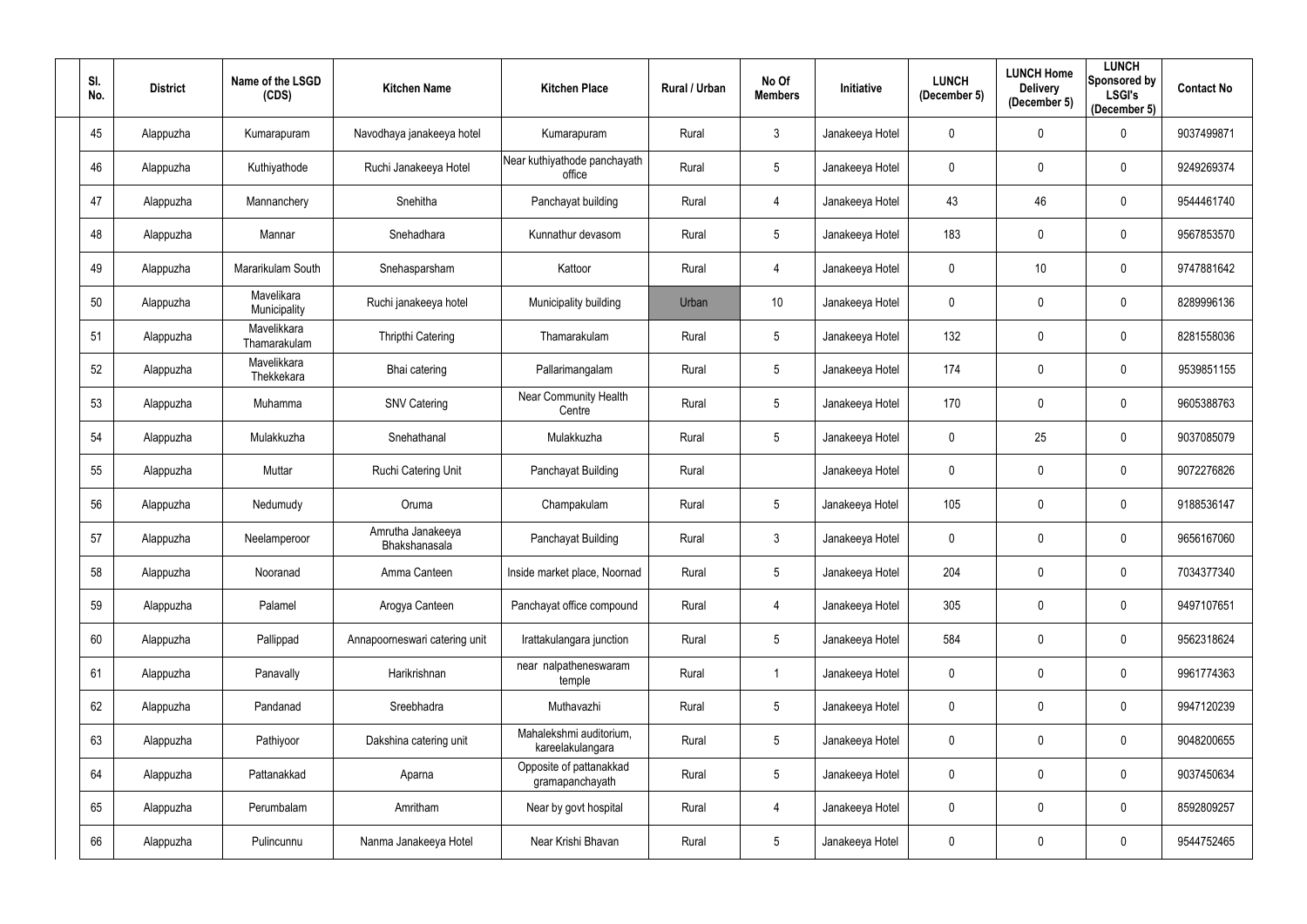| Sl. No. | District | Name of the LSGD (CDS) | Kitchen Name | Kitchen Place | Rural / Urban | No Of Members | Initiative | LUNCH (December 5) | LUNCH Home Delivery (December 5) | LUNCH Sponsored by LSGI's (December 5) | Contact No |
|---|---|---|---|---|---|---|---|---|---|---|---|
| 45 | Alappuzha | Kumarapuram | Navodhaya janakeeya hotel | Kumarapuram | Rural | 3 | Janakeeya Hotel | 0 | 0 | 0 | 9037499871 |
| 46 | Alappuzha | Kuthiyathode | Ruchi Janakeeya Hotel | Near kuthiyathode panchayath office | Rural | 5 | Janakeeya Hotel | 0 | 0 | 0 | 9249269374 |
| 47 | Alappuzha | Mannanchery | Snehitha | Panchayat building | Rural | 4 | Janakeeya Hotel | 43 | 46 | 0 | 9544461740 |
| 48 | Alappuzha | Mannar | Snehadhara | Kunnathur devasom | Rural | 5 | Janakeeya Hotel | 183 | 0 | 0 | 9567853570 |
| 49 | Alappuzha | Mararikulam South | Snehasparsham | Kattoor | Rural | 4 | Janakeeya Hotel | 0 | 10 | 0 | 9747881642 |
| 50 | Alappuzha | Mavelikara Municipality | Ruchi janakeeya hotel | Municipality building | Urban | 10 | Janakeeya Hotel | 0 | 0 | 0 | 8289996136 |
| 51 | Alappuzha | Mavelikkara Thamarakulam | Thripthi Catering | Thamarakulam | Rural | 5 | Janakeeya Hotel | 132 | 0 | 0 | 8281558036 |
| 52 | Alappuzha | Mavelikkara Thekkekara | Bhai catering | Pallarimangalam | Rural | 5 | Janakeeya Hotel | 174 | 0 | 0 | 9539851155 |
| 53 | Alappuzha | Muhamma | SNV Catering | Near Community Health Centre | Rural | 5 | Janakeeya Hotel | 170 | 0 | 0 | 9605388763 |
| 54 | Alappuzha | Mulakkuzha | Snehathanal | Mulakkuzha | Rural | 5 | Janakeeya Hotel | 0 | 25 | 0 | 9037085079 |
| 55 | Alappuzha | Muttar | Ruchi Catering Unit | Panchayat Building | Rural | | Janakeeya Hotel | 0 | 0 | 0 | 9072276826 |
| 56 | Alappuzha | Nedumudy | Oruma | Champakulam | Rural | 5 | Janakeeya Hotel | 105 | 0 | 0 | 9188536147 |
| 57 | Alappuzha | Neelamperoor | Amrutha Janakeeya Bhakshanasala | Panchayat Building | Rural | 3 | Janakeeya Hotel | 0 | 0 | 0 | 9656167060 |
| 58 | Alappuzha | Nooranad | Amma Canteen | Inside market place, Noornad | Rural | 5 | Janakeeya Hotel | 204 | 0 | 0 | 7034377340 |
| 59 | Alappuzha | Palamel | Arogya Canteen | Panchayat office compound | Rural | 4 | Janakeeya Hotel | 305 | 0 | 0 | 9497107651 |
| 60 | Alappuzha | Pallippad | Annapoorneswari catering unit | Irattakulangara junction | Rural | 5 | Janakeeya Hotel | 584 | 0 | 0 | 9562318624 |
| 61 | Alappuzha | Panavally | Harikrishnan | near nalpatheneswaram temple | Rural | 1 | Janakeeya Hotel | 0 | 0 | 0 | 9961774363 |
| 62 | Alappuzha | Pandanad | Sreebhadra | Muthavazhi | Rural | 5 | Janakeeya Hotel | 0 | 0 | 0 | 9947120239 |
| 63 | Alappuzha | Pathiyoor | Dakshina catering unit | Mahalekshmi auditorium, kareelakulangara | Rural | 5 | Janakeeya Hotel | 0 | 0 | 0 | 9048200655 |
| 64 | Alappuzha | Pattanakkad | Aparna | Opposite of pattanakkad gramapanchayath | Rural | 5 | Janakeeya Hotel | 0 | 0 | 0 | 9037450634 |
| 65 | Alappuzha | Perumbalam | Amritham | Near by govt hospital | Rural | 4 | Janakeeya Hotel | 0 | 0 | 0 | 8592809257 |
| 66 | Alappuzha | Pulincunnu | Nanma Janakeeya Hotel | Near Krishi Bhavan | Rural | 5 | Janakeeya Hotel | 0 | 0 | 0 | 9544752465 |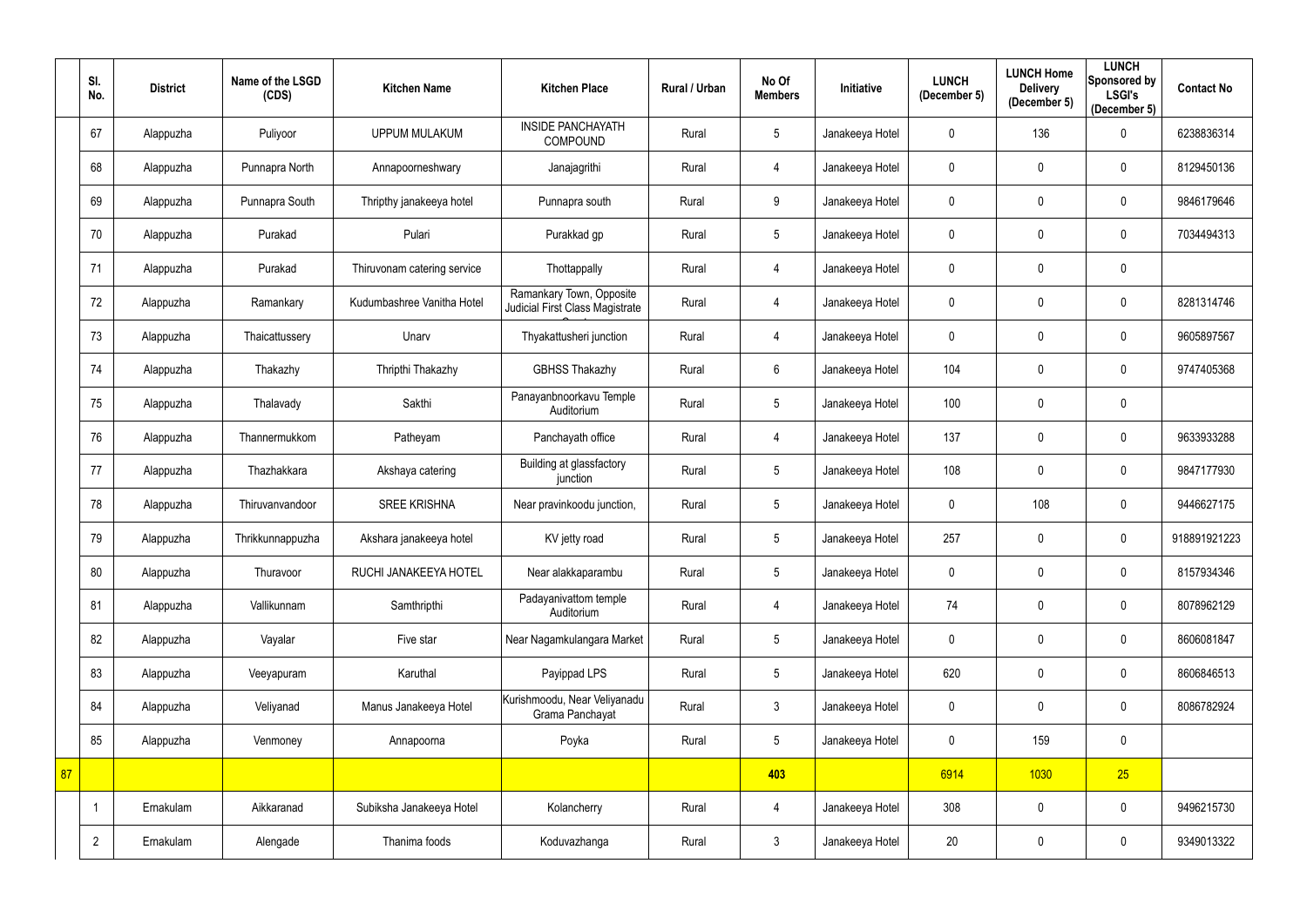| | Sl. No. | District | Name of the LSGD (CDS) | Kitchen Name | Kitchen Place | Rural / Urban | No Of Members | Initiative | LUNCH (December 5) | LUNCH Home Delivery (December 5) | LUNCH Sponsored by LSGI's (December 5) | Contact No |
|---|---|---|---|---|---|---|---|---|---|---|---|---|
| | 67 | Alappuzha | Puliyoor | UPPUM MULAKUM | INSIDE PANCHAYATH COMPOUND | Rural | 5 | Janakeeya Hotel | 0 | 136 | 0 | 6238836314 |
| | 68 | Alappuzha | Punnapra North | Annapoorneshwary | Janajagrithi | Rural | 4 | Janakeeya Hotel | 0 | 0 | 0 | 8129450136 |
| | 69 | Alappuzha | Punnapra South | Thripthy janakeeya hotel | Punnapra south | Rural | 9 | Janakeeya Hotel | 0 | 0 | 0 | 9846179646 |
| | 70 | Alappuzha | Purakad | Pulari | Purakkad gp | Rural | 5 | Janakeeya Hotel | 0 | 0 | 0 | 7034494313 |
| | 71 | Alappuzha | Purakad | Thiruvonam catering service | Thottappally | Rural | 4 | Janakeeya Hotel | 0 | 0 | 0 | |
| | 72 | Alappuzha | Ramankary | Kudumbashree Vanitha Hotel | Ramankary Town, Opposite Judicial First Class Magistrate Court | Rural | 4 | Janakeeya Hotel | 0 | 0 | 0 | 8281314746 |
| | 73 | Alappuzha | Thaicattussery | Unarv | Thyakattusheri junction | Rural | 4 | Janakeeya Hotel | 0 | 0 | 0 | 9605897567 |
| | 74 | Alappuzha | Thakazhy | Thripthi Thakazhy | GBHSS Thakazhy | Rural | 6 | Janakeeya Hotel | 104 | 0 | 0 | 9747405368 |
| | 75 | Alappuzha | Thalavady | Sakthi | Panayanbnoorkavu Temple Auditorium | Rural | 5 | Janakeeya Hotel | 100 | 0 | 0 | |
| | 76 | Alappuzha | Thannermukkom | Patheyam | Panchayath office | Rural | 4 | Janakeeya Hotel | 137 | 0 | 0 | 9633933288 |
| | 77 | Alappuzha | Thazhakkara | Akshaya catering | Building at glassfactory junction | Rural | 5 | Janakeeya Hotel | 108 | 0 | 0 | 9847177930 |
| | 78 | Alappuzha | Thiruvanvandoor | SREE KRISHNA | Near pravinkoodu junction, | Rural | 5 | Janakeeya Hotel | 0 | 108 | 0 | 9446627175 |
| | 79 | Alappuzha | Thrikkunnappuzha | Akshara janakeeya hotel | KV jetty road | Rural | 5 | Janakeeya Hotel | 257 | 0 | 0 | 918891921223 |
| | 80 | Alappuzha | Thuravoor | RUCHI JANAKEEYA HOTEL | Near alakkaparambu | Rural | 5 | Janakeeya Hotel | 0 | 0 | 0 | 8157934346 |
| | 81 | Alappuzha | Vallikunnam | Samthripthi | Padayanivattom temple Auditorium | Rural | 4 | Janakeeya Hotel | 74 | 0 | 0 | 8078962129 |
| | 82 | Alappuzha | Vayalar | Five star | Near Nagamkulangara Market | Rural | 5 | Janakeeya Hotel | 0 | 0 | 0 | 8606081847 |
| | 83 | Alappuzha | Veeyapuram | Karuthal | Payippad LPS | Rural | 5 | Janakeeya Hotel | 620 | 0 | 0 | 8606846513 |
| | 84 | Alappuzha | Veliyanad | Manus Janakeeya Hotel | Kurishmoodu, Near Veliyanadu Grama Panchayat | Rural | 3 | Janakeeya Hotel | 0 | 0 | 0 | 8086782924 |
| | 85 | Alappuzha | Venmoney | Annapoorna | Poyka | Rural | 5 | Janakeeya Hotel | 0 | 159 | 0 | |
| 87 | | | | | | | 403 | | 6914 | 1030 | 25 | |
| | 1 | Ernakulam | Aikkaranad | Subiksha Janakeeya Hotel | Kolancherry | Rural | 4 | Janakeeya Hotel | 308 | 0 | 0 | 9496215730 |
| | 2 | Ernakulam | Alengade | Thanima foods | Koduvazhanga | Rural | 3 | Janakeeya Hotel | 20 | 0 | 0 | 9349013322 |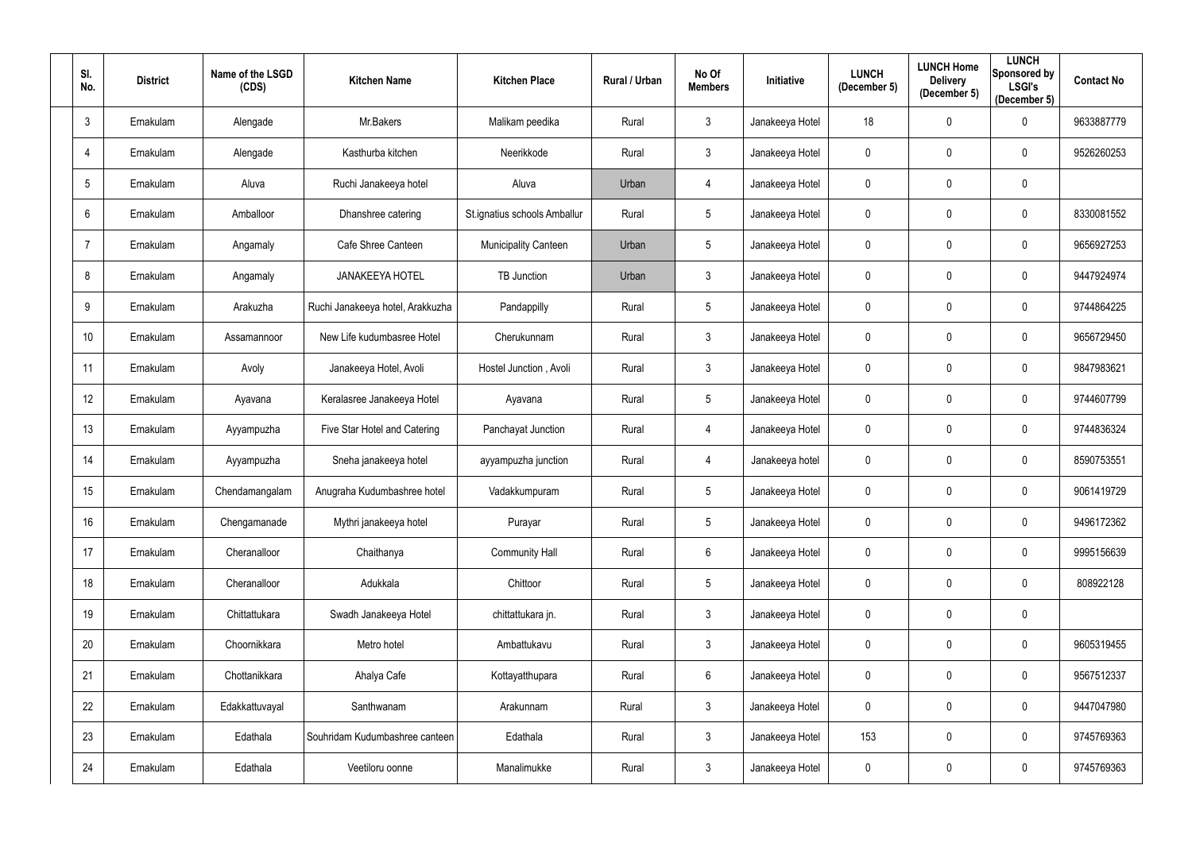| Sl. No. | District | Name of the LSGD (CDS) | Kitchen Name | Kitchen Place | Rural / Urban | No Of Members | Initiative | LUNCH (December 5) | LUNCH Home Delivery (December 5) | LUNCH Sponsored by LSGI's (December 5) | Contact No |
|---|---|---|---|---|---|---|---|---|---|---|---|
| 3 | Ernakulam | Alengade | Mr.Bakers | Malikam peedika | Rural | 3 | Janakeeya Hotel | 18 | 0 | 0 | 9633887779 |
| 4 | Ernakulam | Alengade | Kasthurba kitchen | Neerikkode | Rural | 3 | Janakeeya Hotel | 0 | 0 | 0 | 9526260253 |
| 5 | Ernakulam | Aluva | Ruchi Janakeeya hotel | Aluva | Urban | 4 | Janakeeya Hotel | 0 | 0 | 0 | |
| 6 | Ernakulam | Amballoor | Dhanshree catering | St.ignatius schools Amballur | Rural | 5 | Janakeeya Hotel | 0 | 0 | 0 | 8330081552 |
| 7 | Ernakulam | Angamaly | Cafe Shree Canteen | Municipality Canteen | Urban | 5 | Janakeeya Hotel | 0 | 0 | 0 | 9656927253 |
| 8 | Ernakulam | Angamaly | JANAKEEYA HOTEL | TB Junction | Urban | 3 | Janakeeya Hotel | 0 | 0 | 0 | 9447924974 |
| 9 | Ernakulam | Arakuzha | Ruchi Janakeeya hotel, Arakkuzha | Pandappilly | Rural | 5 | Janakeeya Hotel | 0 | 0 | 0 | 9744864225 |
| 10 | Ernakulam | Assamannoor | New Life kudumbasree Hotel | Cherukunnam | Rural | 3 | Janakeeya Hotel | 0 | 0 | 0 | 9656729450 |
| 11 | Ernakulam | Avoly | Janakeeya Hotel, Avoli | Hostel Junction , Avoli | Rural | 3 | Janakeeya Hotel | 0 | 0 | 0 | 9847983621 |
| 12 | Ernakulam | Ayavana | Keralasree Janakeeya Hotel | Ayavana | Rural | 5 | Janakeeya Hotel | 0 | 0 | 0 | 9744607799 |
| 13 | Ernakulam | Ayyampuzha | Five Star Hotel and Catering | Panchayat Junction | Rural | 4 | Janakeeya Hotel | 0 | 0 | 0 | 9744836324 |
| 14 | Ernakulam | Ayyampuzha | Sneha janakeeya hotel | ayyampuzha junction | Rural | 4 | Janakeeya hotel | 0 | 0 | 0 | 8590753551 |
| 15 | Ernakulam | Chendamangalam | Anugraha Kudumbashree hotel | Vadakkumpuram | Rural | 5 | Janakeeya Hotel | 0 | 0 | 0 | 9061419729 |
| 16 | Ernakulam | Chengamanade | Mythri janakeeya hotel | Purayar | Rural | 5 | Janakeeya Hotel | 0 | 0 | 0 | 9496172362 |
| 17 | Ernakulam | Cheranalloor | Chaithanya | Community Hall | Rural | 6 | Janakeeya Hotel | 0 | 0 | 0 | 9995156639 |
| 18 | Ernakulam | Cheranalloor | Adukkala | Chittoor | Rural | 5 | Janakeeya Hotel | 0 | 0 | 0 | 808922128 |
| 19 | Ernakulam | Chittattukara | Swadh Janakeeya Hotel | chittattukara jn. | Rural | 3 | Janakeeya Hotel | 0 | 0 | 0 | |
| 20 | Ernakulam | Choornikkara | Metro hotel | Ambattukavu | Rural | 3 | Janakeeya Hotel | 0 | 0 | 0 | 9605319455 |
| 21 | Ernakulam | Chottanikkara | Ahalya Cafe | Kottayatthupara | Rural | 6 | Janakeeya Hotel | 0 | 0 | 0 | 9567512337 |
| 22 | Ernakulam | Edakkattuvayal | Santhwanam | Arakunnam | Rural | 3 | Janakeeya Hotel | 0 | 0 | 0 | 9447047980 |
| 23 | Ernakulam | Edathala | Souhridam Kudumbashree canteen | Edathala | Rural | 3 | Janakeeya Hotel | 153 | 0 | 0 | 9745769363 |
| 24 | Ernakulam | Edathala | Veetiloru oonne | Manalimukke | Rural | 3 | Janakeeya Hotel | 0 | 0 | 0 | 9745769363 |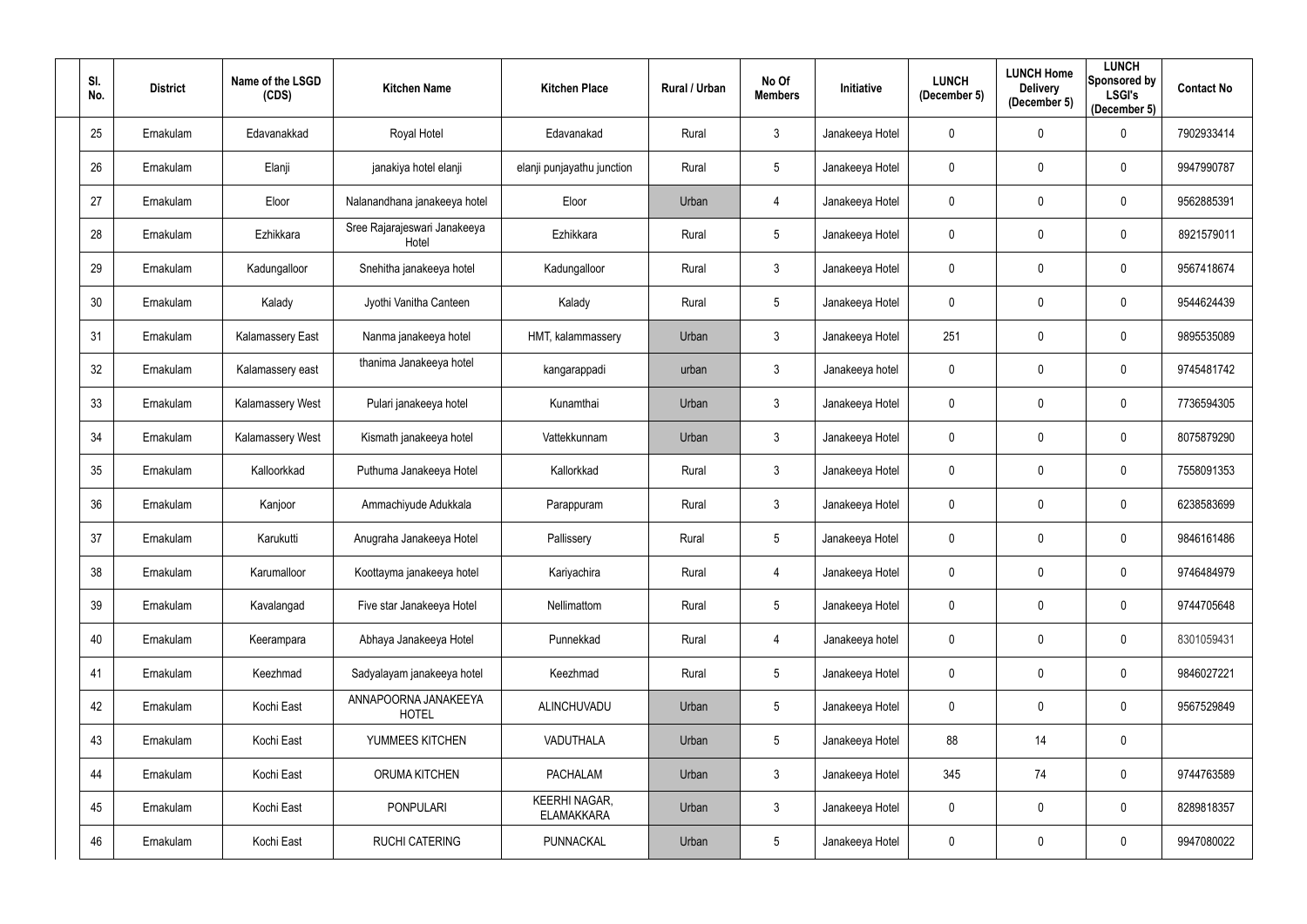| Sl. No. | District | Name of the LSGD (CDS) | Kitchen Name | Kitchen Place | Rural / Urban | No Of Members | Initiative | LUNCH (December 5) | LUNCH Home Delivery (December 5) | LUNCH Sponsored by LSGI's (December 5) | Contact No |
|---|---|---|---|---|---|---|---|---|---|---|---|
| 25 | Ernakulam | Edavanakkad | Royal Hotel | Edavanakad | Rural | 3 | Janakeeya Hotel | 0 | 0 | 0 | 7902933414 |
| 26 | Ernakulam | Elanji | janakiya hotel elanji | elanji punjayathu junction | Rural | 5 | Janakeeya Hotel | 0 | 0 | 0 | 9947990787 |
| 27 | Ernakulam | Eloor | Nalanandhana janakeeya hotel | Eloor | Urban | 4 | Janakeeya Hotel | 0 | 0 | 0 | 9562885391 |
| 28 | Ernakulam | Ezhikkara | Sree Rajarajeswari Janakeeya Hotel | Ezhikkara | Rural | 5 | Janakeeya Hotel | 0 | 0 | 0 | 8921579011 |
| 29 | Ernakulam | Kadungalloor | Snehitha janakeeya hotel | Kadungalloor | Rural | 3 | Janakeeya Hotel | 0 | 0 | 0 | 9567418674 |
| 30 | Ernakulam | Kalady | Jyothi Vanitha Canteen | Kalady | Rural | 5 | Janakeeya Hotel | 0 | 0 | 0 | 9544624439 |
| 31 | Ernakulam | Kalamassery East | Nanma janakeeya hotel | HMT, kalammassery | Urban | 3 | Janakeeya Hotel | 251 | 0 | 0 | 9895535089 |
| 32 | Ernakulam | Kalamassery east | thanima Janakeeya hotel | kangarappadi | urban | 3 | Janakeeya hotel | 0 | 0 | 0 | 9745481742 |
| 33 | Ernakulam | Kalamassery West | Pulari janakeeya hotel | Kunamthai | Urban | 3 | Janakeeya Hotel | 0 | 0 | 0 | 7736594305 |
| 34 | Ernakulam | Kalamassery West | Kismath janakeeya hotel | Vattekkunnam | Urban | 3 | Janakeeya Hotel | 0 | 0 | 0 | 8075879290 |
| 35 | Ernakulam | Kalloorkkad | Puthuma Janakeeya Hotel | Kallorkkad | Rural | 3 | Janakeeya Hotel | 0 | 0 | 0 | 7558091353 |
| 36 | Ernakulam | Kanjoor | Ammachiyude Adukkala | Parappuram | Rural | 3 | Janakeeya Hotel | 0 | 0 | 0 | 6238583699 |
| 37 | Ernakulam | Karukutti | Anugraha Janakeeya Hotel | Pallissery | Rural | 5 | Janakeeya Hotel | 0 | 0 | 0 | 9846161486 |
| 38 | Ernakulam | Karumalloor | Koottayma janakeeya hotel | Kariyachira | Rural | 4 | Janakeeya Hotel | 0 | 0 | 0 | 9746484979 |
| 39 | Ernakulam | Kavalangad | Five star Janakeeya Hotel | Nellimattom | Rural | 5 | Janakeeya Hotel | 0 | 0 | 0 | 9744705648 |
| 40 | Ernakulam | Keerampara | Abhaya Janakeeya Hotel | Punnekkad | Rural | 4 | Janakeeya hotel | 0 | 0 | 0 | 8301059431 |
| 41 | Ernakulam | Keezhmad | Sadyalayam janakeeya hotel | Keezhmad | Rural | 5 | Janakeeya Hotel | 0 | 0 | 0 | 9846027221 |
| 42 | Ernakulam | Kochi East | ANNAPOORNA JANAKEEYA HOTEL | ALINCHUVADU | Urban | 5 | Janakeeya Hotel | 0 | 0 | 0 | 9567529849 |
| 43 | Ernakulam | Kochi East | YUMMEES KITCHEN | VADUTHALA | Urban | 5 | Janakeeya Hotel | 88 | 14 | 0 | |
| 44 | Ernakulam | Kochi East | ORUMA KITCHEN | PACHALAM | Urban | 3 | Janakeeya Hotel | 345 | 74 | 0 | 9744763589 |
| 45 | Ernakulam | Kochi East | PONPULARI | KEERHI NAGAR, ELAMAKKARA | Urban | 3 | Janakeeya Hotel | 0 | 0 | 0 | 8289818357 |
| 46 | Ernakulam | Kochi East | RUCHI CATERING | PUNNACKAL | Urban | 5 | Janakeeya Hotel | 0 | 0 | 0 | 9947080022 |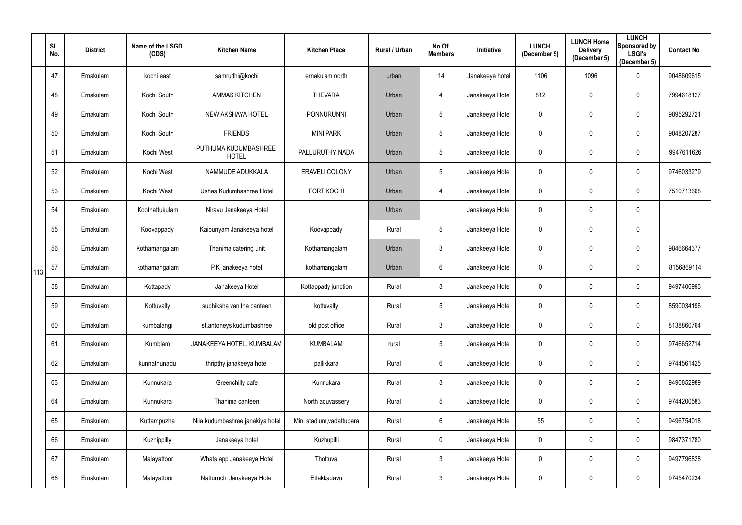| | Sl. No. | District | Name of the LSGD (CDS) | Kitchen Name | Kitchen Place | Rural / Urban | No Of Members | Initiative | LUNCH (December 5) | LUNCH Home Delivery (December 5) | LUNCH Sponsored by LSGI's (December 5) | Contact No |
|---|---|---|---|---|---|---|---|---|---|---|---|---|
| 113 | 47 | Ernakulam | kochi east | samrudhi@kochi | ernakulam north | urban | 14 | Janakeeya hotel | 1106 | 1096 | 0 | 9048609615 |
| | 48 | Ernakulam | Kochi South | AMMAS KITCHEN | THEVARA | Urban | 4 | Janakeeya Hotel | 812 | 0 | 0 | 7994618127 |
| | 49 | Ernakulam | Kochi South | NEW AKSHAYA HOTEL | PONNURUNNI | Urban | 5 | Janakeeya Hotel | 0 | 0 | 0 | 9895292721 |
| | 50 | Ernakulam | Kochi South | FRIENDS | MINI PARK | Urban | 5 | Janakeeya Hotel | 0 | 0 | 0 | 9048207287 |
| | 51 | Ernakulam | Kochi West | PUTHUMA KUDUMBASHREE HOTEL | PALLURUTHY NADA | Urban | 5 | Janakeeya Hotel | 0 | 0 | 0 | 9947611626 |
| | 52 | Ernakulam | Kochi West | NAMMUDE ADUKKALA | ERAVELI COLONY | Urban | 5 | Janakeeya Hotel | 0 | 0 | 0 | 9746033279 |
| | 53 | Ernakulam | Kochi West | Ushas Kudumbashree Hotel | FORT KOCHI | Urban | 4 | Janakeeya Hotel | 0 | 0 | 0 | 7510713668 |
| | 54 | Ernakulam | Koothattukulam | Niravu Janakeeya Hotel | | Urban | | Janakeeya Hotel | 0 | 0 | 0 | |
| | 55 | Ernakulam | Koovappady | Kaipunyam Janakeeya hotel | Koovappady | Rural | 5 | Janakeeya Hotel | 0 | 0 | 0 | |
| | 56 | Ernakulam | Kothamangalam | Thanima catering unit | Kothamangalam | Urban | 3 | Janakeeya Hotel | 0 | 0 | 0 | 9846664377 |
| | 57 | Ernakulam | kothamangalam | P.K janakeeya hotel | kothamangalam | Urban | 6 | Janakeeya Hotel | 0 | 0 | 0 | 8156869114 |
| | 58 | Ernakulam | Kottapady | Janakeeya Hotel | Kottappady junction | Rural | 3 | Janakeeya Hotel | 0 | 0 | 0 | 9497406993 |
| | 59 | Ernakulam | Kottuvally | subhiksha vanitha canteen | kottuvally | Rural | 5 | Janakeeya Hotel | 0 | 0 | 0 | 8590034196 |
| | 60 | Ernakulam | kumbalangi | st.antoneys kudumbashree | old post office | Rural | 3 | Janakeeya Hotel | 0 | 0 | 0 | 8138860764 |
| | 61 | Ernakulam | Kumblam | JANAKEEYA HOTEL, KUMBALAM | KUMBALAM | rural | 5 | Janakeeya Hotel | 0 | 0 | 0 | 9746652714 |
| | 62 | Ernakulam | kunnathunadu | thripthy janakeeya hotel | pallikkara | Rural | 6 | Janakeeya Hotel | 0 | 0 | 0 | 9744561425 |
| | 63 | Ernakulam | Kunnukara | Greenchilly cafe | Kunnukara | Rural | 3 | Janakeeya Hotel | 0 | 0 | 0 | 9496852989 |
| | 64 | Ernakulam | Kunnukara | Thanima canteen | North aduvassery | Rural | 5 | Janakeeya Hotel | 0 | 0 | 0 | 9744200583 |
| | 65 | Ernakulam | Kuttampuzha | Nila kudumbashree janakiya hotel | Mini stadium,vadattupara | Rural | 6 | Janakeeya Hotel | 55 | 0 | 0 | 9496754018 |
| | 66 | Ernakulam | Kuzhippilly | Janakeeya hotel | Kuzhupilli | Rural | 0 | Janakeeya Hotel | 0 | 0 | 0 | 9847371780 |
| | 67 | Ernakulam | Malayattoor | Whats app Janakeeya Hotel | Thottuva | Rural | 3 | Janakeeya Hotel | 0 | 0 | 0 | 9497796828 |
| | 68 | Ernakulam | Malayattoor | Natturuchi Janakeeya Hotel | Ettakkadavu | Rural | 3 | Janakeeya Hotel | 0 | 0 | 0 | 9745470234 |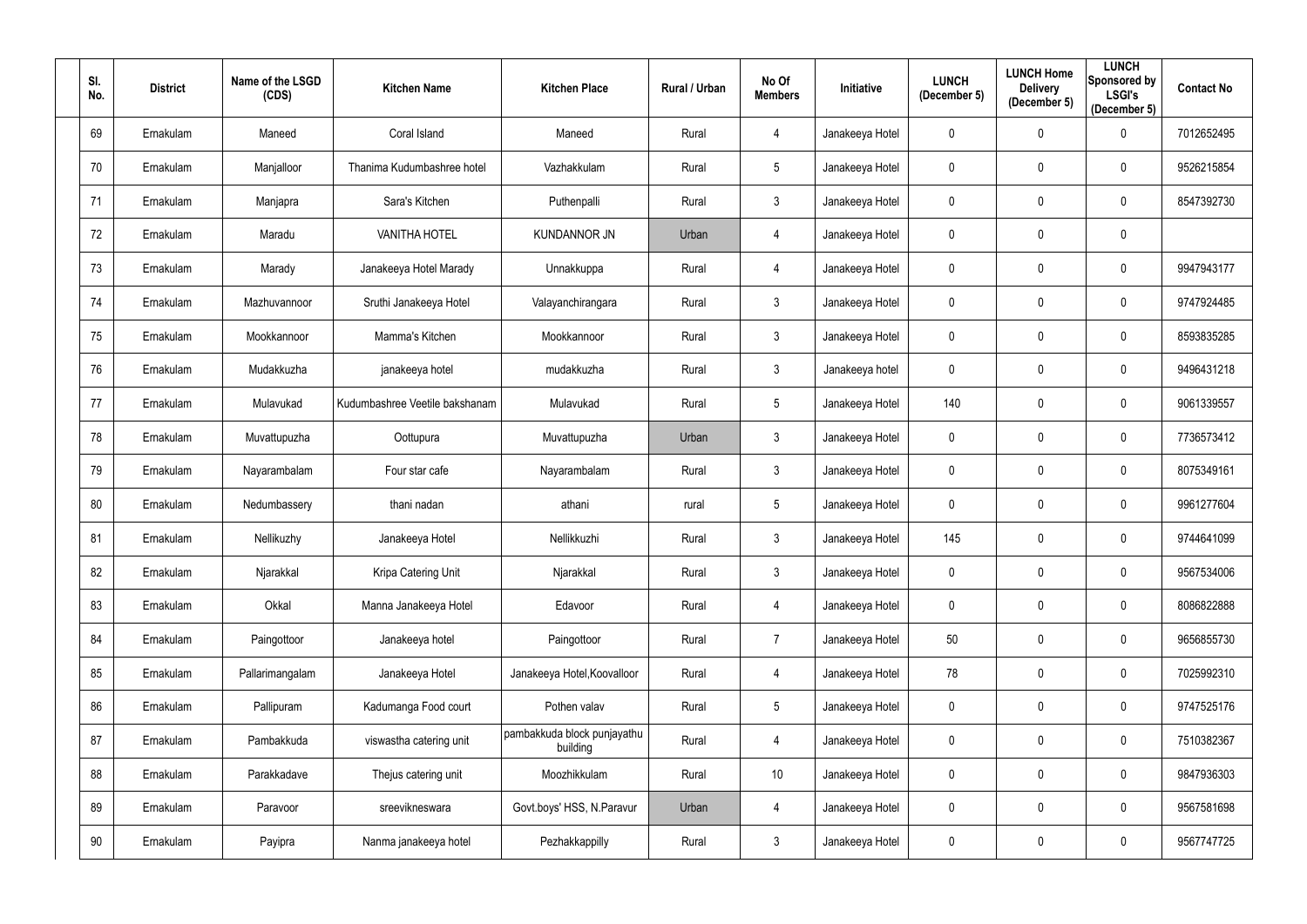| Sl. No. | District | Name of the LSGD (CDS) | Kitchen Name | Kitchen Place | Rural / Urban | No Of Members | Initiative | LUNCH (December 5) | LUNCH Home Delivery (December 5) | LUNCH Sponsored by LSGI's (December 5) | Contact No |
|---|---|---|---|---|---|---|---|---|---|---|---|
| 69 | Ernakulam | Maneed | Coral Island | Maneed | Rural | 4 | Janakeeya Hotel | 0 | 0 | 0 | 7012652495 |
| 70 | Ernakulam | Manjalloor | Thanima Kudumbashree hotel | Vazhakkulam | Rural | 5 | Janakeeya Hotel | 0 | 0 | 0 | 9526215854 |
| 71 | Ernakulam | Manjapra | Sara's Kitchen | Puthenpalli | Rural | 3 | Janakeeya Hotel | 0 | 0 | 0 | 8547392730 |
| 72 | Ernakulam | Maradu | VANITHA HOTEL | KUNDANNOR JN | Urban | 4 | Janakeeya Hotel | 0 | 0 | 0 | |
| 73 | Ernakulam | Marady | Janakeeya Hotel Marady | Unnakkuppa | Rural | 4 | Janakeeya Hotel | 0 | 0 | 0 | 9947943177 |
| 74 | Ernakulam | Mazhuvannoor | Sruthi Janakeeya Hotel | Valayanchirangara | Rural | 3 | Janakeeya Hotel | 0 | 0 | 0 | 9747924485 |
| 75 | Ernakulam | Mookkannoor | Mamma's Kitchen | Mookkannoor | Rural | 3 | Janakeeya Hotel | 0 | 0 | 0 | 8593835285 |
| 76 | Ernakulam | Mudakkuzha | janakeeya hotel | mudakkuzha | Rural | 3 | Janakeeya hotel | 0 | 0 | 0 | 9496431218 |
| 77 | Ernakulam | Mulavukad | Kudumbashree Veetile bakshanam | Mulavukad | Rural | 5 | Janakeeya Hotel | 140 | 0 | 0 | 9061339557 |
| 78 | Ernakulam | Muvattupuzha | Oottupura | Muvattupuzha | Urban | 3 | Janakeeya Hotel | 0 | 0 | 0 | 7736573412 |
| 79 | Ernakulam | Nayarambalam | Four star cafe | Nayarambalam | Rural | 3 | Janakeeya Hotel | 0 | 0 | 0 | 8075349161 |
| 80 | Ernakulam | Nedumbassery | thani nadan | athani | rural | 5 | Janakeeya Hotel | 0 | 0 | 0 | 9961277604 |
| 81 | Ernakulam | Nellikuzhy | Janakeeya Hotel | Nellikkuzhi | Rural | 3 | Janakeeya Hotel | 145 | 0 | 0 | 9744641099 |
| 82 | Ernakulam | Njarakkal | Kripa Catering Unit | Njarakkal | Rural | 3 | Janakeeya Hotel | 0 | 0 | 0 | 9567534006 |
| 83 | Ernakulam | Okkal | Manna Janakeeya Hotel | Edavoor | Rural | 4 | Janakeeya Hotel | 0 | 0 | 0 | 8086822888 |
| 84 | Ernakulam | Paingottoor | Janakeeya hotel | Paingottoor | Rural | 7 | Janakeeya Hotel | 50 | 0 | 0 | 9656855730 |
| 85 | Ernakulam | Pallarimangalam | Janakeeya Hotel | Janakeeya Hotel,Koovalloor | Rural | 4 | Janakeeya Hotel | 78 | 0 | 0 | 7025992310 |
| 86 | Ernakulam | Pallipuram | Kadumanga Food court | Pothen valav | Rural | 5 | Janakeeya Hotel | 0 | 0 | 0 | 9747525176 |
| 87 | Ernakulam | Pambakkuda | viswastha catering unit | pambakkuda block punjayathu building | Rural | 4 | Janakeeya Hotel | 0 | 0 | 0 | 7510382367 |
| 88 | Ernakulam | Parakkadave | Thejus catering unit | Moozhikkulam | Rural | 10 | Janakeeya Hotel | 0 | 0 | 0 | 9847936303 |
| 89 | Ernakulam | Paravoor | sreevikneswara | Govt.boys' HSS, N.Paravur | Urban | 4 | Janakeeya Hotel | 0 | 0 | 0 | 9567581698 |
| 90 | Ernakulam | Payipra | Nanma janakeeya hotel | Pezhakkappilly | Rural | 3 | Janakeeya Hotel | 0 | 0 | 0 | 9567747725 |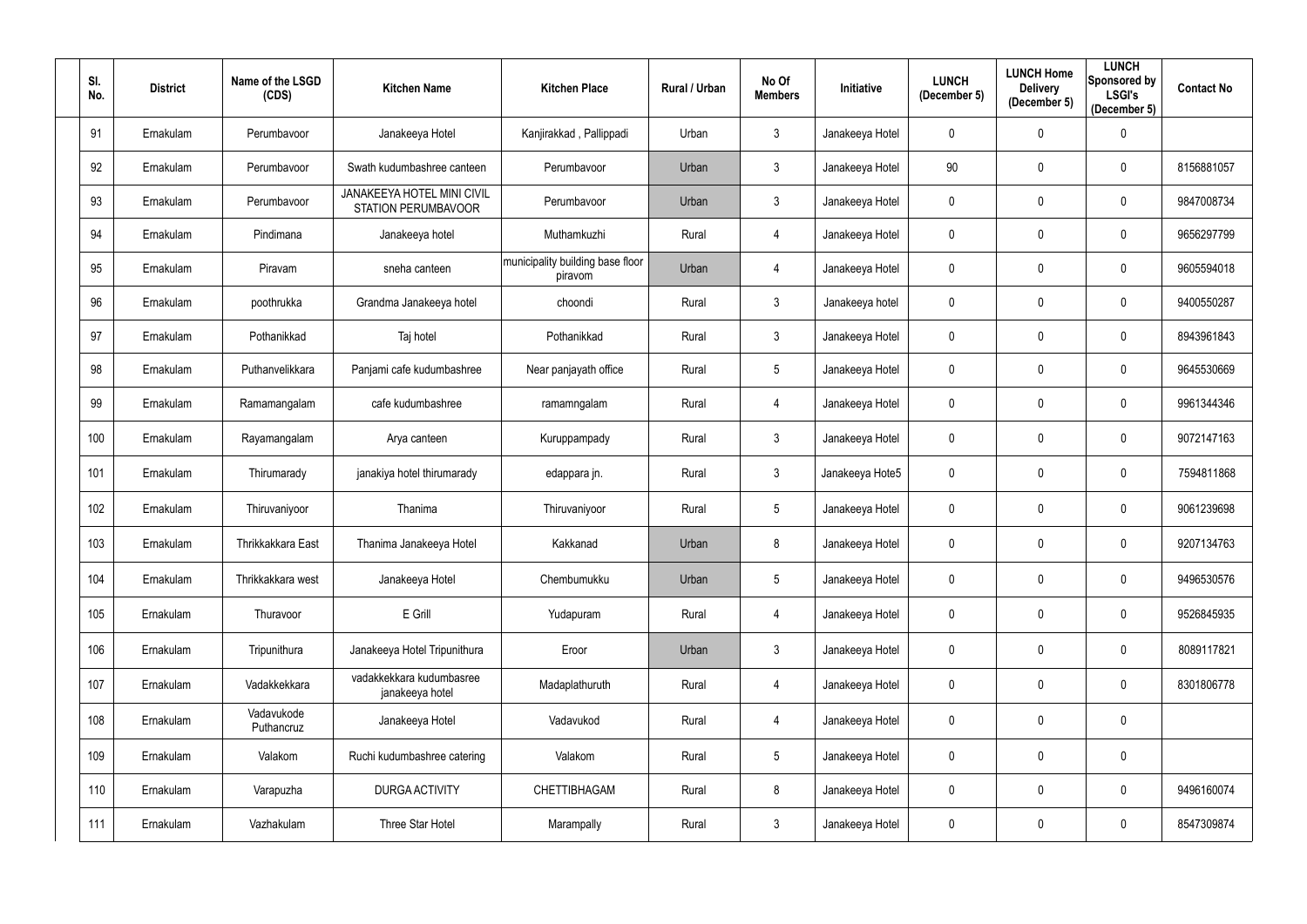| Sl. No. | District | Name of the LSGD (CDS) | Kitchen Name | Kitchen Place | Rural / Urban | No Of Members | Initiative | LUNCH (December 5) | LUNCH Home Delivery (December 5) | LUNCH Sponsored by LSGI's (December 5) | Contact No |
|---|---|---|---|---|---|---|---|---|---|---|---|
| 91 | Ernakulam | Perumbavoor | Janakeeya Hotel | Kanjirakkad , Pallippadi | Urban | 3 | Janakeeya Hotel | 0 | 0 | 0 | |
| 92 | Ernakulam | Perumbavoor | Swath kudumbashree canteen | Perumbavoor | Urban | 3 | Janakeeya Hotel | 90 | 0 | 0 | 8156881057 |
| 93 | Ernakulam | Perumbavoor | JANAKEEYA HOTEL MINI CIVIL STATION PERUMBAVOOR | Perumbavoor | Urban | 3 | Janakeeya Hotel | 0 | 0 | 0 | 9847008734 |
| 94 | Ernakulam | Pindimana | Janakeeya hotel | Muthamkuzhi | Rural | 4 | Janakeeya Hotel | 0 | 0 | 0 | 9656297799 |
| 95 | Ernakulam | Piravam | sneha canteen | municipality building base floor piravom | Urban | 4 | Janakeeya Hotel | 0 | 0 | 0 | 9605594018 |
| 96 | Ernakulam | poothrukka | Grandma Janakeeya hotel | choondi | Rural | 3 | Janakeeya hotel | 0 | 0 | 0 | 9400550287 |
| 97 | Ernakulam | Pothanikkad | Taj hotel | Pothanikkad | Rural | 3 | Janakeeya Hotel | 0 | 0 | 0 | 8943961843 |
| 98 | Ernakulam | Puthanvelikkara | Panjami cafe kudumbashree | Near panjayath office | Rural | 5 | Janakeeya Hotel | 0 | 0 | 0 | 9645530669 |
| 99 | Ernakulam | Ramamangalam | cafe kudumbashree | ramamngalam | Rural | 4 | Janakeeya Hotel | 0 | 0 | 0 | 9961344346 |
| 100 | Ernakulam | Rayamangalam | Arya canteen | Kuruppampady | Rural | 3 | Janakeeya Hotel | 0 | 0 | 0 | 9072147163 |
| 101 | Ernakulam | Thirumarady | janakiya hotel thirumarady | edappara jn. | Rural | 3 | Janakeeya Hote5 | 0 | 0 | 0 | 7594811868 |
| 102 | Ernakulam | Thiruvaniyoor | Thanima | Thiruvaniyoor | Rural | 5 | Janakeeya Hotel | 0 | 0 | 0 | 9061239698 |
| 103 | Ernakulam | Thrikkakkara East | Thanima Janakeeya Hotel | Kakkanad | Urban | 8 | Janakeeya Hotel | 0 | 0 | 0 | 9207134763 |
| 104 | Ernakulam | Thrikkakkara west | Janakeeya Hotel | Chembumukku | Urban | 5 | Janakeeya Hotel | 0 | 0 | 0 | 9496530576 |
| 105 | Ernakulam | Thuravoor | E Grill | Yudapuram | Rural | 4 | Janakeeya Hotel | 0 | 0 | 0 | 9526845935 |
| 106 | Ernakulam | Tripunithura | Janakeeya Hotel Tripunithura | Eroor | Urban | 3 | Janakeeya Hotel | 0 | 0 | 0 | 8089117821 |
| 107 | Ernakulam | Vadakkekkara | vadakkekkara kudumbasree janakeeya hotel | Madaplathuruth | Rural | 4 | Janakeeya Hotel | 0 | 0 | 0 | 8301806778 |
| 108 | Ernakulam | Vadavukode Puthancruz | Janakeeya Hotel | Vadavukod | Rural | 4 | Janakeeya Hotel | 0 | 0 | 0 | |
| 109 | Ernakulam | Valakom | Ruchi kudumbashree catering | Valakom | Rural | 5 | Janakeeya Hotel | 0 | 0 | 0 | |
| 110 | Ernakulam | Varapuzha | DURGA ACTIVITY | CHETTIBHAGAM | Rural | 8 | Janakeeya Hotel | 0 | 0 | 0 | 9496160074 |
| 111 | Ernakulam | Vazhakulam | Three Star Hotel | Marampally | Rural | 3 | Janakeeya Hotel | 0 | 0 | 0 | 8547309874 |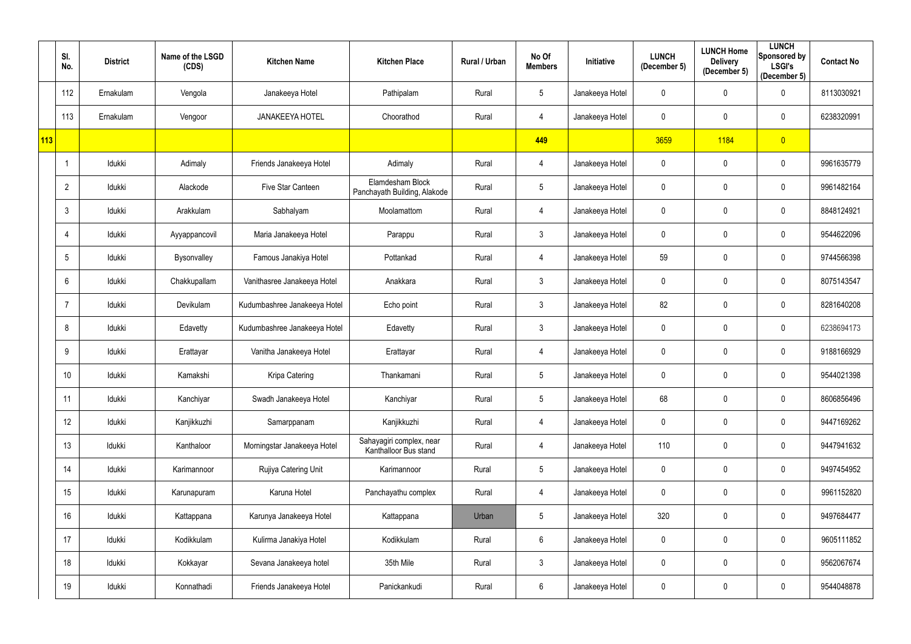|  | Sl. No. | District | Name of the LSGD (CDS) | Kitchen Name | Kitchen Place | Rural / Urban | No Of Members | Initiative | LUNCH (December 5) | LUNCH Home Delivery (December 5) | LUNCH Sponsored by LSGI's (December 5) | Contact No |
|---|---|---|---|---|---|---|---|---|---|---|---|---|
|  | 112 | Ernakulam | Vengola | Janakeeya Hotel | Pathipalam | Rural | 5 | Janakeeya Hotel | 0 | 0 | 0 | 8113030921 |
|  | 113 | Ernakulam | Vengoor | JANAKEEYA HOTEL | Choorathod | Rural | 4 | Janakeeya Hotel | 0 | 0 | 0 | 6238320991 |
| 113 |  |  |  |  |  |  | 449 |  | 3659 | 1184 | 0 |  |
|  | 1 | Idukki | Adimaly | Friends Janakeeya Hotel | Adimaly | Rural | 4 | Janakeeya Hotel | 0 | 0 | 0 | 9961635779 |
|  | 2 | Idukki | Alackode | Five Star Canteen | Elamdesham Block Panchayath Building, Alakode | Rural | 5 | Janakeeya Hotel | 0 | 0 | 0 | 9961482164 |
|  | 3 | Idukki | Arakkulam | Sabhalyam | Moolamattom | Rural | 4 | Janakeeya Hotel | 0 | 0 | 0 | 8848124921 |
|  | 4 | Idukki | Ayyappancovil | Maria Janakeeya Hotel | Parappu | Rural | 3 | Janakeeya Hotel | 0 | 0 | 0 | 9544622096 |
|  | 5 | Idukki | Bysonvalley | Famous Janakiya Hotel | Pottankad | Rural | 4 | Janakeeya Hotel | 59 | 0 | 0 | 9744566398 |
|  | 6 | Idukki | Chakkupallam | Vanithasree Janakeeya Hotel | Anakkara | Rural | 3 | Janakeeya Hotel | 0 | 0 | 0 | 8075143547 |
|  | 7 | Idukki | Devikulam | Kudumbashree Janakeeya Hotel | Echo point | Rural | 3 | Janakeeya Hotel | 82 | 0 | 0 | 8281640208 |
|  | 8 | Idukki | Edavetty | Kudumbashree Janakeeya Hotel | Edavetty | Rural | 3 | Janakeeya Hotel | 0 | 0 | 0 | 6238694173 |
|  | 9 | Idukki | Erattayar | Vanitha Janakeeya Hotel | Erattayar | Rural | 4 | Janakeeya Hotel | 0 | 0 | 0 | 9188166929 |
|  | 10 | Idukki | Kamakshi | Kripa Catering | Thankamani | Rural | 5 | Janakeeya Hotel | 0 | 0 | 0 | 9544021398 |
|  | 11 | Idukki | Kanchiyar | Swadh Janakeeya Hotel | Kanchiyar | Rural | 5 | Janakeeya Hotel | 68 | 0 | 0 | 8606856496 |
|  | 12 | Idukki | Kanjikkuzhi | Samarppanam | Kanjikkuzhi | Rural | 4 | Janakeeya Hotel | 0 | 0 | 0 | 9447169262 |
|  | 13 | Idukki | Kanthaloor | Morningstar Janakeeya Hotel | Sahayagiri complex, near Kanthalloor Bus stand | Rural | 4 | Janakeeya Hotel | 110 | 0 | 0 | 9447941632 |
|  | 14 | Idukki | Karimannoor | Rujiya Catering Unit | Karimannoor | Rural | 5 | Janakeeya Hotel | 0 | 0 | 0 | 9497454952 |
|  | 15 | Idukki | Karunapuram | Karuna Hotel | Panchayathu complex | Rural | 4 | Janakeeya Hotel | 0 | 0 | 0 | 9961152820 |
|  | 16 | Idukki | Kattappana | Karunya Janakeeya Hotel | Kattappana | Urban | 5 | Janakeeya Hotel | 320 | 0 | 0 | 9497684477 |
|  | 17 | Idukki | Kodikkulam | Kulirma Janakiya Hotel | Kodikkulam | Rural | 6 | Janakeeya Hotel | 0 | 0 | 0 | 9605111852 |
|  | 18 | Idukki | Kokkayar | Sevana Janakeeya hotel | 35th Mile | Rural | 3 | Janakeeya Hotel | 0 | 0 | 0 | 9562067674 |
|  | 19 | Idukki | Konnathadi | Friends Janakeeya Hotel | Panickankudi | Rural | 6 | Janakeeya Hotel | 0 | 0 | 0 | 9544048878 |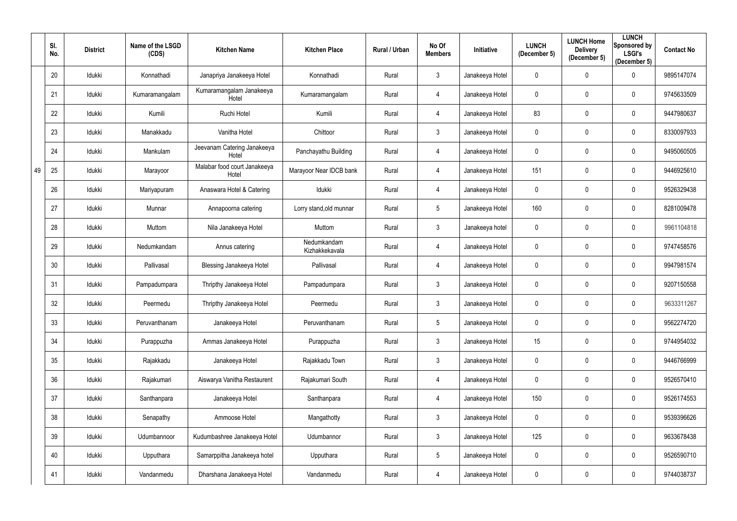| | Sl. No. | District | Name of the LSGD (CDS) | Kitchen Name | Kitchen Place | Rural / Urban | No Of Members | Initiative | LUNCH (December 5) | LUNCH Home Delivery (December 5) | LUNCH Sponsored by LSGI's (December 5) | Contact No |
|---|---|---|---|---|---|---|---|---|---|---|---|---|
| 49 | 20 | Idukki | Konnathadi | Janapriya Janakeeya Hotel | Konnathadi | Rural | 3 | Janakeeya Hotel | 0 | 0 | 0 | 9895147074 |
| | 21 | Idukki | Kumaramangalam | Kumaramangalam Janakeeya Hotel | Kumaramangalam | Rural | 4 | Janakeeya Hotel | 0 | 0 | 0 | 9745633509 |
| | 22 | Idukki | Kumili | Ruchi Hotel | Kumili | Rural | 4 | Janakeeya Hotel | 83 | 0 | 0 | 9447980637 |
| | 23 | Idukki | Manakkadu | Vanitha Hotel | Chittoor | Rural | 3 | Janakeeya Hotel | 0 | 0 | 0 | 8330097933 |
| | 24 | Idukki | Mankulam | Jeevanam Catering Janakeeya Hotel | Panchayathu Building | Rural | 4 | Janakeeya Hotel | 0 | 0 | 0 | 9495060505 |
| | 25 | Idukki | Marayoor | Malabar food court Janakeeya Hotel | Marayoor Near IDCB bank | Rural | 4 | Janakeeya Hotel | 151 | 0 | 0 | 9446925610 |
| | 26 | Idukki | Mariyapuram | Anaswara Hotel & Catering | Idukki | Rural | 4 | Janakeeya Hotel | 0 | 0 | 0 | 9526329438 |
| | 27 | Idukki | Munnar | Annapoorna catering | Lorry stand,old munnar | Rural | 5 | Janakeeya Hotel | 160 | 0 | 0 | 8281009478 |
| | 28 | Idukki | Muttom | Nila Janakeeya Hotel | Muttom | Rural | 3 | Janakeeya hotel | 0 | 0 | 0 | 9961104818 |
| | 29 | Idukki | Nedumkandam | Annus catering | Nedumkandam Kizhakkekavala | Rural | 4 | Janakeeya Hotel | 0 | 0 | 0 | 9747458576 |
| | 30 | Idukki | Pallivasal | Blessing Janakeeya Hotel | Pallivasal | Rural | 4 | Janakeeya Hotel | 0 | 0 | 0 | 9947981574 |
| | 31 | Idukki | Pampadumpara | Thripthy Janakeeya Hotel | Pampadumpara | Rural | 3 | Janakeeya Hotel | 0 | 0 | 0 | 9207150558 |
| | 32 | Idukki | Peermedu | Thripthy Janakeeya Hotel | Peermedu | Rural | 3 | Janakeeya Hotel | 0 | 0 | 0 | 9633311267 |
| | 33 | Idukki | Peruvanthanam | Janakeeya Hotel | Peruvanthanam | Rural | 5 | Janakeeya Hotel | 0 | 0 | 0 | 9562274720 |
| | 34 | Idukki | Purappuzha | Ammas Janakeeya Hotel | Purappuzha | Rural | 3 | Janakeeya Hotel | 15 | 0 | 0 | 9744954032 |
| | 35 | Idukki | Rajakkadu | Janakeeya Hotel | Rajakkadu Town | Rural | 3 | Janakeeya Hotel | 0 | 0 | 0 | 9446766999 |
| | 36 | Idukki | Rajakumari | Aiswarya Vanitha Restaurent | Rajakumari South | Rural | 4 | Janakeeya Hotel | 0 | 0 | 0 | 9526570410 |
| | 37 | Idukki | Santhanpara | Janakeeya Hotel | Santhanpara | Rural | 4 | Janakeeya Hotel | 150 | 0 | 0 | 9526174553 |
| | 38 | Idukki | Senapathy | Ammoose Hotel | Mangathotty | Rural | 3 | Janakeeya Hotel | 0 | 0 | 0 | 9539396626 |
| | 39 | Idukki | Udumbannoor | Kudumbashree Janakeeya Hotel | Udumbannor | Rural | 3 | Janakeeya Hotel | 125 | 0 | 0 | 9633678438 |
| | 40 | Idukki | Upputhara | Samarppitha Janakeeya hotel | Upputhara | Rural | 5 | Janakeeya Hotel | 0 | 0 | 0 | 9526590710 |
| | 41 | Idukki | Vandanmedu | Dharshana Janakeeya Hotel | Vandanmedu | Rural | 4 | Janakeeya Hotel | 0 | 0 | 0 | 9744038737 |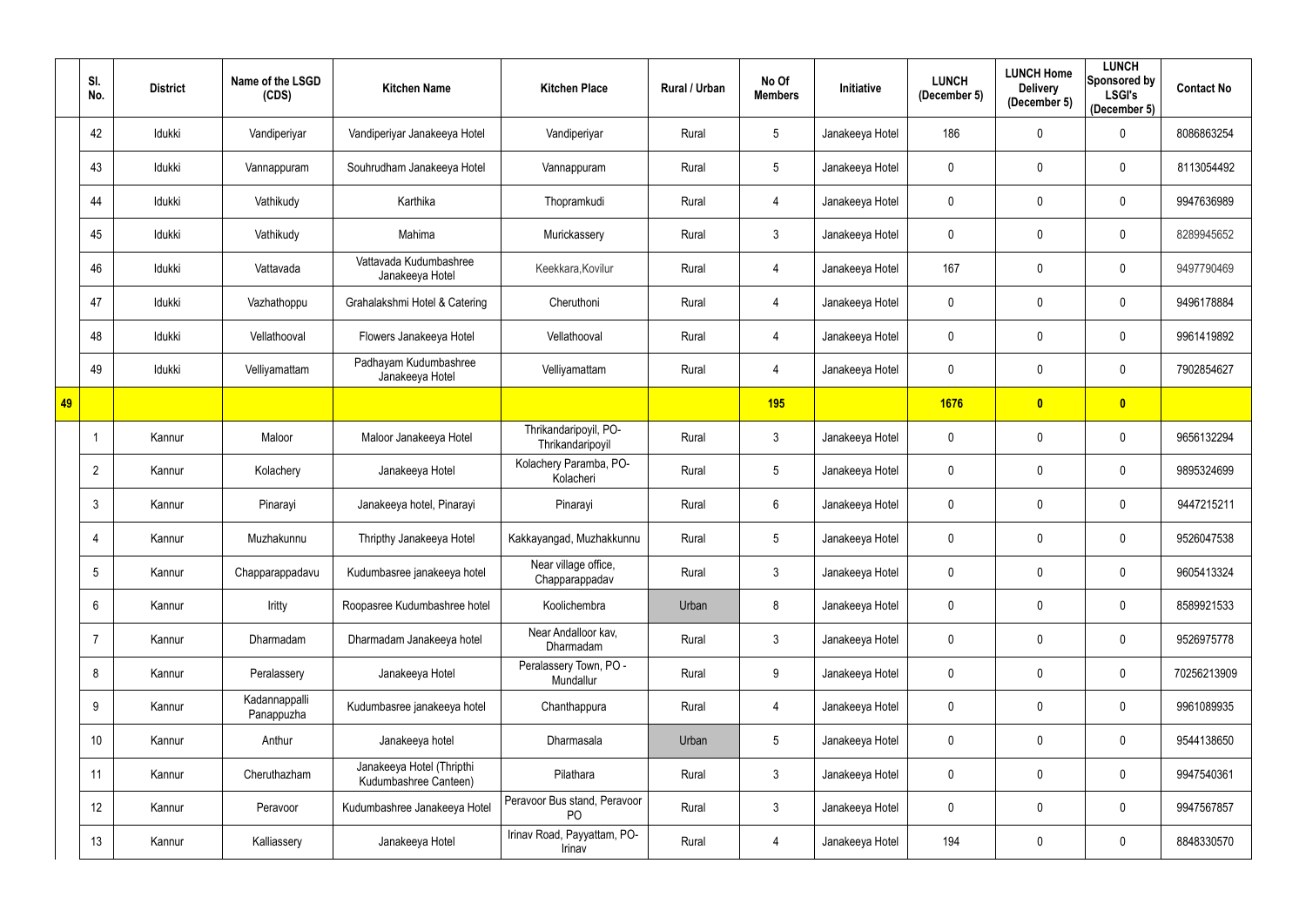| | Sl. No. | District | Name of the LSGD (CDS) | Kitchen Name | Kitchen Place | Rural / Urban | No Of Members | Initiative | LUNCH (December 5) | LUNCH Home Delivery (December 5) | LUNCH Sponsored by LSGI's (December 5) | Contact No |
|---|---|---|---|---|---|---|---|---|---|---|---|---|
| | 42 | Idukki | Vandiperiyar | Vandiperiyar Janakeeya Hotel | Vandiperiyar | Rural | 5 | Janakeeya Hotel | 186 | 0 | 0 | 8086863254 |
| | 43 | Idukki | Vannappuram | Souhrudham Janakeeya Hotel | Vannappuram | Rural | 5 | Janakeeya Hotel | 0 | 0 | 0 | 8113054492 |
| | 44 | Idukki | Vathikudy | Karthika | Thopramkudi | Rural | 4 | Janakeeya Hotel | 0 | 0 | 0 | 9947636989 |
| | 45 | Idukki | Vathikudy | Mahima | Murickassery | Rural | 3 | Janakeeya Hotel | 0 | 0 | 0 | 8289945652 |
| | 46 | Idukki | Vattavada | Vattavada Kudumbashree Janakeeya Hotel | Keekkara,Kovilur | Rural | 4 | Janakeeya Hotel | 167 | 0 | 0 | 9497790469 |
| | 47 | Idukki | Vazhathoppu | Grahalakshmi Hotel & Catering | Cheruthoni | Rural | 4 | Janakeeya Hotel | 0 | 0 | 0 | 9496178884 |
| | 48 | Idukki | Vellathooval | Flowers Janakeeya Hotel | Vellathooval | Rural | 4 | Janakeeya Hotel | 0 | 0 | 0 | 9961419892 |
| | 49 | Idukki | Velliyamattam | Padhayam Kudumbashree Janakeeya Hotel | Velliyamattam | Rural | 4 | Janakeeya Hotel | 0 | 0 | 0 | 7902854627 |
| **49** | | | | | | | **195** | | **1676** | **0** | **0** | |
| | 1 | Kannur | Maloor | Maloor Janakeeya Hotel | Thrikandaripoyil, PO-Thrikandaripoyil | Rural | 3 | Janakeeya Hotel | 0 | 0 | 0 | 9656132294 |
| | 2 | Kannur | Kolachery | Janakeeya Hotel | Kolachery Paramba, PO-Kolacheri | Rural | 5 | Janakeeya Hotel | 0 | 0 | 0 | 9895324699 |
| | 3 | Kannur | Pinarayi | Janakeeya hotel, Pinarayi | Pinarayi | Rural | 6 | Janakeeya Hotel | 0 | 0 | 0 | 9447215211 |
| | 4 | Kannur | Muzhakunnu | Thripthy Janakeeya Hotel | Kakkayangad, Muzhakkunnu | Rural | 5 | Janakeeya Hotel | 0 | 0 | 0 | 9526047538 |
| | 5 | Kannur | Chapparappadavu | Kudumbasree janakeeya hotel | Near village office, Chapparappadav | Rural | 3 | Janakeeya Hotel | 0 | 0 | 0 | 9605413324 |
| | 6 | Kannur | Iritty | Roopasree Kudumbashree hotel | Koolichembra | Urban | 8 | Janakeeya Hotel | 0 | 0 | 0 | 8589921533 |
| | 7 | Kannur | Dharmadam | Dharmadam Janakeeya hotel | Near Andalloor kav, Dharmadam | Rural | 3 | Janakeeya Hotel | 0 | 0 | 0 | 9526975778 |
| | 8 | Kannur | Peralassery | Janakeeya Hotel | Peralassery Town, PO - Mundallur | Rural | 9 | Janakeeya Hotel | 0 | 0 | 0 | 70256213909 |
| | 9 | Kannur | Kadannappalli Panappuzha | Kudumbasree janakeeya hotel | Chanthappura | Rural | 4 | Janakeeya Hotel | 0 | 0 | 0 | 9961089935 |
| | 10 | Kannur | Anthur | Janakeeya hotel | Dharmasala | Urban | 5 | Janakeeya Hotel | 0 | 0 | 0 | 9544138650 |
| | 11 | Kannur | Cheruthazham | Janakeeya Hotel (Thripthi Kudumbashree Canteen) | Pilathara | Rural | 3 | Janakeeya Hotel | 0 | 0 | 0 | 9947540361 |
| | 12 | Kannur | Peravoor | Kudumbashree Janakeeya Hotel | Peravoor Bus stand, Peravoor PO | Rural | 3 | Janakeeya Hotel | 0 | 0 | 0 | 9947567857 |
| | 13 | Kannur | Kalliassery | Janakeeya Hotel | Irinav Road, Payyattam, PO-Irinav | Rural | 4 | Janakeeya Hotel | 194 | 0 | 0 | 8848330570 |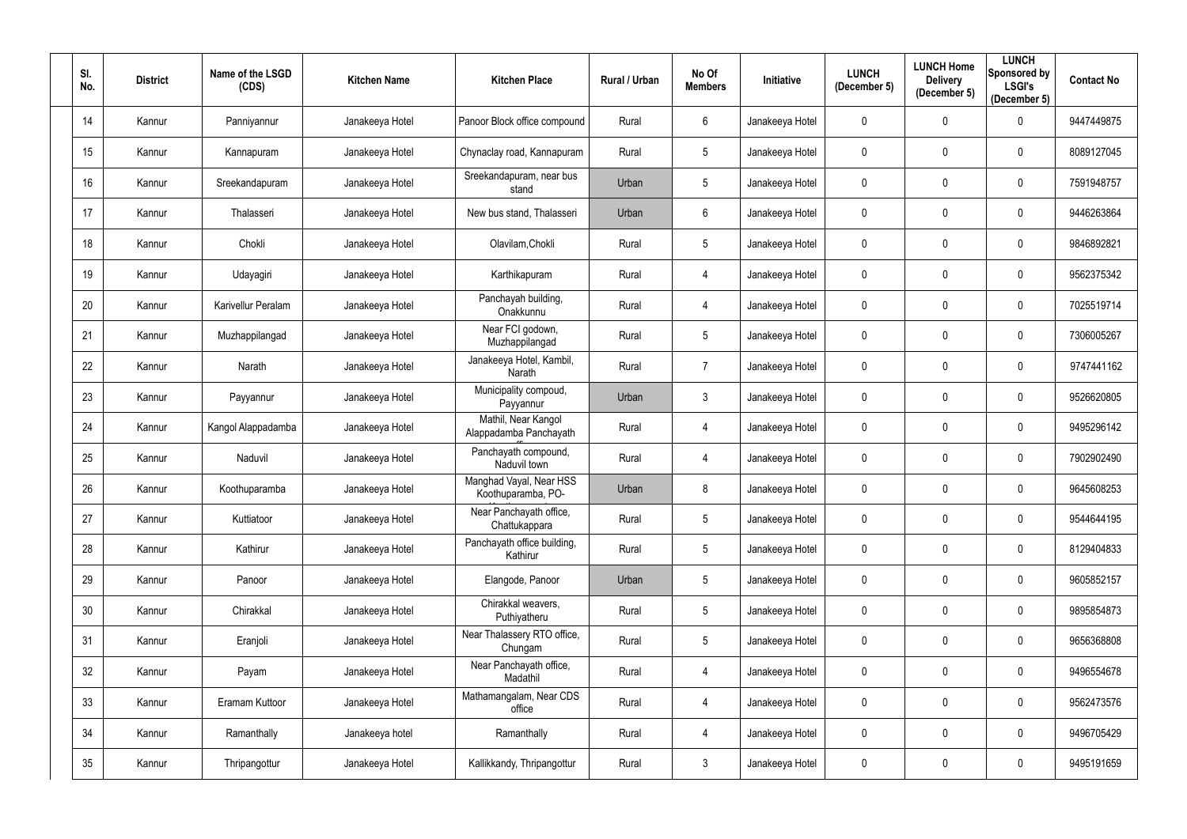| Sl. No. | District | Name of the LSGD (CDS) | Kitchen Name | Kitchen Place | Rural / Urban | No Of Members | Initiative | LUNCH (December 5) | LUNCH Home Delivery (December 5) | LUNCH Sponsored by LSGI's (December 5) | Contact No |
|---|---|---|---|---|---|---|---|---|---|---|---|
| 14 | Kannur | Panniyannur | Janakeeya Hotel | Panoor Block office compound | Rural | 6 | Janakeeya Hotel | 0 | 0 | 0 | 9447449875 |
| 15 | Kannur | Kannapuram | Janakeeya Hotel | Chynaclay road, Kannapuram | Rural | 5 | Janakeeya Hotel | 0 | 0 | 0 | 8089127045 |
| 16 | Kannur | Sreekandapuram | Janakeeya Hotel | Sreekandapuram, near bus stand | Urban | 5 | Janakeeya Hotel | 0 | 0 | 0 | 7591948757 |
| 17 | Kannur | Thalasseri | Janakeeya Hotel | New bus stand, Thalasseri | Urban | 6 | Janakeeya Hotel | 0 | 0 | 0 | 9446263864 |
| 18 | Kannur | Chokli | Janakeeya Hotel | Olavilam,Chokli | Rural | 5 | Janakeeya Hotel | 0 | 0 | 0 | 9846892821 |
| 19 | Kannur | Udayagiri | Janakeeya Hotel | Karthikapuram | Rural | 4 | Janakeeya Hotel | 0 | 0 | 0 | 9562375342 |
| 20 | Kannur | Karivellur Peralam | Janakeeya Hotel | Panchayah building, Onakkunnu | Rural | 4 | Janakeeya Hotel | 0 | 0 | 0 | 7025519714 |
| 21 | Kannur | Muzhappilangad | Janakeeya Hotel | Near FCI godown, Muzhappilangad | Rural | 5 | Janakeeya Hotel | 0 | 0 | 0 | 7306005267 |
| 22 | Kannur | Narath | Janakeeya Hotel | Janakeeya Hotel, Kambil, Narath | Rural | 7 | Janakeeya Hotel | 0 | 0 | 0 | 9747441162 |
| 23 | Kannur | Payyannur | Janakeeya Hotel | Municipality compoud, Payyannur | Urban | 3 | Janakeeya Hotel | 0 | 0 | 0 | 9526620805 |
| 24 | Kannur | Kangol Alappadamba | Janakeeya Hotel | Mathil, Near Kangol Alappadamba Panchayath | Rural | 4 | Janakeeya Hotel | 0 | 0 | 0 | 9495296142 |
| 25 | Kannur | Naduvil | Janakeeya Hotel | Panchayath compound, Naduvil town | Rural | 4 | Janakeeya Hotel | 0 | 0 | 0 | 7902902490 |
| 26 | Kannur | Koothuparamba | Janakeeya Hotel | Manghad Vayal, Near HSS Koothuparamba, PO- | Urban | 8 | Janakeeya Hotel | 0 | 0 | 0 | 9645608253 |
| 27 | Kannur | Kuttiatoor | Janakeeya Hotel | Near Panchayath office, Chattukappara | Rural | 5 | Janakeeya Hotel | 0 | 0 | 0 | 9544644195 |
| 28 | Kannur | Kathirur | Janakeeya Hotel | Panchayath office building, Kathirur | Rural | 5 | Janakeeya Hotel | 0 | 0 | 0 | 8129404833 |
| 29 | Kannur | Panoor | Janakeeya Hotel | Elangode, Panoor | Urban | 5 | Janakeeya Hotel | 0 | 0 | 0 | 9605852157 |
| 30 | Kannur | Chirakkal | Janakeeya Hotel | Chirakkal weavers, Puthiyatheru | Rural | 5 | Janakeeya Hotel | 0 | 0 | 0 | 9895854873 |
| 31 | Kannur | Eranjoli | Janakeeya Hotel | Near Thalassery RTO office, Chungam | Rural | 5 | Janakeeya Hotel | 0 | 0 | 0 | 9656368808 |
| 32 | Kannur | Payam | Janakeeya Hotel | Near Panchayath office, Madathil | Rural | 4 | Janakeeya Hotel | 0 | 0 | 0 | 9496554678 |
| 33 | Kannur | Eramam Kuttoor | Janakeeya Hotel | Mathamangalam, Near CDS office | Rural | 4 | Janakeeya Hotel | 0 | 0 | 0 | 9562473576 |
| 34 | Kannur | Ramanthally | Janakeeya hotel | Ramanthally | Rural | 4 | Janakeeya Hotel | 0 | 0 | 0 | 9496705429 |
| 35 | Kannur | Thripangottur | Janakeeya Hotel | Kallikkandy, Thripangottur | Rural | 3 | Janakeeya Hotel | 0 | 0 | 0 | 9495191659 |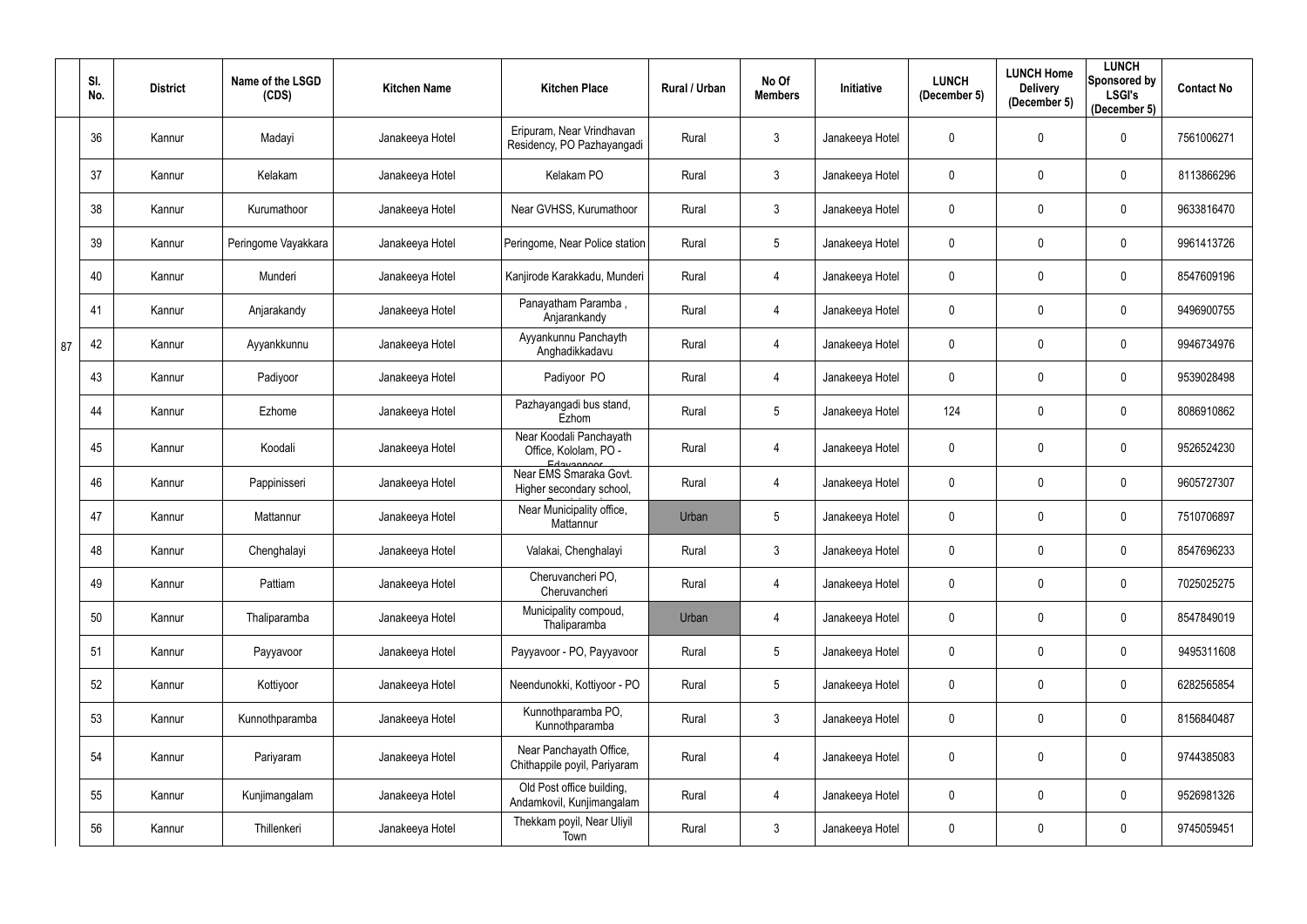|  | Sl. No. | District | Name of the LSGD (CDS) | Kitchen Name | Kitchen Place | Rural / Urban | No Of Members | Initiative | LUNCH (December 5) | LUNCH Home Delivery (December 5) | LUNCH Sponsored by LSGI's (December 5) | Contact No |
|---|---|---|---|---|---|---|---|---|---|---|---|---|
| 87 | 36 | Kannur | Madayi | Janakeeya Hotel | Eripuram, Near Vrindhavan Residency, PO Pazhayangadi | Rural | 3 | Janakeeya Hotel | 0 | 0 | 0 | 7561006271 |
|  | 37 | Kannur | Kelakam | Janakeeya Hotel | Kelakam PO | Rural | 3 | Janakeeya Hotel | 0 | 0 | 0 | 8113866296 |
|  | 38 | Kannur | Kurumathoor | Janakeeya Hotel | Near GVHSS, Kurumathoor | Rural | 3 | Janakeeya Hotel | 0 | 0 | 0 | 9633816470 |
|  | 39 | Kannur | Peringome Vayakkara | Janakeeya Hotel | Peringome, Near Police station | Rural | 5 | Janakeeya Hotel | 0 | 0 | 0 | 9961413726 |
|  | 40 | Kannur | Munderi | Janakeeya Hotel | Kanjirode Karakkadu, Munderi | Rural | 4 | Janakeeya Hotel | 0 | 0 | 0 | 8547609196 |
|  | 41 | Kannur | Anjarakandy | Janakeeya Hotel | Panayatham Paramba , Anjarankandy | Rural | 4 | Janakeeya Hotel | 0 | 0 | 0 | 9496900755 |
|  | 42 | Kannur | Ayyankkunnu | Janakeeya Hotel | Ayyankunnu Panchayth Anghadikkadavu | Rural | 4 | Janakeeya Hotel | 0 | 0 | 0 | 9946734976 |
|  | 43 | Kannur | Padiyoor | Janakeeya Hotel | Padiyoor PO | Rural | 4 | Janakeeya Hotel | 0 | 0 | 0 | 9539028498 |
|  | 44 | Kannur | Ezhome | Janakeeya Hotel | Pazhayangadi bus stand, Ezhom | Rural | 5 | Janakeeya Hotel | 124 | 0 | 0 | 8086910862 |
|  | 45 | Kannur | Koodali | Janakeeya Hotel | Near Koodali Panchayath Office, Kololam, PO - Edayannoor | Rural | 4 | Janakeeya Hotel | 0 | 0 | 0 | 9526524230 |
|  | 46 | Kannur | Pappinisseri | Janakeeya Hotel | Near EMS Smaraka Govt. Higher secondary school, | Rural | 4 | Janakeeya Hotel | 0 | 0 | 0 | 9605727307 |
|  | 47 | Kannur | Mattannur | Janakeeya Hotel | Near Municipality office, Mattannur | Urban | 5 | Janakeeya Hotel | 0 | 0 | 0 | 7510706897 |
|  | 48 | Kannur | Chenghalayi | Janakeeya Hotel | Valakai, Chenghalayi | Rural | 3 | Janakeeya Hotel | 0 | 0 | 0 | 8547696233 |
|  | 49 | Kannur | Pattiam | Janakeeya Hotel | Cheruvancheri PO, Cheruvancheri | Rural | 4 | Janakeeya Hotel | 0 | 0 | 0 | 7025025275 |
|  | 50 | Kannur | Thaliparamba | Janakeeya Hotel | Municipality compoud, Thaliparamba | Urban | 4 | Janakeeya Hotel | 0 | 0 | 0 | 8547849019 |
|  | 51 | Kannur | Payyavoor | Janakeeya Hotel | Payyavoor - PO, Payyavoor | Rural | 5 | Janakeeya Hotel | 0 | 0 | 0 | 9495311608 |
|  | 52 | Kannur | Kottiyoor | Janakeeya Hotel | Neendunokki, Kottiyoor - PO | Rural | 5 | Janakeeya Hotel | 0 | 0 | 0 | 6282565854 |
|  | 53 | Kannur | Kunnothparamba | Janakeeya Hotel | Kunnothparamba PO, Kunnothparamba | Rural | 3 | Janakeeya Hotel | 0 | 0 | 0 | 8156840487 |
|  | 54 | Kannur | Pariyaram | Janakeeya Hotel | Near Panchayath Office, Chithappile poyil, Pariyaram | Rural | 4 | Janakeeya Hotel | 0 | 0 | 0 | 9744385083 |
|  | 55 | Kannur | Kunjimangalam | Janakeeya Hotel | Old Post office building, Andamkovil, Kunjimangalam | Rural | 4 | Janakeeya Hotel | 0 | 0 | 0 | 9526981326 |
|  | 56 | Kannur | Thillenkeri | Janakeeya Hotel | Thekkam poyil, Near Uliyil Town | Rural | 3 | Janakeeya Hotel | 0 | 0 | 0 | 9745059451 |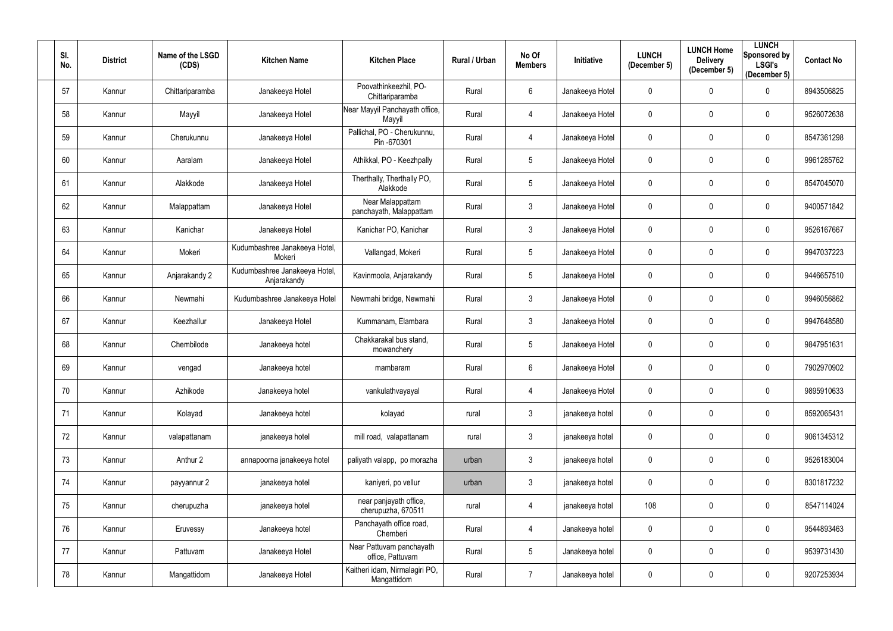| Sl. No. | District | Name of the LSGD (CDS) | Kitchen Name | Kitchen Place | Rural / Urban | No Of Members | Initiative | LUNCH (December 5) | LUNCH Home Delivery (December 5) | LUNCH Sponsored by LSGI's (December 5) | Contact No |
|---|---|---|---|---|---|---|---|---|---|---|---|
| 57 | Kannur | Chittariparamba | Janakeeya Hotel | Poovathinkeezhil, PO-Chittariparamba | Rural | 6 | Janakeeya Hotel | 0 | 0 | 0 | 8943506825 |
| 58 | Kannur | Mayyil | Janakeeya Hotel | Near Mayyil Panchayath office, Mayyil | Rural | 4 | Janakeeya Hotel | 0 | 0 | 0 | 9526072638 |
| 59 | Kannur | Cherukunnu | Janakeeya Hotel | Pallichal, PO - Cherukunnu, Pin -670301 | Rural | 4 | Janakeeya Hotel | 0 | 0 | 0 | 8547361298 |
| 60 | Kannur | Aaralam | Janakeeya Hotel | Athikkal, PO - Keezhpally | Rural | 5 | Janakeeya Hotel | 0 | 0 | 0 | 9961285762 |
| 61 | Kannur | Alakkode | Janakeeya Hotel | Therthally, Therthally PO, Alakkode | Rural | 5 | Janakeeya Hotel | 0 | 0 | 0 | 8547045070 |
| 62 | Kannur | Malappattam | Janakeeya Hotel | Near Malappattam panchayath, Malappattam | Rural | 3 | Janakeeya Hotel | 0 | 0 | 0 | 9400571842 |
| 63 | Kannur | Kanichar | Janakeeya Hotel | Kanichar PO, Kanichar | Rural | 3 | Janakeeya Hotel | 0 | 0 | 0 | 9526167667 |
| 64 | Kannur | Mokeri | Kudumbashree Janakeeya Hotel, Mokeri | Vallangad, Mokeri | Rural | 5 | Janakeeya Hotel | 0 | 0 | 0 | 9947037223 |
| 65 | Kannur | Anjarakandy 2 | Kudumbashree Janakeeya Hotel, Anjarakandy | Kavinmoola, Anjarakandy | Rural | 5 | Janakeeya Hotel | 0 | 0 | 0 | 9446657510 |
| 66 | Kannur | Newmahi | Kudumbashree Janakeeya Hotel | Newmahi bridge, Newmahi | Rural | 3 | Janakeeya Hotel | 0 | 0 | 0 | 9946056862 |
| 67 | Kannur | Keezhallur | Janakeeya Hotel | Kummanam, Elambara | Rural | 3 | Janakeeya Hotel | 0 | 0 | 0 | 9947648580 |
| 68 | Kannur | Chembilode | Janakeeya hotel | Chakkarakal bus stand, mowanchery | Rural | 5 | Janakeeya Hotel | 0 | 0 | 0 | 9847951631 |
| 69 | Kannur | vengad | Janakeeya hotel | mambaram | Rural | 6 | Janakeeya Hotel | 0 | 0 | 0 | 7902970902 |
| 70 | Kannur | Azhikode | Janakeeya hotel | vankulathvayayal | Rural | 4 | Janakeeya Hotel | 0 | 0 | 0 | 9895910633 |
| 71 | Kannur | Kolayad | Janakeeya hotel | kolayad | rural | 3 | janakeeya hotel | 0 | 0 | 0 | 8592065431 |
| 72 | Kannur | valapattanam | janakeeya hotel | mill road, valapattanam | rural | 3 | janakeeya hotel | 0 | 0 | 0 | 9061345312 |
| 73 | Kannur | Anthur 2 | annapoorna janakeeya hotel | paliyath valapp, po morazha | urban | 3 | janakeeya hotel | 0 | 0 | 0 | 9526183004 |
| 74 | Kannur | payyannur 2 | janakeeya hotel | kaniyeri, po vellur | urban | 3 | janakeeya hotel | 0 | 0 | 0 | 8301817232 |
| 75 | Kannur | cherupuzha | janakeeya hotel | near panjayath office, cherupuzha, 670511 | rural | 4 | janakeeya hotel | 108 | 0 | 0 | 8547114024 |
| 76 | Kannur | Eruvessy | Janakeeya hotel | Panchayath office road, Chemberi | Rural | 4 | Janakeeya hotel | 0 | 0 | 0 | 9544893463 |
| 77 | Kannur | Pattuvam | Janakeeya Hotel | Near Pattuvam panchayath office, Pattuvam | Rural | 5 | Janakeeya hotel | 0 | 0 | 0 | 9539731430 |
| 78 | Kannur | Mangattidom | Janakeeya Hotel | Kaitheri idam, Nirmalagiri PO, Mangattidom | Rural | 7 | Janakeeya hotel | 0 | 0 | 0 | 9207253934 |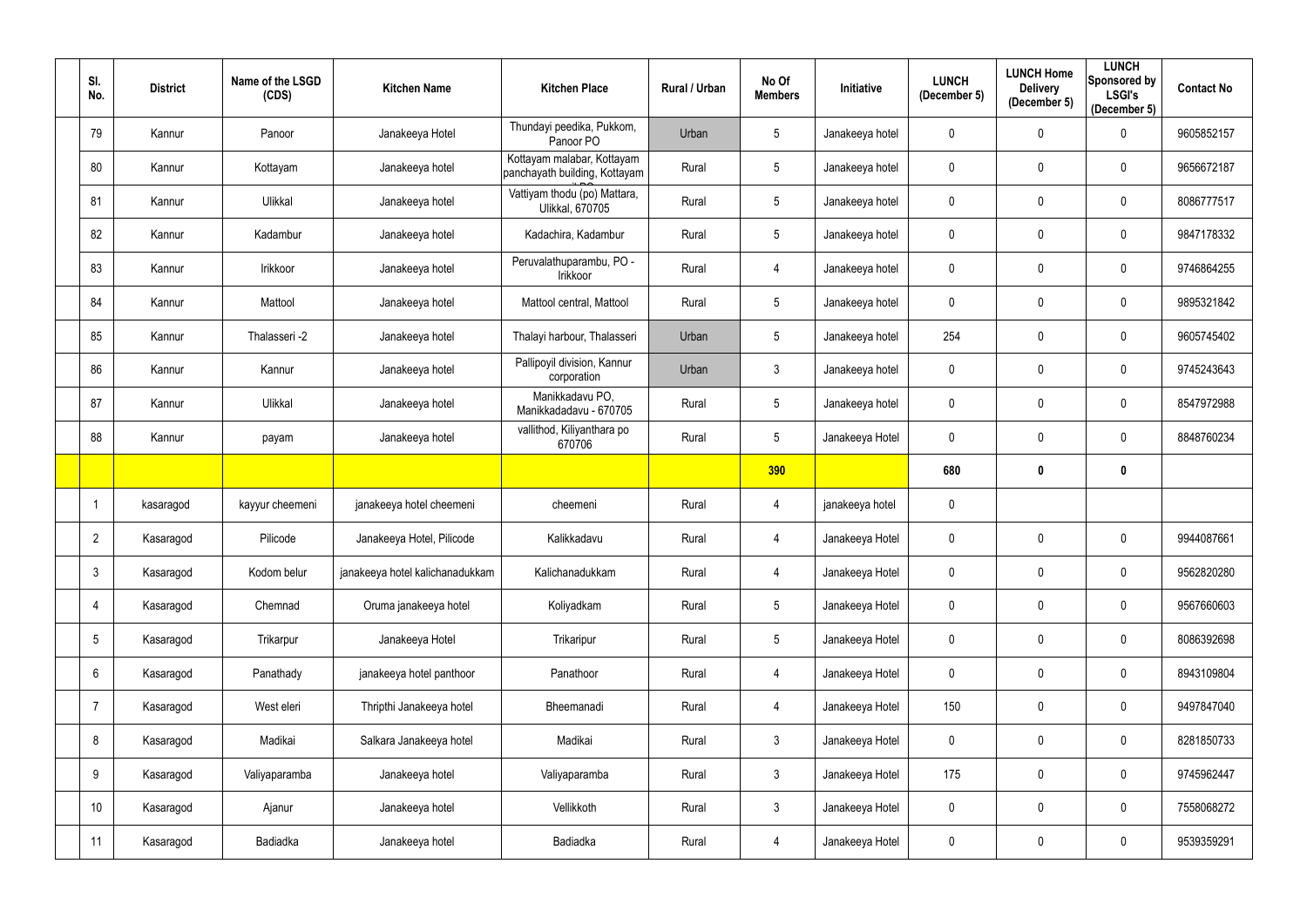| Sl. No. | District | Name of the LSGD (CDS) | Kitchen Name | Kitchen Place | Rural / Urban | No Of Members | Initiative | LUNCH (December 5) | LUNCH Home Delivery (December 5) | LUNCH Sponsored by LSGI's (December 5) | Contact No |
|---|---|---|---|---|---|---|---|---|---|---|---|
| 79 | Kannur | Panoor | Janakeeya Hotel | Thundayi peedika, Pukkom, Panoor PO | Urban | 5 | Janakeeya hotel | 0 | 0 | 0 | 9605852157 |
| 80 | Kannur | Kottayam | Janakeeya hotel | Kottayam malabar, Kottayam panchayath building, Kottayam | Rural | 5 | Janakeeya hotel | 0 | 0 | 0 | 9656672187 |
| 81 | Kannur | Ulikkal | Janakeeya hotel | Vattiyam thodu (po) Mattara, Ulikkal, 670705 | Rural | 5 | Janakeeya hotel | 0 | 0 | 0 | 8086777517 |
| 82 | Kannur | Kadambur | Janakeeya hotel | Kadachira, Kadambur | Rural | 5 | Janakeeya hotel | 0 | 0 | 0 | 9847178332 |
| 83 | Kannur | Irikkoor | Janakeeya hotel | Peruvalathuparambu, PO - Irikkoor | Rural | 4 | Janakeeya hotel | 0 | 0 | 0 | 9746864255 |
| 84 | Kannur | Mattool | Janakeeya hotel | Mattool central, Mattool | Rural | 5 | Janakeeya hotel | 0 | 0 | 0 | 9895321842 |
| 85 | Kannur | Thalasseri -2 | Janakeeya hotel | Thalayi harbour, Thalasseri | Urban | 5 | Janakeeya hotel | 254 | 0 | 0 | 9605745402 |
| 86 | Kannur | Kannur | Janakeeya hotel | Pallipoyil division, Kannur corporation | Urban | 3 | Janakeeya hotel | 0 | 0 | 0 | 9745243643 |
| 87 | Kannur | Ulikkal | Janakeeya hotel | Manikkadavu PO, Manikkadadavu - 670705 | Rural | 5 | Janakeeya hotel | 0 | 0 | 0 | 8547972988 |
| 88 | Kannur | payam | Janakeeya hotel | vallithod, Kiliyanthara po 670706 | Rural | 5 | Janakeeya Hotel | 0 | 0 | 0 | 8848760234 |
| | | | | | | **390** | | **680** | **0** | **0** | |
| 1 | kasaragod | kayyur cheemeni | janakeeya hotel cheemeni | cheemeni | Rural | 4 | janakeeya hotel | 0 | | | |
| 2 | Kasaragod | Pilicode | Janakeeya Hotel, Pilicode | Kalikkadavu | Rural | 4 | Janakeeya Hotel | 0 | 0 | 0 | 9944087661 |
| 3 | Kasaragod | Kodom belur | janakeeya hotel kalichanadukkam | Kalichanadukkam | Rural | 4 | Janakeeya Hotel | 0 | 0 | 0 | 9562820280 |
| 4 | Kasaragod | Chemnad | Oruma janakeeya hotel | Koliyadkam | Rural | 5 | Janakeeya Hotel | 0 | 0 | 0 | 9567660603 |
| 5 | Kasaragod | Trikarpur | Janakeeya Hotel | Trikaripur | Rural | 5 | Janakeeya Hotel | 0 | 0 | 0 | 8086392698 |
| 6 | Kasaragod | Panathady | janakeeya hotel panthoor | Panathoor | Rural | 4 | Janakeeya Hotel | 0 | 0 | 0 | 8943109804 |
| 7 | Kasaragod | West eleri | Thripthi Janakeeya hotel | Bheemanadi | Rural | 4 | Janakeeya Hotel | 150 | 0 | 0 | 9497847040 |
| 8 | Kasaragod | Madikai | Salkara Janakeeya hotel | Madikai | Rural | 3 | Janakeeya Hotel | 0 | 0 | 0 | 8281850733 |
| 9 | Kasaragod | Valiyaparamba | Janakeeya hotel | Valiyaparamba | Rural | 3 | Janakeeya Hotel | 175 | 0 | 0 | 9745962447 |
| 10 | Kasaragod | Ajanur | Janakeeya hotel | Vellikkoth | Rural | 3 | Janakeeya Hotel | 0 | 0 | 0 | 7558068272 |
| 11 | Kasaragod | Badiadka | Janakeeya hotel | Badiadka | Rural | 4 | Janakeeya Hotel | 0 | 0 | 0 | 9539359291 |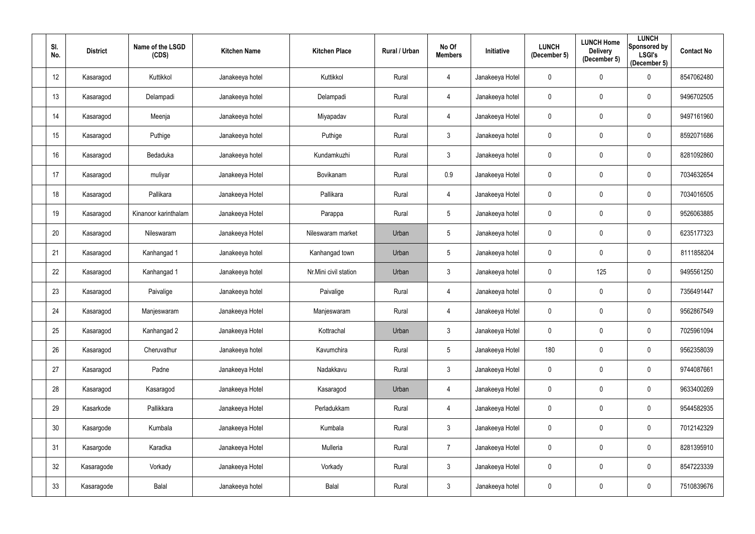| Sl. No. | District | Name of the LSGD (CDS) | Kitchen Name | Kitchen Place | Rural / Urban | No Of Members | Initiative | LUNCH (December 5) | LUNCH Home Delivery (December 5) | LUNCH Sponsored by LSGI's (December 5) | Contact No |
|---|---|---|---|---|---|---|---|---|---|---|---|
| 12 | Kasaragod | Kuttikkol | Janakeeya hotel | Kuttikkol | Rural | 4 | Janakeeya Hotel | 0 | 0 | 0 | 8547062480 |
| 13 | Kasaragod | Delampadi | Janakeeya hotel | Delampadi | Rural | 4 | Janakeeya hotel | 0 | 0 | 0 | 9496702505 |
| 14 | Kasaragod | Meenja | Janakeeya hotel | Miyapadav | Rural | 4 | Janakeeya Hotel | 0 | 0 | 0 | 9497161960 |
| 15 | Kasaragod | Puthige | Janakeeya hotel | Puthige | Rural | 3 | Janakeeya hotel | 0 | 0 | 0 | 8592071686 |
| 16 | Kasaragod | Bedaduka | Janakeeya hotel | Kundamkuzhi | Rural | 3 | Janakeeya hotel | 0 | 0 | 0 | 8281092860 |
| 17 | Kasaragod | muliyar | Janakeeya Hotel | Bovikanam | Rural | 0.9 | Janakeeya Hotel | 0 | 0 | 0 | 7034632654 |
| 18 | Kasaragod | Pallikara | Janakeeya Hotel | Pallikara | Rural | 4 | Janakeeya Hotel | 0 | 0 | 0 | 7034016505 |
| 19 | Kasaragod | Kinanoor karinthalam | Janakeeya Hotel | Parappa | Rural | 5 | Janakeeya hotel | 0 | 0 | 0 | 9526063885 |
| 20 | Kasaragod | Nileswaram | Janakeeya Hotel | Nileswaram market | Urban | 5 | Janakeeya hotel | 0 | 0 | 0 | 6235177323 |
| 21 | Kasaragod | Kanhangad 1 | Janakeeya hotel | Kanhangad town | Urban | 5 | Janakeeya hotel | 0 | 0 | 0 | 8111858204 |
| 22 | Kasaragod | Kanhangad 1 | Janakeeya hotel | Nr.Mini civil station | Urban | 3 | Janakeeya hotel | 0 | 125 | 0 | 9495561250 |
| 23 | Kasaragod | Paivalige | Janakeeya hotel | Paivalige | Rural | 4 | Janakeeya hotel | 0 | 0 | 0 | 7356491447 |
| 24 | Kasaragod | Manjeswaram | Janakeeya Hotel | Manjeswaram | Rural | 4 | Janakeeya Hotel | 0 | 0 | 0 | 9562867549 |
| 25 | Kasaragod | Kanhangad 2 | Janakeeya Hotel | Kottrachal | Urban | 3 | Janakeeya Hotel | 0 | 0 | 0 | 7025961094 |
| 26 | Kasaragod | Cheruvathur | Janakeeya hotel | Kavumchira | Rural | 5 | Janakeeya Hotel | 180 | 0 | 0 | 9562358039 |
| 27 | Kasaragod | Padne | Janakeeya Hotel | Nadakkavu | Rural | 3 | Janakeeya Hotel | 0 | 0 | 0 | 9744087661 |
| 28 | Kasaragod | Kasaragod | Janakeeya Hotel | Kasaragod | Urban | 4 | Janakeeya Hotel | 0 | 0 | 0 | 9633400269 |
| 29 | Kasarkode | Pallikkara | Janakeeya Hotel | Perladukkam | Rural | 4 | Janakeeya Hotel | 0 | 0 | 0 | 9544582935 |
| 30 | Kasargode | Kumbala | Janakeeya Hotel | Kumbala | Rural | 3 | Janakeeya Hotel | 0 | 0 | 0 | 7012142329 |
| 31 | Kasargode | Karadka | Janakeeya Hotel | Mulleria | Rural | 7 | Janakeeya Hotel | 0 | 0 | 0 | 8281395910 |
| 32 | Kasaragode | Vorkady | Janakeeya Hotel | Vorkady | Rural | 3 | Janakeeya Hotel | 0 | 0 | 0 | 8547223339 |
| 33 | Kasaragode | Balal | Janakeeya hotel | Balal | Rural | 3 | Janakeeya hotel | 0 | 0 | 0 | 7510839676 |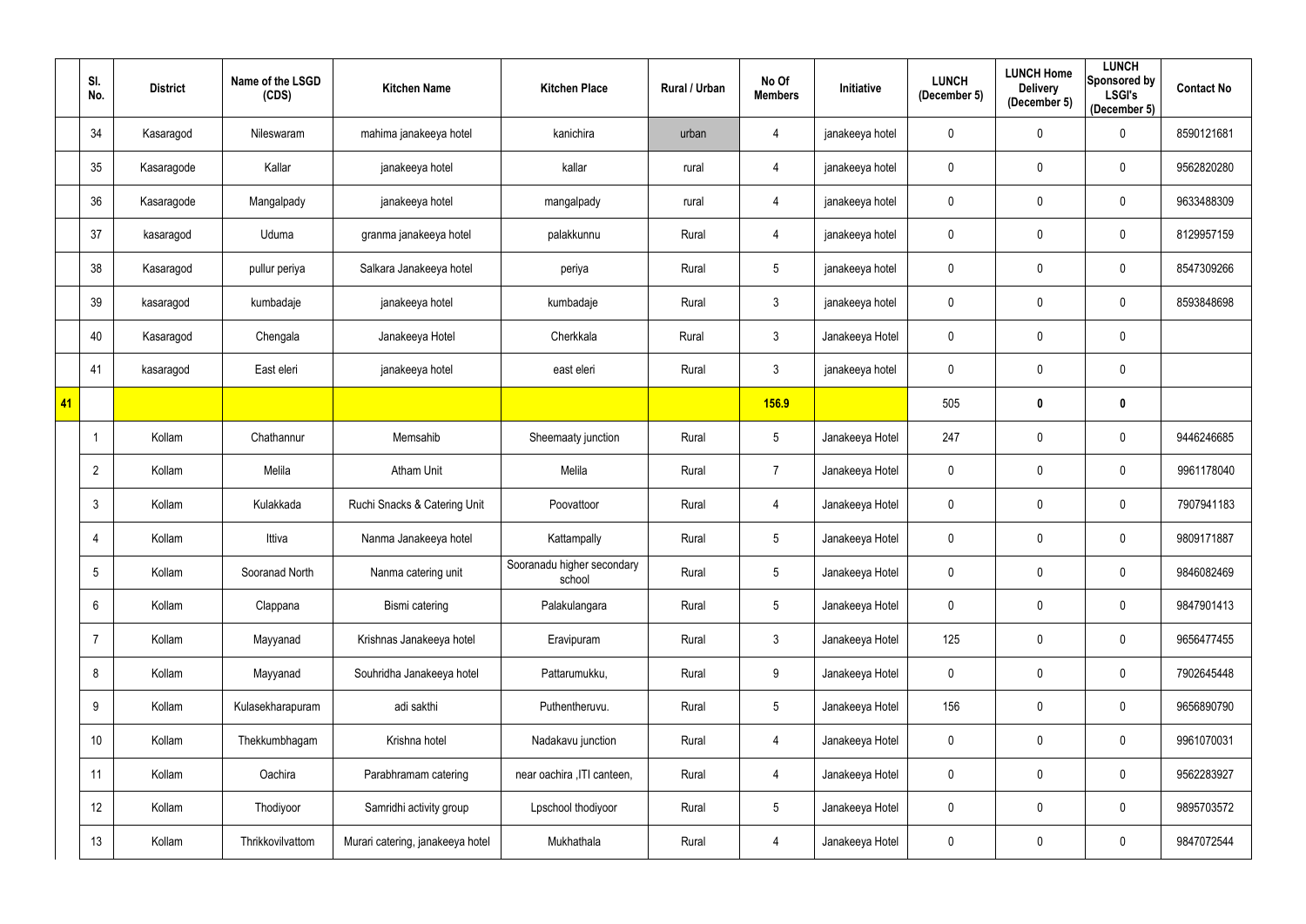| | Sl. No. | District | Name of the LSGD (CDS) | Kitchen Name | Kitchen Place | Rural / Urban | No Of Members | Initiative | LUNCH (December 5) | LUNCH Home Delivery (December 5) | LUNCH Sponsored by LSGI's (December 5) | Contact No |
|---|---|---|---|---|---|---|---|---|---|---|---|---|
| | 34 | Kasaragod | Nileswaram | mahima janakeeya hotel | kanichira | urban | 4 | janakeeya hotel | 0 | 0 | 0 | 8590121681 |
| | 35 | Kasaragode | Kallar | janakeeya hotel | kallar | rural | 4 | janakeeya hotel | 0 | 0 | 0 | 9562820280 |
| | 36 | Kasaragode | Mangalpady | janakeeya hotel | mangalpady | rural | 4 | janakeeya hotel | 0 | 0 | 0 | 9633488309 |
| | 37 | kasaragod | Uduma | granma janakeeya hotel | palakkunnu | Rural | 4 | janakeeya hotel | 0 | 0 | 0 | 8129957159 |
| | 38 | Kasaragod | pullur periya | Salkara Janakeeya hotel | periya | Rural | 5 | janakeeya hotel | 0 | 0 | 0 | 8547309266 |
| | 39 | kasaragod | kumbadaje | janakeeya hotel | kumbadaje | Rural | 3 | janakeeya hotel | 0 | 0 | 0 | 8593848698 |
| | 40 | Kasaragod | Chengala | Janakeeya Hotel | Cherkkala | Rural | 3 | Janakeeya Hotel | 0 | 0 | 0 | |
| | 41 | kasaragod | East eleri | janakeeya hotel | east eleri | Rural | 3 | janakeeya hotel | 0 | 0 | 0 | |
| 41 | | | | | | | 156.9 | | 505 | 0 | 0 | |
| | 1 | Kollam | Chathannur | Memsahib | Sheemaaty junction | Rural | 5 | Janakeeya Hotel | 247 | 0 | 0 | 9446246685 |
| | 2 | Kollam | Melila | Atham Unit | Melila | Rural | 7 | Janakeeya Hotel | 0 | 0 | 0 | 9961178040 |
| | 3 | Kollam | Kulakkada | Ruchi Snacks & Catering Unit | Poovattoor | Rural | 4 | Janakeeya Hotel | 0 | 0 | 0 | 7907941183 |
| | 4 | Kollam | Ittiva | Nanma Janakeeya hotel | Kattampally | Rural | 5 | Janakeeya Hotel | 0 | 0 | 0 | 9809171887 |
| | 5 | Kollam | Sooranad North | Nanma catering unit | Sooranadu higher secondary school | Rural | 5 | Janakeeya Hotel | 0 | 0 | 0 | 9846082469 |
| | 6 | Kollam | Clappana | Bismi catering | Palakulangara | Rural | 5 | Janakeeya Hotel | 0 | 0 | 0 | 9847901413 |
| | 7 | Kollam | Mayyanad | Krishnas Janakeeya hotel | Eravipuram | Rural | 3 | Janakeeya Hotel | 125 | 0 | 0 | 9656477455 |
| | 8 | Kollam | Mayyanad | Souhridha Janakeeya hotel | Pattarumukku, | Rural | 9 | Janakeeya Hotel | 0 | 0 | 0 | 7902645448 |
| | 9 | Kollam | Kulasekharapuram | adi sakthi | Puthentheruvu. | Rural | 5 | Janakeeya Hotel | 156 | 0 | 0 | 9656890790 |
| | 10 | Kollam | Thekkumbhagam | Krishna hotel | Nadakavu junction | Rural | 4 | Janakeeya Hotel | 0 | 0 | 0 | 9961070031 |
| | 11 | Kollam | Oachira | Parabhramam catering | near oachira ,ITI canteen, | Rural | 4 | Janakeeya Hotel | 0 | 0 | 0 | 9562283927 |
| | 12 | Kollam | Thodiyoor | Samridhi activity group | Lpschool thodiyoor | Rural | 5 | Janakeeya Hotel | 0 | 0 | 0 | 9895703572 |
| | 13 | Kollam | Thrikkovilvattom | Murari catering, janakeeya hotel | Mukhathala | Rural | 4 | Janakeeya Hotel | 0 | 0 | 0 | 9847072544 |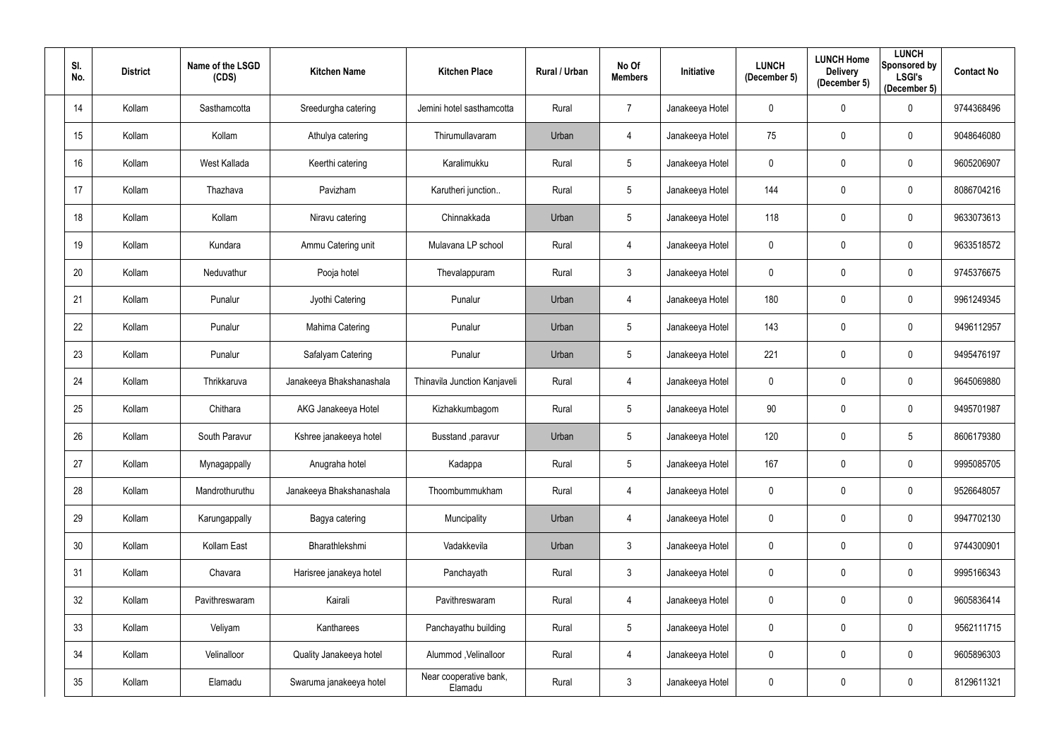| Sl. No. | District | Name of the LSGD (CDS) | Kitchen Name | Kitchen Place | Rural / Urban | No Of Members | Initiative | LUNCH (December 5) | LUNCH Home Delivery (December 5) | LUNCH Sponsored by LSGI's (December 5) | Contact No |
|---|---|---|---|---|---|---|---|---|---|---|---|
| 14 | Kollam | Sasthamcotta | Sreedurgha catering | Jemini hotel sasthamcotta | Rural | 7 | Janakeeya Hotel | 0 | 0 | 0 | 9744368496 |
| 15 | Kollam | Kollam | Athulya catering | Thirumullavaram | Urban | 4 | Janakeeya Hotel | 75 | 0 | 0 | 9048646080 |
| 16 | Kollam | West Kallada | Keerthi catering | Karalimukku | Rural | 5 | Janakeeya Hotel | 0 | 0 | 0 | 9605206907 |
| 17 | Kollam | Thazhava | Pavizham | Karutheri junction.. | Rural | 5 | Janakeeya Hotel | 144 | 0 | 0 | 8086704216 |
| 18 | Kollam | Kollam | Niravu catering | Chinnakkada | Urban | 5 | Janakeeya Hotel | 118 | 0 | 0 | 9633073613 |
| 19 | Kollam | Kundara | Ammu Catering unit | Mulavana LP school | Rural | 4 | Janakeeya Hotel | 0 | 0 | 0 | 9633518572 |
| 20 | Kollam | Neduvathur | Pooja hotel | Thevalappuram | Rural | 3 | Janakeeya Hotel | 0 | 0 | 0 | 9745376675 |
| 21 | Kollam | Punalur | Jyothi Catering | Punalur | Urban | 4 | Janakeeya Hotel | 180 | 0 | 0 | 9961249345 |
| 22 | Kollam | Punalur | Mahima Catering | Punalur | Urban | 5 | Janakeeya Hotel | 143 | 0 | 0 | 9496112957 |
| 23 | Kollam | Punalur | Safalyam Catering | Punalur | Urban | 5 | Janakeeya Hotel | 221 | 0 | 0 | 9495476197 |
| 24 | Kollam | Thrikkaruva | Janakeeya Bhakshanashala | Thinavila Junction Kanjaveli | Rural | 4 | Janakeeya Hotel | 0 | 0 | 0 | 9645069880 |
| 25 | Kollam | Chithara | AKG Janakeeya Hotel | Kizhakkumbagom | Rural | 5 | Janakeeya Hotel | 90 | 0 | 0 | 9495701987 |
| 26 | Kollam | South Paravur | Kshree janakeeya hotel | Busstand ,paravur | Urban | 5 | Janakeeya Hotel | 120 | 0 | 5 | 8606179380 |
| 27 | Kollam | Mynagappally | Anugraha hotel | Kadappa | Rural | 5 | Janakeeya Hotel | 167 | 0 | 0 | 9995085705 |
| 28 | Kollam | Mandrothuruthu | Janakeeya Bhakshanashala | Thoombummukham | Rural | 4 | Janakeeya Hotel | 0 | 0 | 0 | 9526648057 |
| 29 | Kollam | Karungappally | Bagya catering | Muncipality | Urban | 4 | Janakeeya Hotel | 0 | 0 | 0 | 9947702130 |
| 30 | Kollam | Kollam East | Bharathlekshmi | Vadakkevila | Urban | 3 | Janakeeya Hotel | 0 | 0 | 0 | 9744300901 |
| 31 | Kollam | Chavara | Harisree janakeya hotel | Panchayath | Rural | 3 | Janakeeya Hotel | 0 | 0 | 0 | 9995166343 |
| 32 | Kollam | Pavithreswaram | Kairali | Pavithreswaram | Rural | 4 | Janakeeya Hotel | 0 | 0 | 0 | 9605836414 |
| 33 | Kollam | Veliyam | Kantharees | Panchayathu building | Rural | 5 | Janakeeya Hotel | 0 | 0 | 0 | 9562111715 |
| 34 | Kollam | Velinalloor | Quality Janakeeya hotel | Alummod ,Velinalloor | Rural | 4 | Janakeeya Hotel | 0 | 0 | 0 | 9605896303 |
| 35 | Kollam | Elamadu | Swaruma janakeeya hotel | Near cooperative bank, Elamadu | Rural | 3 | Janakeeya Hotel | 0 | 0 | 0 | 8129611321 |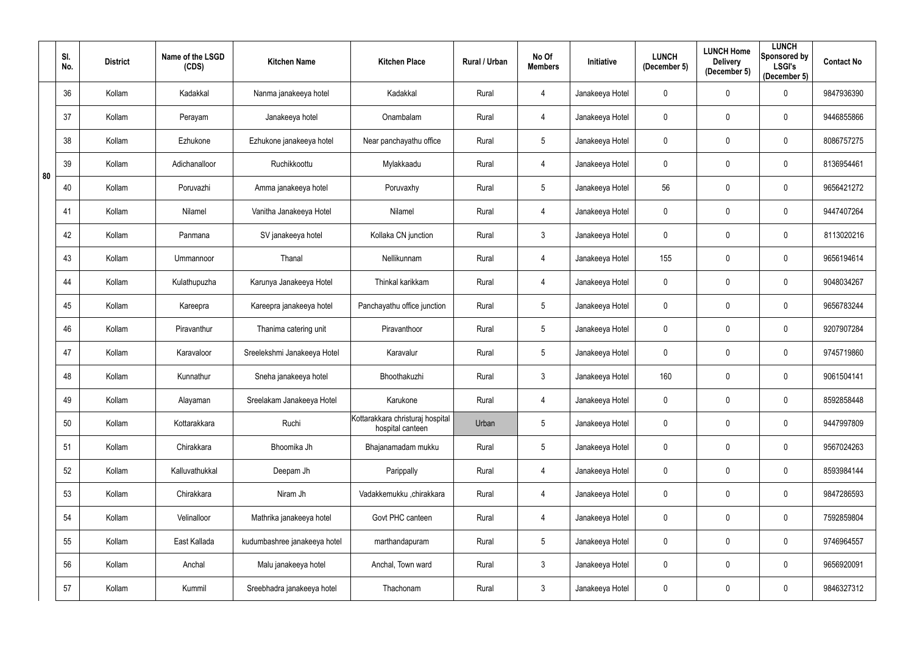| | Sl. No. | District | Name of the LSGD (CDS) | Kitchen Name | Kitchen Place | Rural / Urban | No Of Members | Initiative | LUNCH (December 5) | LUNCH Home Delivery (December 5) | LUNCH Sponsored by LSGI's (December 5) | Contact No |
|---|---|---|---|---|---|---|---|---|---|---|---|---|
| 80 | 36 | Kollam | Kadakkal | Nanma janakeeya hotel | Kadakkal | Rural | 4 | Janakeeya Hotel | 0 | 0 | 0 | 9847936390 |
| | 37 | Kollam | Perayam | Janakeeya hotel | Onambalam | Rural | 4 | Janakeeya Hotel | 0 | 0 | 0 | 9446855866 |
| | 38 | Kollam | Ezhukone | Ezhukone janakeeya hotel | Near panchayathu office | Rural | 5 | Janakeeya Hotel | 0 | 0 | 0 | 8086757275 |
| | 39 | Kollam | Adichanalloor | Ruchikkoottu | Mylakkaadu | Rural | 4 | Janakeeya Hotel | 0 | 0 | 0 | 8136954461 |
| | 40 | Kollam | Poruvazhi | Amma janakeeya hotel | Poruvaxhy | Rural | 5 | Janakeeya Hotel | 56 | 0 | 0 | 9656421272 |
| | 41 | Kollam | Nilamel | Vanitha Janakeeya Hotel | Nilamel | Rural | 4 | Janakeeya Hotel | 0 | 0 | 0 | 9447407264 |
| | 42 | Kollam | Panmana | SV janakeeya hotel | Kollaka CN junction | Rural | 3 | Janakeeya Hotel | 0 | 0 | 0 | 8113020216 |
| | 43 | Kollam | Ummannoor | Thanal | Nellikunnam | Rural | 4 | Janakeeya Hotel | 155 | 0 | 0 | 9656194614 |
| | 44 | Kollam | Kulathupuzha | Karunya Janakeeya Hotel | Thinkal karikkam | Rural | 4 | Janakeeya Hotel | 0 | 0 | 0 | 9048034267 |
| | 45 | Kollam | Kareepra | Kareepra janakeeya hotel | Panchayathu office junction | Rural | 5 | Janakeeya Hotel | 0 | 0 | 0 | 9656783244 |
| | 46 | Kollam | Piravanthur | Thanima catering unit | Piravanthoor | Rural | 5 | Janakeeya Hotel | 0 | 0 | 0 | 9207907284 |
| | 47 | Kollam | Karavaloor | Sreelekshmi Janakeeya Hotel | Karavalur | Rural | 5 | Janakeeya Hotel | 0 | 0 | 0 | 9745719860 |
| | 48 | Kollam | Kunnathur | Sneha janakeeya hotel | Bhoothakuzhi | Rural | 3 | Janakeeya Hotel | 160 | 0 | 0 | 9061504141 |
| | 49 | Kollam | Alayaman | Sreelakam Janakeeya Hotel | Karukone | Rural | 4 | Janakeeya Hotel | 0 | 0 | 0 | 8592858448 |
| | 50 | Kollam | Kottarakkara | Ruchi | Kottarakkara christuraj hospital hospital canteen | Urban | 5 | Janakeeya Hotel | 0 | 0 | 0 | 9447997809 |
| | 51 | Kollam | Chirakkara | Bhoomika Jh | Bhajanamadam mukku | Rural | 5 | Janakeeya Hotel | 0 | 0 | 0 | 9567024263 |
| | 52 | Kollam | Kalluvathukkal | Deepam Jh | Parippally | Rural | 4 | Janakeeya Hotel | 0 | 0 | 0 | 8593984144 |
| | 53 | Kollam | Chirakkara | Niram Jh | Vadakkemukku ,chirakkara | Rural | 4 | Janakeeya Hotel | 0 | 0 | 0 | 9847286593 |
| | 54 | Kollam | Velinalloor | Mathrika janakeeya hotel | Govt PHC canteen | Rural | 4 | Janakeeya Hotel | 0 | 0 | 0 | 7592859804 |
| | 55 | Kollam | East Kallada | kudumbashree janakeeya hotel | marthandapuram | Rural | 5 | Janakeeya Hotel | 0 | 0 | 0 | 9746964557 |
| | 56 | Kollam | Anchal | Malu janakeeya hotel | Anchal, Town ward | Rural | 3 | Janakeeya Hotel | 0 | 0 | 0 | 9656920091 |
| | 57 | Kollam | Kummil | Sreebhadra janakeeya hotel | Thachonam | Rural | 3 | Janakeeya Hotel | 0 | 0 | 0 | 9846327312 |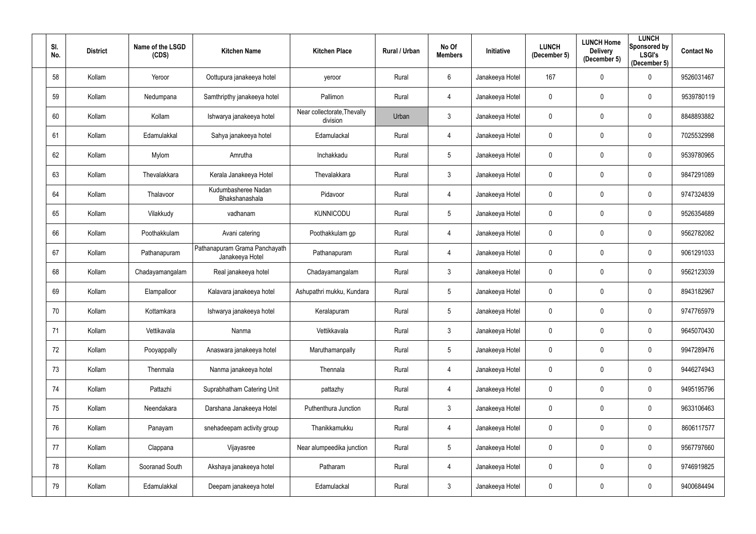| Sl. No. | District | Name of the LSGD (CDS) | Kitchen Name | Kitchen Place | Rural / Urban | No Of Members | Initiative | LUNCH (December 5) | LUNCH Home Delivery (December 5) | LUNCH Sponsored by LSGI's (December 5) | Contact No |
|---|---|---|---|---|---|---|---|---|---|---|---|
| 58 | Kollam | Yeroor | Oottupura janakeeya hotel | yeroor | Rural | 6 | Janakeeya Hotel | 167 | 0 | 0 | 9526031467 |
| 59 | Kollam | Nedumpana | Samthripthy janakeeya hotel | Pallimon | Rural | 4 | Janakeeya Hotel | 0 | 0 | 0 | 9539780119 |
| 60 | Kollam | Kollam | Ishwarya janakeeya hotel | Near collectorate,Thevally division | Urban | 3 | Janakeeya Hotel | 0 | 0 | 0 | 8848893882 |
| 61 | Kollam | Edamulakkal | Sahya janakeeya hotel | Edamulackal | Rural | 4 | Janakeeya Hotel | 0 | 0 | 0 | 7025532998 |
| 62 | Kollam | Mylom | Amrutha | Inchakkadu | Rural | 5 | Janakeeya Hotel | 0 | 0 | 0 | 9539780965 |
| 63 | Kollam | Thevalakkara | Kerala Janakeeya Hotel | Thevalakkara | Rural | 3 | Janakeeya Hotel | 0 | 0 | 0 | 9847291089 |
| 64 | Kollam | Thalavoor | Kudumbasheree Nadan Bhakshanashala | Pidavoor | Rural | 4 | Janakeeya Hotel | 0 | 0 | 0 | 9747324839 |
| 65 | Kollam | Vilakkudy | vadhanam | KUNNICODU | Rural | 5 | Janakeeya Hotel | 0 | 0 | 0 | 9526354689 |
| 66 | Kollam | Poothakkulam | Avani catering | Poothakkulam gp | Rural | 4 | Janakeeya Hotel | 0 | 0 | 0 | 9562782082 |
| 67 | Kollam | Pathanapuram | Pathanapuram Grama Panchayath Janakeeya Hotel | Pathanapuram | Rural | 4 | Janakeeya Hotel | 0 | 0 | 0 | 9061291033 |
| 68 | Kollam | Chadayamangalam | Real janakeeya hotel | Chadayamangalam | Rural | 3 | Janakeeya Hotel | 0 | 0 | 0 | 9562123039 |
| 69 | Kollam | Elampalloor | Kalavara janakeeya hotel | Ashupathri mukku, Kundara | Rural | 5 | Janakeeya Hotel | 0 | 0 | 0 | 8943182967 |
| 70 | Kollam | Kottamkara | Ishwarya janakeeya hotel | Keralapuram | Rural | 5 | Janakeeya Hotel | 0 | 0 | 0 | 9747765979 |
| 71 | Kollam | Vettikavala | Nanma | Vettikkavala | Rural | 3 | Janakeeya Hotel | 0 | 0 | 0 | 9645070430 |
| 72 | Kollam | Pooyappally | Anaswara janakeeya hotel | Maruthamanpally | Rural | 5 | Janakeeya Hotel | 0 | 0 | 0 | 9947289476 |
| 73 | Kollam | Thenmala | Nanma janakeeya hotel | Thennala | Rural | 4 | Janakeeya Hotel | 0 | 0 | 0 | 9446274943 |
| 74 | Kollam | Pattazhi | Suprabhatham Catering Unit | pattazhy | Rural | 4 | Janakeeya Hotel | 0 | 0 | 0 | 9495195796 |
| 75 | Kollam | Neendakara | Darshana Janakeeya Hotel | Puthenthura Junction | Rural | 3 | Janakeeya Hotel | 0 | 0 | 0 | 9633106463 |
| 76 | Kollam | Panayam | snehadeepam activity group | Thanikkamukku | Rural | 4 | Janakeeya Hotel | 0 | 0 | 0 | 8606117577 |
| 77 | Kollam | Clappana | Vijayasree | Near alumpeedika junction | Rural | 5 | Janakeeya Hotel | 0 | 0 | 0 | 9567797660 |
| 78 | Kollam | Sooranad South | Akshaya janakeeya hotel | Patharam | Rural | 4 | Janakeeya Hotel | 0 | 0 | 0 | 9746919825 |
| 79 | Kollam | Edamulakkal | Deepam janakeeya hotel | Edamulackal | Rural | 3 | Janakeeya Hotel | 0 | 0 | 0 | 9400684494 |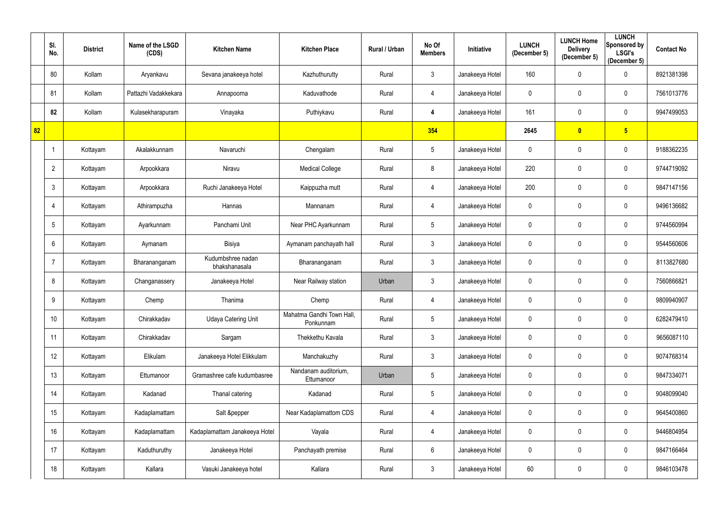| | Sl. No. | District | Name of the LSGD (CDS) | Kitchen Name | Kitchen Place | Rural / Urban | No Of Members | Initiative | LUNCH (December 5) | LUNCH Home Delivery (December 5) | LUNCH Sponsored by LSGI's (December 5) | Contact No |
|---|---|---|---|---|---|---|---|---|---|---|---|---|
| | 80 | Kollam | Aryankavu | Sevana janakeeya hotel | Kazhuthurutty | Rural | 3 | Janakeeya Hotel | 160 | 0 | 0 | 8921381398 |
| | 81 | Kollam | Pattazhi Vadakkekara | Annapoorna | Kaduvathode | Rural | 4 | Janakeeya Hotel | 0 | 0 | 0 | 7561013776 |
| | **82** | Kollam | Kulasekharapuram | Vinayaka | Puthiykavu | Rural | **4** | Janakeeya Hotel | 161 | 0 | 0 | 9947499053 |
| **82** | | | | | | | **354** | | **2645** | **0** | **5** | |
| | 1 | Kottayam | Akalakkunnam | Navaruchi | Chengalam | Rural | 5 | Janakeeya Hotel | 0 | 0 | 0 | 9188362235 |
| | 2 | Kottayam | Arpookkara | Niravu | Medical College | Rural | 8 | Janakeeya Hotel | 220 | 0 | 0 | 9744719092 |
| | 3 | Kottayam | Arpookkara | Ruchi Janakeeya Hotel | Kaippuzha mutt | Rural | 4 | Janakeeya Hotel | 200 | 0 | 0 | 9847147156 |
| | 4 | Kottayam | Athirampuzha | Hannas | Mannanam | Rural | 4 | Janakeeya Hotel | 0 | 0 | 0 | 9496136682 |
| | 5 | Kottayam | Ayarkunnam | Panchami Unit | Near PHC Ayarkunnam | Rural | 5 | Janakeeya Hotel | 0 | 0 | 0 | 9744560994 |
| | 6 | Kottayam | Aymanam | Bisiya | Aymanam panchayath hall | Rural | 3 | Janakeeya Hotel | 0 | 0 | 0 | 9544560606 |
| | 7 | Kottayam | Bharananganam | Kudumbshree nadan bhakshanasala | Bharananganam | Rural | 3 | Janakeeya Hotel | 0 | 0 | 0 | 8113827680 |
| | 8 | Kottayam | Changanassery | Janakeeya Hotel | Near Railway station | Urban | 3 | Janakeeya Hotel | 0 | 0 | 0 | 7560866821 |
| | 9 | Kottayam | Chemp | Thanima | Chemp | Rural | 4 | Janakeeya Hotel | 0 | 0 | 0 | 9809940907 |
| | 10 | Kottayam | Chirakkadav | Udaya Catering Unit | Mahatma Gandhi Town Hall, Ponkunnam | Rural | 5 | Janakeeya Hotel | 0 | 0 | 0 | 6282479410 |
| | 11 | Kottayam | Chirakkadav | Sargam | Thekkethu Kavala | Rural | 3 | Janakeeya Hotel | 0 | 0 | 0 | 9656087110 |
| | 12 | Kottayam | Elikulam | Janakeeya Hotel Elikkulam | Manchakuzhy | Rural | 3 | Janakeeya Hotel | 0 | 0 | 0 | 9074768314 |
| | 13 | Kottayam | Ettumanoor | Gramashree cafe kudumbasree | Nandanam auditorium, Ettumanoor | Urban | 5 | Janakeeya Hotel | 0 | 0 | 0 | 9847334071 |
| | 14 | Kottayam | Kadanad | Thanal catering | Kadanad | Rural | 5 | Janakeeya Hotel | 0 | 0 | 0 | 9048099040 |
| | 15 | Kottayam | Kadaplamattam | Salt &pepper | Near Kadaplamattom CDS | Rural | 4 | Janakeeya Hotel | 0 | 0 | 0 | 9645400860 |
| | 16 | Kottayam | Kadaplamattam | Kadaplamattam Janakeeya Hotel | Vayala | Rural | 4 | Janakeeya Hotel | 0 | 0 | 0 | 9446804954 |
| | 17 | Kottayam | Kaduthuruthy | Janakeeya Hotel | Panchayath premise | Rural | 6 | Janakeeya Hotel | 0 | 0 | 0 | 9847166464 |
| | 18 | Kottayam | Kallara | Vasuki Janakeeya hotel | Kallara | Rural | 3 | Janakeeya Hotel | 60 | 0 | 0 | 9846103478 |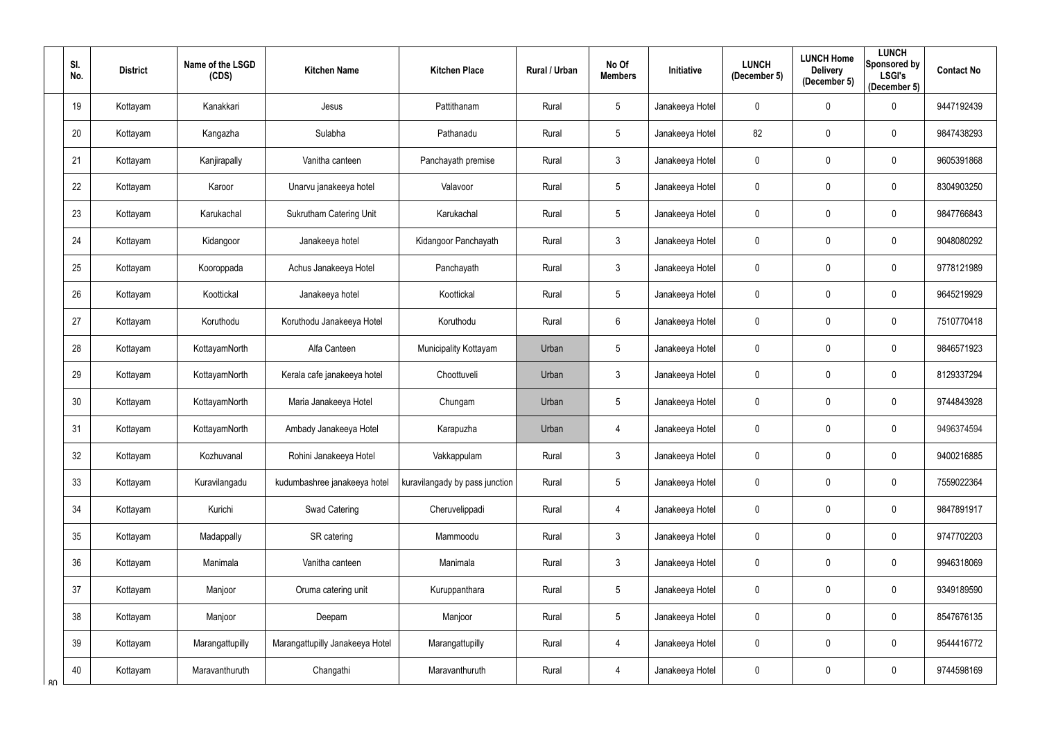| Sl. No. | District | Name of the LSGD (CDS) | Kitchen Name | Kitchen Place | Rural / Urban | No Of Members | Initiative | LUNCH (December 5) | LUNCH Home Delivery (December 5) | LUNCH Sponsored by LSGI's (December 5) | Contact No |
|---|---|---|---|---|---|---|---|---|---|---|---|
| 19 | Kottayam | Kanakkari | Jesus | Pattithanam | Rural | 5 | Janakeeya Hotel | 0 | 0 | 0 | 9447192439 |
| 20 | Kottayam | Kangazha | Sulabha | Pathanadu | Rural | 5 | Janakeeya Hotel | 82 | 0 | 0 | 9847438293 |
| 21 | Kottayam | Kanjirapally | Vanitha canteen | Panchayath premise | Rural | 3 | Janakeeya Hotel | 0 | 0 | 0 | 9605391868 |
| 22 | Kottayam | Karoor | Unarvu janakeeya hotel | Valavoor | Rural | 5 | Janakeeya Hotel | 0 | 0 | 0 | 8304903250 |
| 23 | Kottayam | Karukachal | Sukrutham Catering Unit | Karukachal | Rural | 5 | Janakeeya Hotel | 0 | 0 | 0 | 9847766843 |
| 24 | Kottayam | Kidangoor | Janakeeya hotel | Kidangoor Panchayath | Rural | 3 | Janakeeya Hotel | 0 | 0 | 0 | 9048080292 |
| 25 | Kottayam | Kooroppada | Achus Janakeeya Hotel | Panchayath | Rural | 3 | Janakeeya Hotel | 0 | 0 | 0 | 9778121989 |
| 26 | Kottayam | Koottickal | Janakeeya hotel | Koottickal | Rural | 5 | Janakeeya Hotel | 0 | 0 | 0 | 9645219929 |
| 27 | Kottayam | Koruthodu | Koruthodu Janakeeya Hotel | Koruthodu | Rural | 6 | Janakeeya Hotel | 0 | 0 | 0 | 7510770418 |
| 28 | Kottayam | KottayamNorth | Alfa Canteen | Municipality Kottayam | Urban | 5 | Janakeeya Hotel | 0 | 0 | 0 | 9846571923 |
| 29 | Kottayam | KottayamNorth | Kerala cafe janakeeya hotel | Choottuveli | Urban | 3 | Janakeeya Hotel | 0 | 0 | 0 | 8129337294 |
| 30 | Kottayam | KottayamNorth | Maria Janakeeya Hotel | Chungam | Urban | 5 | Janakeeya Hotel | 0 | 0 | 0 | 9744843928 |
| 31 | Kottayam | KottayamNorth | Ambady Janakeeya Hotel | Karapuzha | Urban | 4 | Janakeeya Hotel | 0 | 0 | 0 | 9496374594 |
| 32 | Kottayam | Kozhuvanal | Rohini Janakeeya Hotel | Vakkappulam | Rural | 3 | Janakeeya Hotel | 0 | 0 | 0 | 9400216885 |
| 33 | Kottayam | Kuravilangadu | kudumbashree janakeeya hotel | kuravilangady by pass junction | Rural | 5 | Janakeeya Hotel | 0 | 0 | 0 | 7559022364 |
| 34 | Kottayam | Kurichi | Swad Catering | Cheruvelippadi | Rural | 4 | Janakeeya Hotel | 0 | 0 | 0 | 9847891917 |
| 35 | Kottayam | Madappally | SR catering | Mammoodu | Rural | 3 | Janakeeya Hotel | 0 | 0 | 0 | 9747702203 |
| 36 | Kottayam | Manimala | Vanitha canteen | Manimala | Rural | 3 | Janakeeya Hotel | 0 | 0 | 0 | 9946318069 |
| 37 | Kottayam | Manjoor | Oruma catering unit | Kuruppanthara | Rural | 5 | Janakeeya Hotel | 0 | 0 | 0 | 9349189590 |
| 38 | Kottayam | Manjoor | Deepam | Manjoor | Rural | 5 | Janakeeya Hotel | 0 | 0 | 0 | 8547676135 |
| 39 | Kottayam | Marangattupilly | Marangattupilly Janakeeya Hotel | Marangattupilly | Rural | 4 | Janakeeya Hotel | 0 | 0 | 0 | 9544416772 |
| 40 | Kottayam | Maravanthuruth | Changathi | Maravanthuruth | Rural | 4 | Janakeeya Hotel | 0 | 0 | 0 | 9744598169 |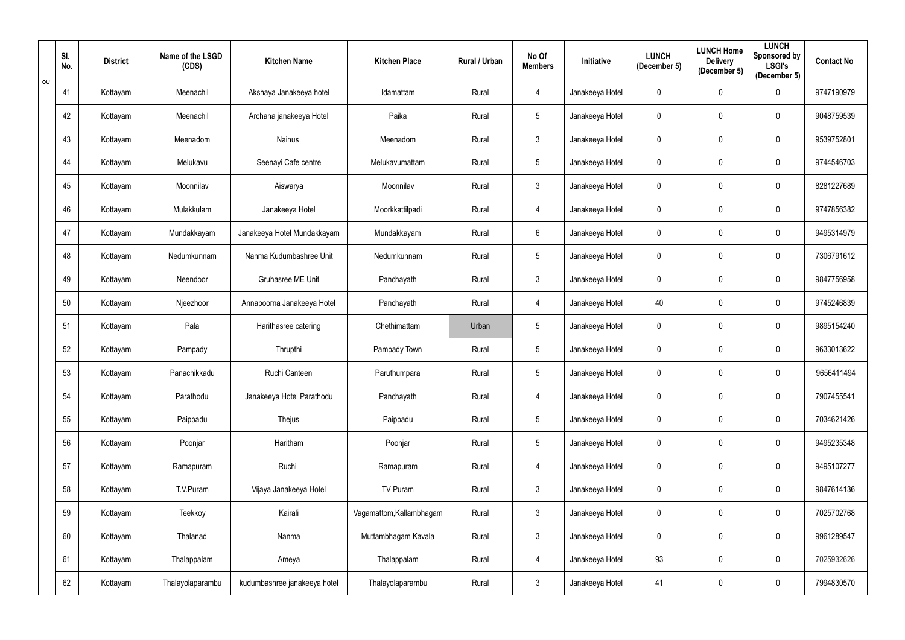| Sl. No. | District | Name of the LSGD (CDS) | Kitchen Name | Kitchen Place | Rural / Urban | No Of Members | Initiative | LUNCH (December 5) | LUNCH Home Delivery (December 5) | LUNCH Sponsored by LSGI's (December 5) | Contact No |
|---|---|---|---|---|---|---|---|---|---|---|---|
| 41 | Kottayam | Meenachil | Akshaya Janakeeya hotel | Idamattam | Rural | 4 | Janakeeya Hotel | 0 | 0 | 0 | 9747190979 |
| 42 | Kottayam | Meenachil | Archana janakeeya Hotel | Paika | Rural | 5 | Janakeeya Hotel | 0 | 0 | 0 | 9048759539 |
| 43 | Kottayam | Meenadom | Nainus | Meenadom | Rural | 3 | Janakeeya Hotel | 0 | 0 | 0 | 9539752801 |
| 44 | Kottayam | Melukavu | Seenayi Cafe centre | Melukavumattam | Rural | 5 | Janakeeya Hotel | 0 | 0 | 0 | 9744546703 |
| 45 | Kottayam | Moonnilav | Aiswarya | Moonnilav | Rural | 3 | Janakeeya Hotel | 0 | 0 | 0 | 8281227689 |
| 46 | Kottayam | Mulakkulam | Janakeeya Hotel | Moorkkattilpadi | Rural | 4 | Janakeeya Hotel | 0 | 0 | 0 | 9747856382 |
| 47 | Kottayam | Mundakkayam | Janakeeya Hotel Mundakkayam | Mundakkayam | Rural | 6 | Janakeeya Hotel | 0 | 0 | 0 | 9495314979 |
| 48 | Kottayam | Nedumkunnam | Nanma Kudumbashree Unit | Nedumkunnam | Rural | 5 | Janakeeya Hotel | 0 | 0 | 0 | 7306791612 |
| 49 | Kottayam | Neendoor | Gruhasree ME Unit | Panchayath | Rural | 3 | Janakeeya Hotel | 0 | 0 | 0 | 9847756958 |
| 50 | Kottayam | Njeezhoor | Annapoorna Janakeeya Hotel | Panchayath | Rural | 4 | Janakeeya Hotel | 40 | 0 | 0 | 9745246839 |
| 51 | Kottayam | Pala | Harithasree catering | Chethimattam | Urban | 5 | Janakeeya Hotel | 0 | 0 | 0 | 9895154240 |
| 52 | Kottayam | Pampady | Thrupthi | Pampady Town | Rural | 5 | Janakeeya Hotel | 0 | 0 | 0 | 9633013622 |
| 53 | Kottayam | Panachikkadu | Ruchi Canteen | Paruthumpara | Rural | 5 | Janakeeya Hotel | 0 | 0 | 0 | 9656411494 |
| 54 | Kottayam | Parathodu | Janakeeya Hotel Parathodu | Panchayath | Rural | 4 | Janakeeya Hotel | 0 | 0 | 0 | 7907455541 |
| 55 | Kottayam | Paippadu | Thejus | Paippadu | Rural | 5 | Janakeeya Hotel | 0 | 0 | 0 | 7034621426 |
| 56 | Kottayam | Poonjar | Haritham | Poonjar | Rural | 5 | Janakeeya Hotel | 0 | 0 | 0 | 9495235348 |
| 57 | Kottayam | Ramapuram | Ruchi | Ramapuram | Rural | 4 | Janakeeya Hotel | 0 | 0 | 0 | 9495107277 |
| 58 | Kottayam | T.V.Puram | Vijaya Janakeeya Hotel | TV Puram | Rural | 3 | Janakeeya Hotel | 0 | 0 | 0 | 9847614136 |
| 59 | Kottayam | Teekkoy | Kairali | Vagamattom,Kallambhagam | Rural | 3 | Janakeeya Hotel | 0 | 0 | 0 | 7025702768 |
| 60 | Kottayam | Thalanad | Nanma | Muttambhagam Kavala | Rural | 3 | Janakeeya Hotel | 0 | 0 | 0 | 9961289547 |
| 61 | Kottayam | Thalappalam | Ameya | Thalappalam | Rural | 4 | Janakeeya Hotel | 93 | 0 | 0 | 7025932626 |
| 62 | Kottayam | Thalayolaparambu | kudumbashree janakeeya hotel | Thalayolaparambu | Rural | 3 | Janakeeya Hotel | 41 | 0 | 0 | 7994830570 |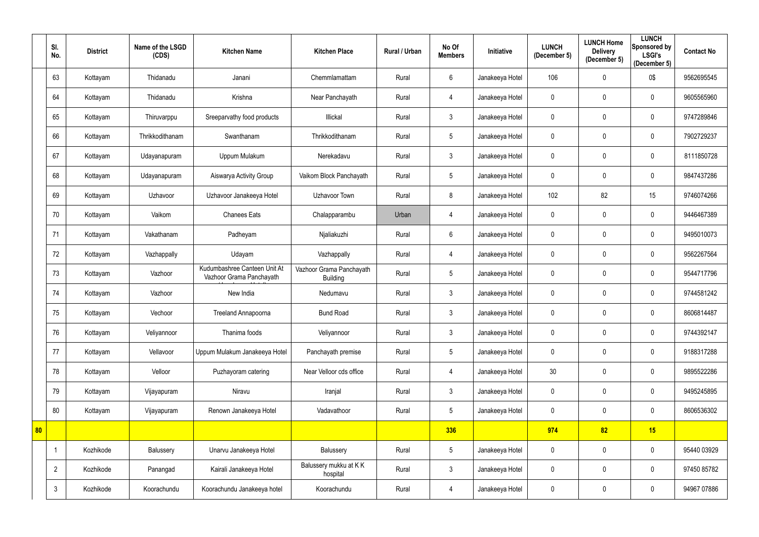|  | Sl. No. | District | Name of the LSGD (CDS) | Kitchen Name | Kitchen Place | Rural / Urban | No Of Members | Initiative | LUNCH (December 5) | LUNCH Home Delivery (December 5) | LUNCH Sponsored by LSGI's (December 5) | Contact No |
|---|---|---|---|---|---|---|---|---|---|---|---|---|
|  | 63 | Kottayam | Thidanadu | Janani | Chemmlamattam | Rural | 6 | Janakeeya Hotel | 106 | 0 | 0$ | 9562695545 |
|  | 64 | Kottayam | Thidanadu | Krishna | Near Panchayath | Rural | 4 | Janakeeya Hotel | 0 | 0 | 0 | 9605565960 |
|  | 65 | Kottayam | Thiruvarppu | Sreeparvathy food products | Illickal | Rural | 3 | Janakeeya Hotel | 0 | 0 | 0 | 9747289846 |
|  | 66 | Kottayam | Thrikkodithanam | Swanthanam | Thrikkodithanam | Rural | 5 | Janakeeya Hotel | 0 | 0 | 0 | 7902729237 |
|  | 67 | Kottayam | Udayanapuram | Uppum Mulakum | Nerekadavu | Rural | 3 | Janakeeya Hotel | 0 | 0 | 0 | 8111850728 |
|  | 68 | Kottayam | Udayanapuram | Aiswarya Activity Group | Vaikom Block Panchayath | Rural | 5 | Janakeeya Hotel | 0 | 0 | 0 | 9847437286 |
|  | 69 | Kottayam | Uzhavoor | Uzhavoor Janakeeya Hotel | Uzhavoor Town | Rural | 8 | Janakeeya Hotel | 102 | 82 | 15 | 9746074266 |
|  | 70 | Kottayam | Vaikom | Chanees Eats | Chalapparambu | Urban | 4 | Janakeeya Hotel | 0 | 0 | 0 | 9446467389 |
|  | 71 | Kottayam | Vakathanam | Padheyam | Njaliakuzhi | Rural | 6 | Janakeeya Hotel | 0 | 0 | 0 | 9495010073 |
|  | 72 | Kottayam | Vazhappally | Udayam | Vazhappally | Rural | 4 | Janakeeya Hotel | 0 | 0 | 0 | 9562267564 |
|  | 73 | Kottayam | Vazhoor | Kudumbashree Canteen Unit At Vazhoor Grama Panchayath | Vazhoor Grama Panchayath Building | Rural | 5 | Janakeeya Hotel | 0 | 0 | 0 | 9544717796 |
|  | 74 | Kottayam | Vazhoor | New India | Nedumavu | Rural | 3 | Janakeeya Hotel | 0 | 0 | 0 | 9744581242 |
|  | 75 | Kottayam | Vechoor | Treeland Annapoorna | Bund Road | Rural | 3 | Janakeeya Hotel | 0 | 0 | 0 | 8606814487 |
|  | 76 | Kottayam | Veliyannoor | Thanima foods | Veliyannoor | Rural | 3 | Janakeeya Hotel | 0 | 0 | 0 | 9744392147 |
|  | 77 | Kottayam | Vellavoor | Uppum Mulakum Janakeeya Hotel | Panchayath premise | Rural | 5 | Janakeeya Hotel | 0 | 0 | 0 | 9188317288 |
|  | 78 | Kottayam | Velloor | Puzhayoram catering | Near Velloor cds office | Rural | 4 | Janakeeya Hotel | 30 | 0 | 0 | 9895522286 |
|  | 79 | Kottayam | Vijayapuram | Niravu | Iranjal | Rural | 3 | Janakeeya Hotel | 0 | 0 | 0 | 9495245895 |
|  | 80 | Kottayam | Vijayapuram | Renown Janakeeya Hotel | Vadavathoor | Rural | 5 | Janakeeya Hotel | 0 | 0 | 0 | 8606536302 |
| **80** |  |  |  |  |  |  | **336** |  | **974** | **82** | **15** |  |
|  | 1 | Kozhikode | Balussery | Unarvu Janakeeya Hotel | Balussery | Rural | 5 | Janakeeya Hotel | 0 | 0 | 0 | 95440 03929 |
|  | 2 | Kozhikode | Panangad | Kairali Janakeeya Hotel | Balussery mukku at K K hospital | Rural | 3 | Janakeeya Hotel | 0 | 0 | 0 | 97450 85782 |
|  | 3 | Kozhikode | Koorachundu | Koorachundu Janakeeya hotel | Koorachundu | Rural | 4 | Janakeeya Hotel | 0 | 0 | 0 | 94967 07886 |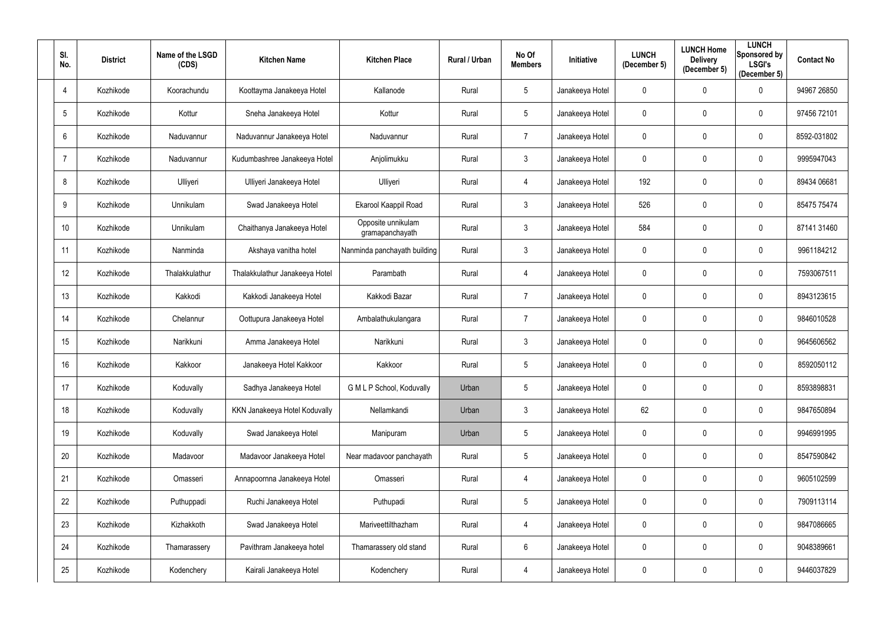| Sl. No. | District | Name of the LSGD (CDS) | Kitchen Name | Kitchen Place | Rural / Urban | No Of Members | Initiative | LUNCH (December 5) | LUNCH Home Delivery (December 5) | LUNCH Sponsored by LSGI's (December 5) | Contact No |
|---|---|---|---|---|---|---|---|---|---|---|---|
| 4 | Kozhikode | Koorachundu | Koottayma Janakeeya Hotel | Kallanode | Rural | 5 | Janakeeya Hotel | 0 | 0 | 0 | 94967 26850 |
| 5 | Kozhikode | Kottur | Sneha Janakeeya Hotel | Kottur | Rural | 5 | Janakeeya Hotel | 0 | 0 | 0 | 97456 72101 |
| 6 | Kozhikode | Naduvannur | Naduvannur Janakeeya Hotel | Naduvannur | Rural | 7 | Janakeeya Hotel | 0 | 0 | 0 | 8592-031802 |
| 7 | Kozhikode | Naduvannur | Kudumbashree Janakeeya Hotel | Anjolimukku | Rural | 3 | Janakeeya Hotel | 0 | 0 | 0 | 9995947043 |
| 8 | Kozhikode | Ulliyeri | Ulliyeri Janakeeya Hotel | Ulliyeri | Rural | 4 | Janakeeya Hotel | 192 | 0 | 0 | 89434 06681 |
| 9 | Kozhikode | Unnikulam | Swad Janakeeya Hotel | Ekarool Kaappil Road | Rural | 3 | Janakeeya Hotel | 526 | 0 | 0 | 85475 75474 |
| 10 | Kozhikode | Unnikulam | Chaithanya Janakeeya Hotel | Opposite unnikulam gramapanchayath | Rural | 3 | Janakeeya Hotel | 584 | 0 | 0 | 87141 31460 |
| 11 | Kozhikode | Nanminda | Akshaya vanitha hotel | Nanminda panchayath building | Rural | 3 | Janakeeya Hotel | 0 | 0 | 0 | 9961184212 |
| 12 | Kozhikode | Thalakkulathur | Thalakkulathur Janakeeya Hotel | Parambath | Rural | 4 | Janakeeya Hotel | 0 | 0 | 0 | 7593067511 |
| 13 | Kozhikode | Kakkodi | Kakkodi Janakeeya Hotel | Kakkodi Bazar | Rural | 7 | Janakeeya Hotel | 0 | 0 | 0 | 8943123615 |
| 14 | Kozhikode | Chelannur | Oottupura Janakeeya Hotel | Ambalathukulangara | Rural | 7 | Janakeeya Hotel | 0 | 0 | 0 | 9846010528 |
| 15 | Kozhikode | Narikkuni | Amma Janakeeya Hotel | Narikkuni | Rural | 3 | Janakeeya Hotel | 0 | 0 | 0 | 9645606562 |
| 16 | Kozhikode | Kakkoor | Janakeeya Hotel Kakkoor | Kakkoor | Rural | 5 | Janakeeya Hotel | 0 | 0 | 0 | 8592050112 |
| 17 | Kozhikode | Koduvally | Sadhya Janakeeya Hotel | G M L P School, Koduvally | Urban | 5 | Janakeeya Hotel | 0 | 0 | 0 | 8593898831 |
| 18 | Kozhikode | Koduvally | KKN Janakeeya Hotel Koduvally | Nellamkandi | Urban | 3 | Janakeeya Hotel | 62 | 0 | 0 | 9847650894 |
| 19 | Kozhikode | Koduvally | Swad Janakeeya Hotel | Manipuram | Urban | 5 | Janakeeya Hotel | 0 | 0 | 0 | 9946991995 |
| 20 | Kozhikode | Madavoor | Madavoor Janakeeya Hotel | Near madavoor panchayath | Rural | 5 | Janakeeya Hotel | 0 | 0 | 0 | 8547590842 |
| 21 | Kozhikode | Omasseri | Annapoornna Janakeeya Hotel | Omasseri | Rural | 4 | Janakeeya Hotel | 0 | 0 | 0 | 9605102599 |
| 22 | Kozhikode | Puthuppadi | Ruchi Janakeeya Hotel | Puthupadi | Rural | 5 | Janakeeya Hotel | 0 | 0 | 0 | 7909113114 |
| 23 | Kozhikode | Kizhakkoth | Swad Janakeeya Hotel | Mariveettilthazham | Rural | 4 | Janakeeya Hotel | 0 | 0 | 0 | 9847086665 |
| 24 | Kozhikode | Thamarassery | Pavithram Janakeeya hotel | Thamarassery old stand | Rural | 6 | Janakeeya Hotel | 0 | 0 | 0 | 9048389661 |
| 25 | Kozhikode | Kodenchery | Kairali Janakeeya Hotel | Kodenchery | Rural | 4 | Janakeeya Hotel | 0 | 0 | 0 | 9446037829 |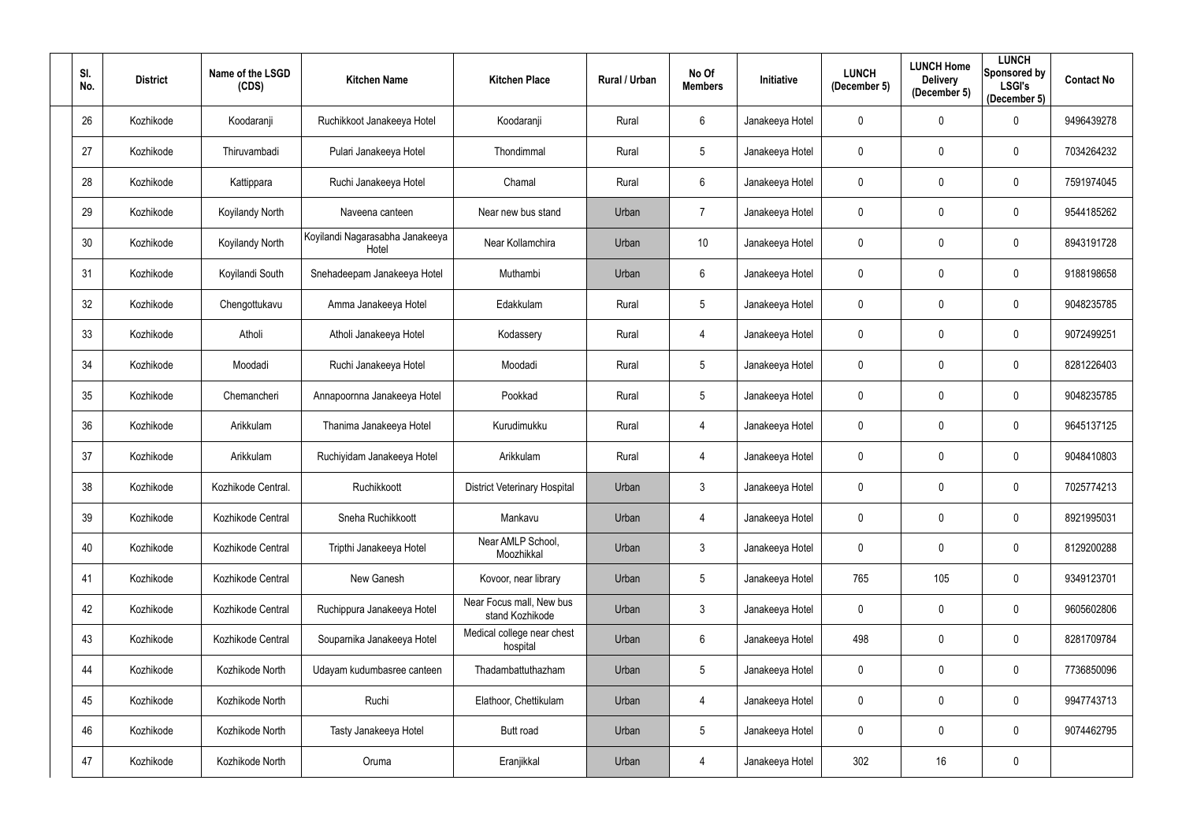| Sl. No. | District | Name of the LSGD (CDS) | Kitchen Name | Kitchen Place | Rural / Urban | No Of Members | Initiative | LUNCH (December 5) | LUNCH Home Delivery (December 5) | LUNCH Sponsored by LSGI's (December 5) | Contact No |
|---|---|---|---|---|---|---|---|---|---|---|---|
| 26 | Kozhikode | Koodaranji | Ruchikkoot Janakeeya Hotel | Koodaranji | Rural | 6 | Janakeeya Hotel | 0 | 0 | 0 | 9496439278 |
| 27 | Kozhikode | Thiruvambadi | Pulari Janakeeya Hotel | Thondimmal | Rural | 5 | Janakeeya Hotel | 0 | 0 | 0 | 7034264232 |
| 28 | Kozhikode | Kattippara | Ruchi Janakeeya Hotel | Chamal | Rural | 6 | Janakeeya Hotel | 0 | 0 | 0 | 7591974045 |
| 29 | Kozhikode | Koyilandy North | Naveena canteen | Near new bus stand | Urban | 7 | Janakeeya Hotel | 0 | 0 | 0 | 9544185262 |
| 30 | Kozhikode | Koyilandy North | Koyilandi Nagarasabha Janakeeya Hotel | Near Kollamchira | Urban | 10 | Janakeeya Hotel | 0 | 0 | 0 | 8943191728 |
| 31 | Kozhikode | Koyilandi South | Snehadeepam Janakeeya Hotel | Muthambi | Urban | 6 | Janakeeya Hotel | 0 | 0 | 0 | 9188198658 |
| 32 | Kozhikode | Chengottukavu | Amma Janakeeya Hotel | Edakkulam | Rural | 5 | Janakeeya Hotel | 0 | 0 | 0 | 9048235785 |
| 33 | Kozhikode | Atholi | Atholi Janakeeya Hotel | Kodassery | Rural | 4 | Janakeeya Hotel | 0 | 0 | 0 | 9072499251 |
| 34 | Kozhikode | Moodadi | Ruchi Janakeeya Hotel | Moodadi | Rural | 5 | Janakeeya Hotel | 0 | 0 | 0 | 8281226403 |
| 35 | Kozhikode | Chemancheri | Annapoornna Janakeeya Hotel | Pookkad | Rural | 5 | Janakeeya Hotel | 0 | 0 | 0 | 9048235785 |
| 36 | Kozhikode | Arikkulam | Thanima Janakeeya Hotel | Kurudimukku | Rural | 4 | Janakeeya Hotel | 0 | 0 | 0 | 9645137125 |
| 37 | Kozhikode | Arikkulam | Ruchiyidam Janakeeya Hotel | Arikkulam | Rural | 4 | Janakeeya Hotel | 0 | 0 | 0 | 9048410803 |
| 38 | Kozhikode | Kozhikode Central. | Ruchikkoott | District Veterinary Hospital | Urban | 3 | Janakeeya Hotel | 0 | 0 | 0 | 7025774213 |
| 39 | Kozhikode | Kozhikode Central | Sneha Ruchikkoott | Mankavu | Urban | 4 | Janakeeya Hotel | 0 | 0 | 0 | 8921995031 |
| 40 | Kozhikode | Kozhikode Central | Tripthi Janakeeya Hotel | Near AMLP School, Moozhikkal | Urban | 3 | Janakeeya Hotel | 0 | 0 | 0 | 8129200288 |
| 41 | Kozhikode | Kozhikode Central | New Ganesh | Kovoor, near library | Urban | 5 | Janakeeya Hotel | 765 | 105 | 0 | 9349123701 |
| 42 | Kozhikode | Kozhikode Central | Ruchippura Janakeeya Hotel | Near Focus mall, New bus stand Kozhikode | Urban | 3 | Janakeeya Hotel | 0 | 0 | 0 | 9605602806 |
| 43 | Kozhikode | Kozhikode Central | Souparnika Janakeeya Hotel | Medical college near chest hospital | Urban | 6 | Janakeeya Hotel | 498 | 0 | 0 | 8281709784 |
| 44 | Kozhikode | Kozhikode North | Udayam kudumbasree canteen | Thadambattuthazham | Urban | 5 | Janakeeya Hotel | 0 | 0 | 0 | 7736850096 |
| 45 | Kozhikode | Kozhikode North | Ruchi | Elathoor, Chettikulam | Urban | 4 | Janakeeya Hotel | 0 | 0 | 0 | 9947743713 |
| 46 | Kozhikode | Kozhikode North | Tasty Janakeeya Hotel | Butt road | Urban | 5 | Janakeeya Hotel | 0 | 0 | 0 | 9074462795 |
| 47 | Kozhikode | Kozhikode North | Oruma | Eranjikkal | Urban | 4 | Janakeeya Hotel | 302 | 16 | 0 | |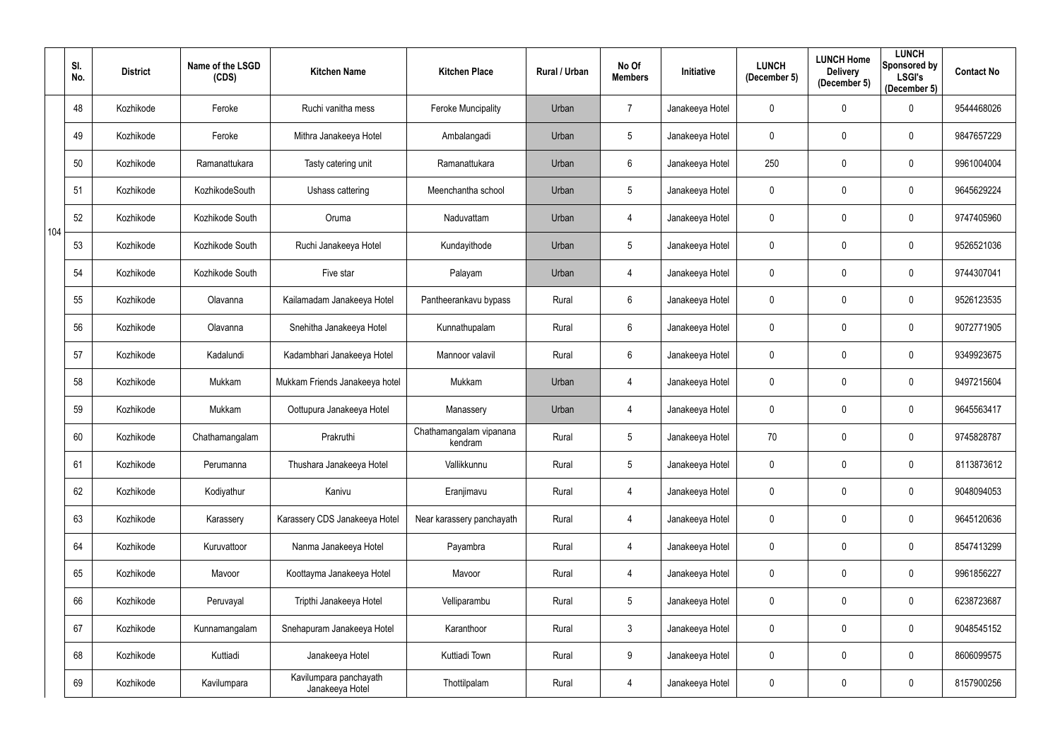| | Sl. No. | District | Name of the LSGD (CDS) | Kitchen Name | Kitchen Place | Rural / Urban | No Of Members | Initiative | LUNCH (December 5) | LUNCH Home Delivery (December 5) | LUNCH Sponsored by LSGI's (December 5) | Contact No |
|---|---|---|---|---|---|---|---|---|---|---|---|---|
| 104 | 48 | Kozhikode | Feroke | Ruchi vanitha mess | Feroke Muncipality | Urban | 7 | Janakeeya Hotel | 0 | 0 | 0 | 9544468026 |
| | 49 | Kozhikode | Feroke | Mithra Janakeeya Hotel | Ambalangadi | Urban | 5 | Janakeeya Hotel | 0 | 0 | 0 | 9847657229 |
| | 50 | Kozhikode | Ramanattukara | Tasty catering unit | Ramanattukara | Urban | 6 | Janakeeya Hotel | 250 | 0 | 0 | 9961004004 |
| | 51 | Kozhikode | KozhikodeSouth | Ushass cattering | Meenchantha school | Urban | 5 | Janakeeya Hotel | 0 | 0 | 0 | 9645629224 |
| | 52 | Kozhikode | Kozhikode South | Oruma | Naduvattam | Urban | 4 | Janakeeya Hotel | 0 | 0 | 0 | 9747405960 |
| | 53 | Kozhikode | Kozhikode South | Ruchi Janakeeya Hotel | Kundayithode | Urban | 5 | Janakeeya Hotel | 0 | 0 | 0 | 9526521036 |
| | 54 | Kozhikode | Kozhikode South | Five star | Palayam | Urban | 4 | Janakeeya Hotel | 0 | 0 | 0 | 9744307041 |
| | 55 | Kozhikode | Olavanna | Kailamadam Janakeeya Hotel | Pantheerankavu bypass | Rural | 6 | Janakeeya Hotel | 0 | 0 | 0 | 9526123535 |
| | 56 | Kozhikode | Olavanna | Snehitha Janakeeya Hotel | Kunnathupalam | Rural | 6 | Janakeeya Hotel | 0 | 0 | 0 | 9072771905 |
| | 57 | Kozhikode | Kadalundi | Kadambhari Janakeeya Hotel | Mannoor valavil | Rural | 6 | Janakeeya Hotel | 0 | 0 | 0 | 9349923675 |
| | 58 | Kozhikode | Mukkam | Mukkam Friends Janakeeya hotel | Mukkam | Urban | 4 | Janakeeya Hotel | 0 | 0 | 0 | 9497215604 |
| | 59 | Kozhikode | Mukkam | Oottupura Janakeeya Hotel | Manassery | Urban | 4 | Janakeeya Hotel | 0 | 0 | 0 | 9645563417 |
| | 60 | Kozhikode | Chathamangalam | Prakruthi | Chathamangalam vipanana kendram | Rural | 5 | Janakeeya Hotel | 70 | 0 | 0 | 9745828787 |
| | 61 | Kozhikode | Perumanna | Thushara Janakeeya Hotel | Vallikkunnu | Rural | 5 | Janakeeya Hotel | 0 | 0 | 0 | 8113873612 |
| | 62 | Kozhikode | Kodiyathur | Kanivu | Eranjimavu | Rural | 4 | Janakeeya Hotel | 0 | 0 | 0 | 9048094053 |
| | 63 | Kozhikode | Karassery | Karassery CDS Janakeeya Hotel | Near karassery panchayath | Rural | 4 | Janakeeya Hotel | 0 | 0 | 0 | 9645120636 |
| | 64 | Kozhikode | Kuruvattoor | Nanma Janakeeya Hotel | Payambra | Rural | 4 | Janakeeya Hotel | 0 | 0 | 0 | 8547413299 |
| | 65 | Kozhikode | Mavoor | Koottayma Janakeeya Hotel | Mavoor | Rural | 4 | Janakeeya Hotel | 0 | 0 | 0 | 9961856227 |
| | 66 | Kozhikode | Peruvayal | Tripthi Janakeeya Hotel | Velliparambu | Rural | 5 | Janakeeya Hotel | 0 | 0 | 0 | 6238723687 |
| | 67 | Kozhikode | Kunnamangalam | Snehapuram Janakeeya Hotel | Karanthoor | Rural | 3 | Janakeeya Hotel | 0 | 0 | 0 | 9048545152 |
| | 68 | Kozhikode | Kuttiadi | Janakeeya Hotel | Kuttiadi Town | Rural | 9 | Janakeeya Hotel | 0 | 0 | 0 | 8606099575 |
| | 69 | Kozhikode | Kavilumpara | Kavilumpara panchayath Janakeeya Hotel | Thottilpalam | Rural | 4 | Janakeeya Hotel | 0 | 0 | 0 | 8157900256 |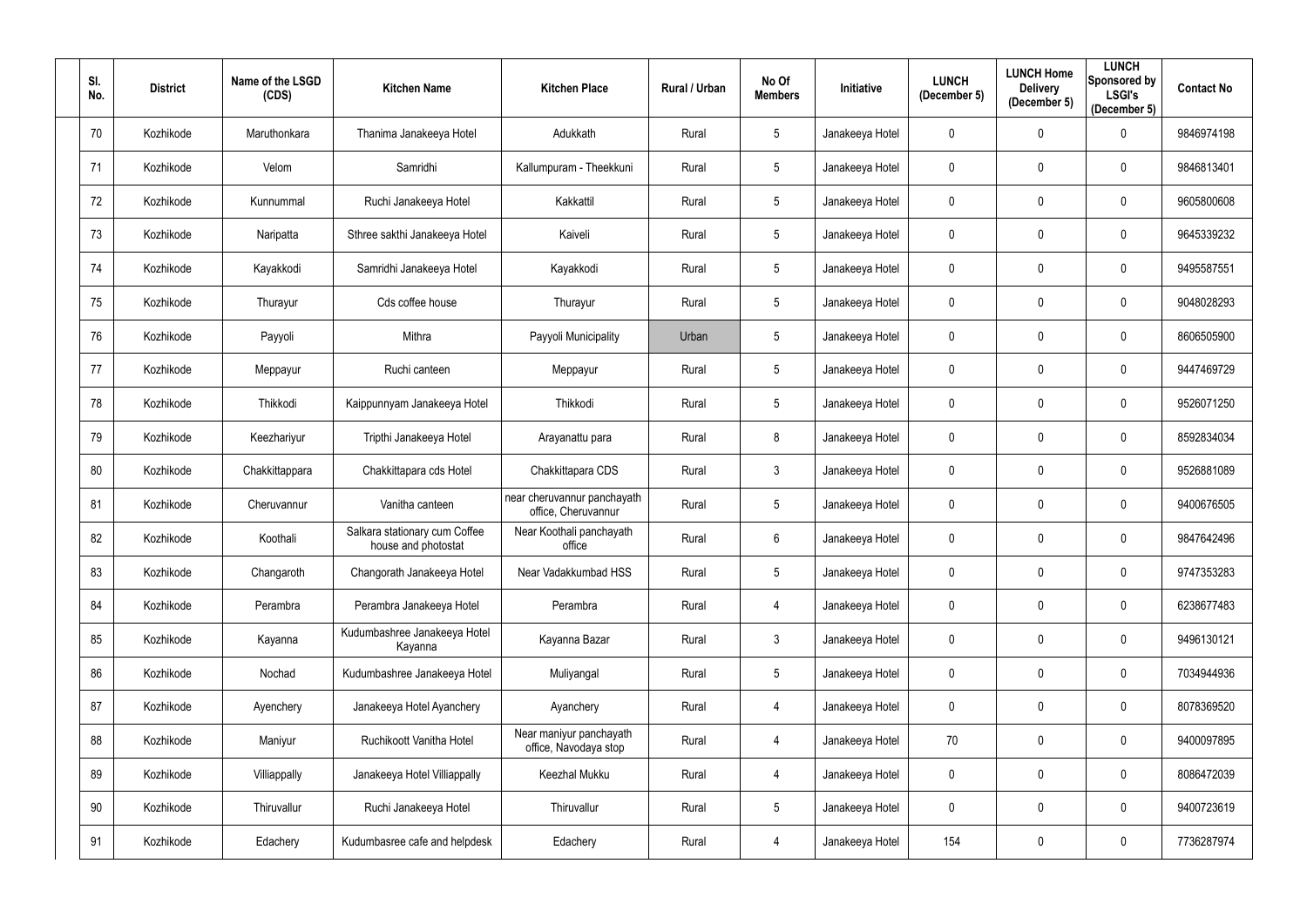| Sl. No. | District | Name of the LSGD (CDS) | Kitchen Name | Kitchen Place | Rural / Urban | No Of Members | Initiative | LUNCH (December 5) | LUNCH Home Delivery (December 5) | LUNCH Sponsored by LSGI's (December 5) | Contact No |
|---|---|---|---|---|---|---|---|---|---|---|---|
| 70 | Kozhikode | Maruthonkara | Thanima Janakeeya Hotel | Adukkath | Rural | 5 | Janakeeya Hotel | 0 | 0 | 0 | 9846974198 |
| 71 | Kozhikode | Velom | Samridhi | Kallumpuram - Theekkuni | Rural | 5 | Janakeeya Hotel | 0 | 0 | 0 | 9846813401 |
| 72 | Kozhikode | Kunnummal | Ruchi Janakeeya Hotel | Kakkattil | Rural | 5 | Janakeeya Hotel | 0 | 0 | 0 | 9605800608 |
| 73 | Kozhikode | Naripatta | Sthree sakthi Janakeeya Hotel | Kaiveli | Rural | 5 | Janakeeya Hotel | 0 | 0 | 0 | 9645339232 |
| 74 | Kozhikode | Kayakkodi | Samridhi Janakeeya Hotel | Kayakkodi | Rural | 5 | Janakeeya Hotel | 0 | 0 | 0 | 9495587551 |
| 75 | Kozhikode | Thurayur | Cds coffee house | Thurayur | Rural | 5 | Janakeeya Hotel | 0 | 0 | 0 | 9048028293 |
| 76 | Kozhikode | Payyoli | Mithra | Payyoli Municipality | Urban | 5 | Janakeeya Hotel | 0 | 0 | 0 | 8606505900 |
| 77 | Kozhikode | Meppayur | Ruchi canteen | Meppayur | Rural | 5 | Janakeeya Hotel | 0 | 0 | 0 | 9447469729 |
| 78 | Kozhikode | Thikkodi | Kaippunnyam Janakeeya Hotel | Thikkodi | Rural | 5 | Janakeeya Hotel | 0 | 0 | 0 | 9526071250 |
| 79 | Kozhikode | Keezhariyur | Tripthi Janakeeya Hotel | Arayanattu para | Rural | 8 | Janakeeya Hotel | 0 | 0 | 0 | 8592834034 |
| 80 | Kozhikode | Chakkittappara | Chakkittapara cds Hotel | Chakkittapara CDS | Rural | 3 | Janakeeya Hotel | 0 | 0 | 0 | 9526881089 |
| 81 | Kozhikode | Cheruvannur | Vanitha canteen | near cheruvannur panchayath office, Cheruvannur | Rural | 5 | Janakeeya Hotel | 0 | 0 | 0 | 9400676505 |
| 82 | Kozhikode | Koothali | Salkara stationary cum Coffee house and photostat | Near Koothali panchayath office | Rural | 6 | Janakeeya Hotel | 0 | 0 | 0 | 9847642496 |
| 83 | Kozhikode | Changaroth | Changorath Janakeeya Hotel | Near Vadakkumbad HSS | Rural | 5 | Janakeeya Hotel | 0 | 0 | 0 | 9747353283 |
| 84 | Kozhikode | Perambra | Perambra Janakeeya Hotel | Perambra | Rural | 4 | Janakeeya Hotel | 0 | 0 | 0 | 6238677483 |
| 85 | Kozhikode | Kayanna | Kudumbashree Janakeeya Hotel Kayanna | Kayanna Bazar | Rural | 3 | Janakeeya Hotel | 0 | 0 | 0 | 9496130121 |
| 86 | Kozhikode | Nochad | Kudumbashree Janakeeya Hotel | Muliyangal | Rural | 5 | Janakeeya Hotel | 0 | 0 | 0 | 7034944936 |
| 87 | Kozhikode | Ayenchery | Janakeeya Hotel Ayanchery | Ayanchery | Rural | 4 | Janakeeya Hotel | 0 | 0 | 0 | 8078369520 |
| 88 | Kozhikode | Maniyur | Ruchikoott Vanitha Hotel | Near maniyur panchayath office, Navodaya stop | Rural | 4 | Janakeeya Hotel | 70 | 0 | 0 | 9400097895 |
| 89 | Kozhikode | Villiappally | Janakeeya Hotel Villiappally | Keezhal Mukku | Rural | 4 | Janakeeya Hotel | 0 | 0 | 0 | 8086472039 |
| 90 | Kozhikode | Thiruvallur | Ruchi Janakeeya Hotel | Thiruvallur | Rural | 5 | Janakeeya Hotel | 0 | 0 | 0 | 9400723619 |
| 91 | Kozhikode | Edachery | Kudumbasree cafe and helpdesk | Edachery | Rural | 4 | Janakeeya Hotel | 154 | 0 | 0 | 7736287974 |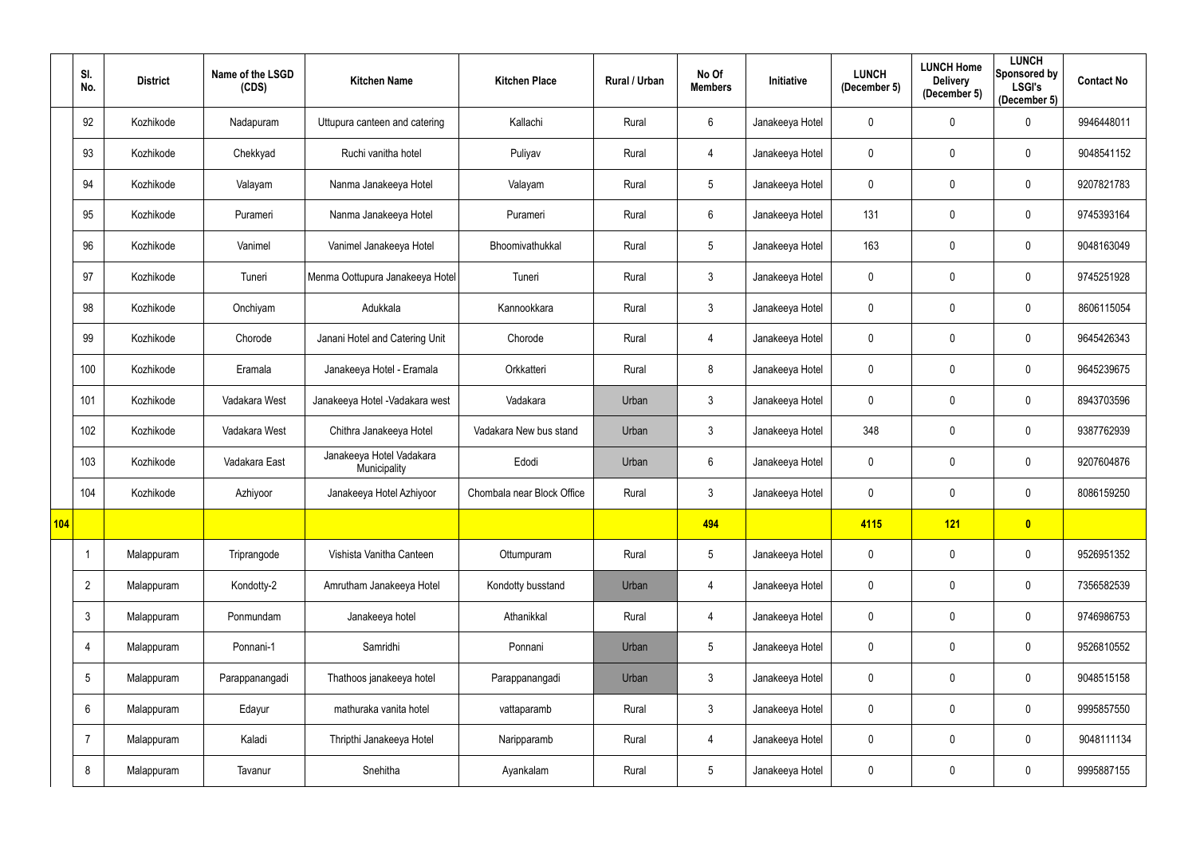|  | Sl. No. | District | Name of the LSGD (CDS) | Kitchen Name | Kitchen Place | Rural / Urban | No Of Members | Initiative | LUNCH (December 5) | LUNCH Home Delivery (December 5) | LUNCH Sponsored by LSGI's (December 5) | Contact No |
|---|---|---|---|---|---|---|---|---|---|---|---|---|
|  | 92 | Kozhikode | Nadapuram | Uttupura canteen and catering | Kallachi | Rural | 6 | Janakeeya Hotel | 0 | 0 | 0 | 9946448011 |
|  | 93 | Kozhikode | Chekkyad | Ruchi vanitha hotel | Puliyav | Rural | 4 | Janakeeya Hotel | 0 | 0 | 0 | 9048541152 |
|  | 94 | Kozhikode | Valayam | Nanma Janakeeya Hotel | Valayam | Rural | 5 | Janakeeya Hotel | 0 | 0 | 0 | 9207821783 |
|  | 95 | Kozhikode | Purameri | Nanma Janakeeya Hotel | Purameri | Rural | 6 | Janakeeya Hotel | 131 | 0 | 0 | 9745393164 |
|  | 96 | Kozhikode | Vanimel | Vanimel Janakeeya Hotel | Bhoomivathukkal | Rural | 5 | Janakeeya Hotel | 163 | 0 | 0 | 9048163049 |
|  | 97 | Kozhikode | Tuneri | Menma Oottupura Janakeeya Hotel | Tuneri | Rural | 3 | Janakeeya Hotel | 0 | 0 | 0 | 9745251928 |
|  | 98 | Kozhikode | Onchiyam | Adukkala | Kannookkara | Rural | 3 | Janakeeya Hotel | 0 | 0 | 0 | 8606115054 |
|  | 99 | Kozhikode | Chorode | Janani Hotel and Catering Unit | Chorode | Rural | 4 | Janakeeya Hotel | 0 | 0 | 0 | 9645426343 |
|  | 100 | Kozhikode | Eramala | Janakeeya Hotel - Eramala | Orkkatteri | Rural | 8 | Janakeeya Hotel | 0 | 0 | 0 | 9645239675 |
|  | 101 | Kozhikode | Vadakara West | Janakeeya Hotel -Vadakara west | Vadakara | Urban | 3 | Janakeeya Hotel | 0 | 0 | 0 | 8943703596 |
|  | 102 | Kozhikode | Vadakara West | Chithra Janakeeya Hotel | Vadakara New bus stand | Urban | 3 | Janakeeya Hotel | 348 | 0 | 0 | 9387762939 |
|  | 103 | Kozhikode | Vadakara East | Janakeeya Hotel Vadakara Municipality | Edodi | Urban | 6 | Janakeeya Hotel | 0 | 0 | 0 | 9207604876 |
|  | 104 | Kozhikode | Azhiyoor | Janakeeya Hotel Azhiyoor | Chombala near Block Office | Rural | 3 | Janakeeya Hotel | 0 | 0 | 0 | 8086159250 |
| **104** |  |  |  |  |  |  | **494** |  | **4115** | **121** | **0** |  |
|  | 1 | Malappuram | Triprangode | Vishista Vanitha Canteen | Ottumpuram | Rural | 5 | Janakeeya Hotel | 0 | 0 | 0 | 9526951352 |
|  | 2 | Malappuram | Kondotty-2 | Amrutham Janakeeya Hotel | Kondotty busstand | Urban | 4 | Janakeeya Hotel | 0 | 0 | 0 | 7356582539 |
|  | 3 | Malappuram | Ponmundam | Janakeeya hotel | Athanikkal | Rural | 4 | Janakeeya Hotel | 0 | 0 | 0 | 9746986753 |
|  | 4 | Malappuram | Ponnani-1 | Samridhi | Ponnani | Urban | 5 | Janakeeya Hotel | 0 | 0 | 0 | 9526810552 |
|  | 5 | Malappuram | Parappanangadi | Thathoos janakeeya hotel | Parappanangadi | Urban | 3 | Janakeeya Hotel | 0 | 0 | 0 | 9048515158 |
|  | 6 | Malappuram | Edayur | mathuraka vanita hotel | vattaparamb | Rural | 3 | Janakeeya Hotel | 0 | 0 | 0 | 9995857550 |
|  | 7 | Malappuram | Kaladi | Thripthi Janakeeya Hotel | Naripparamb | Rural | 4 | Janakeeya Hotel | 0 | 0 | 0 | 9048111134 |
|  | 8 | Malappuram | Tavanur | Snehitha | Ayankalam | Rural | 5 | Janakeeya Hotel | 0 | 0 | 0 | 9995887155 |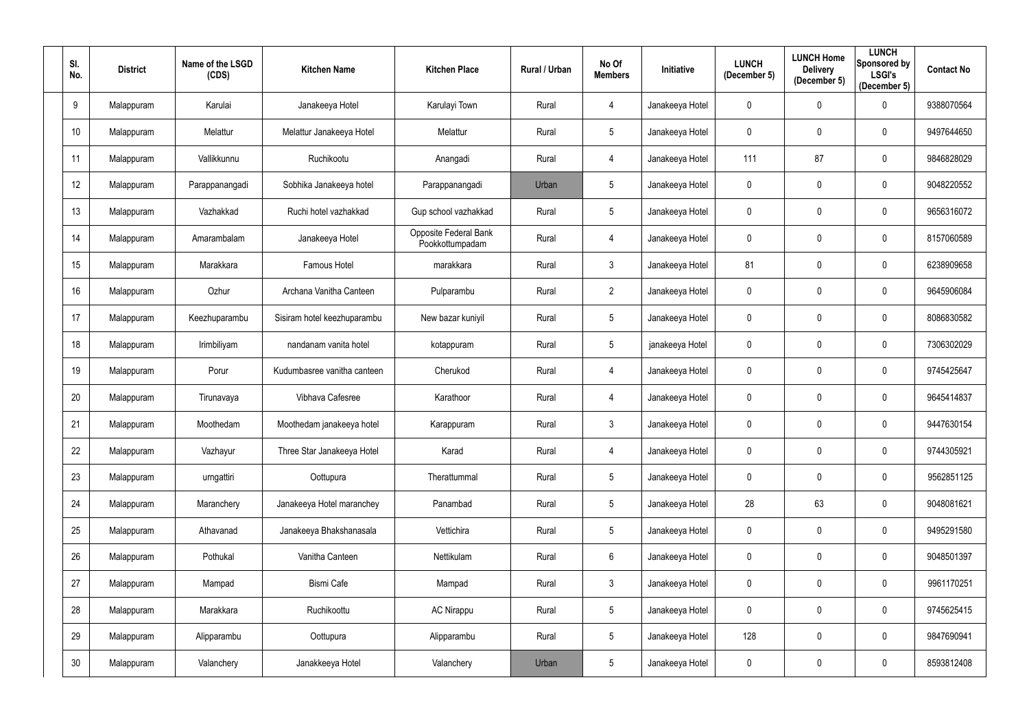| Sl. No. | District | Name of the LSGD (CDS) | Kitchen Name | Kitchen Place | Rural / Urban | No Of Members | Initiative | LUNCH (December 5) | LUNCH Home Delivery (December 5) | LUNCH Sponsored by LSGI's (December 5) | Contact No |
|---|---|---|---|---|---|---|---|---|---|---|---|
| 9 | Malappuram | Karulai | Janakeeya Hotel | Karulayi Town | Rural | 4 | Janakeeya Hotel | 0 | 0 | 0 | 9388070564 |
| 10 | Malappuram | Melattur | Melattur Janakeeya Hotel | Melattur | Rural | 5 | Janakeeya Hotel | 0 | 0 | 0 | 9497644650 |
| 11 | Malappuram | Vallikkunnu | Ruchikootu | Anangadi | Rural | 4 | Janakeeya Hotel | 111 | 87 | 0 | 9846828029 |
| 12 | Malappuram | Parappanangadi | Sobhika Janakeeya hotel | Parappanangadi | Urban | 5 | Janakeeya Hotel | 0 | 0 | 0 | 9048220552 |
| 13 | Malappuram | Vazhakkad | Ruchi hotel vazhakkad | Gup school vazhakkad | Rural | 5 | Janakeeya Hotel | 0 | 0 | 0 | 9656316072 |
| 14 | Malappuram | Amarambalam | Janakeeya Hotel | Opposite Federal Bank Pookkottumpadam | Rural | 4 | Janakeeya Hotel | 0 | 0 | 0 | 8157060589 |
| 15 | Malappuram | Marakkara | Famous Hotel | marakkara | Rural | 3 | Janakeeya Hotel | 81 | 0 | 0 | 6238909658 |
| 16 | Malappuram | Ozhur | Archana Vanitha Canteen | Pulparambu | Rural | 2 | Janakeeya Hotel | 0 | 0 | 0 | 9645906084 |
| 17 | Malappuram | Keezhuparambu | Sisiram hotel keezhuparambu | New bazar kuniyil | Rural | 5 | Janakeeya Hotel | 0 | 0 | 0 | 8086830582 |
| 18 | Malappuram | Irimbiliyam | nandanam vanita hotel | kotappuram | Rural | 5 | janakeeya Hotel | 0 | 0 | 0 | 7306302029 |
| 19 | Malappuram | Porur | Kudumbasree vanitha canteen | Cherukod | Rural | 4 | Janakeeya Hotel | 0 | 0 | 0 | 9745425647 |
| 20 | Malappuram | Tirunavaya | Vibhava Cafesree | Karathoor | Rural | 4 | Janakeeya Hotel | 0 | 0 | 0 | 9645414837 |
| 21 | Malappuram | Moothedam | Moothedam janakeeya hotel | Karappuram | Rural | 3 | Janakeeya Hotel | 0 | 0 | 0 | 9447630154 |
| 22 | Malappuram | Vazhayur | Three Star Janakeeya Hotel | Karad | Rural | 4 | Janakeeya Hotel | 0 | 0 | 0 | 9744305921 |
| 23 | Malappuram | urngattiri | Oottupura | Therattummal | Rural | 5 | Janakeeya Hotel | 0 | 0 | 0 | 9562851125 |
| 24 | Malappuram | Maranchery | Janakeeya Hotel maranchey | Panambad | Rural | 5 | Janakeeya Hotel | 28 | 63 | 0 | 9048081621 |
| 25 | Malappuram | Athavanad | Janakeeya Bhakshanasala | Vettichira | Rural | 5 | Janakeeya Hotel | 0 | 0 | 0 | 9495291580 |
| 26 | Malappuram | Pothukal | Vanitha Canteen | Nettikulam | Rural | 6 | Janakeeya Hotel | 0 | 0 | 0 | 9048501397 |
| 27 | Malappuram | Mampad | Bismi Cafe | Mampad | Rural | 3 | Janakeeya Hotel | 0 | 0 | 0 | 9961170251 |
| 28 | Malappuram | Marakkara | Ruchikoottu | AC Nirappu | Rural | 5 | Janakeeya Hotel | 0 | 0 | 0 | 9745625415 |
| 29 | Malappuram | Alipparambu | Oottupura | Alipparambu | Rural | 5 | Janakeeya Hotel | 128 | 0 | 0 | 9847690941 |
| 30 | Malappuram | Valanchery | Janakkeeya Hotel | Valanchery | Urban | 5 | Janakeeya Hotel | 0 | 0 | 0 | 8593812408 |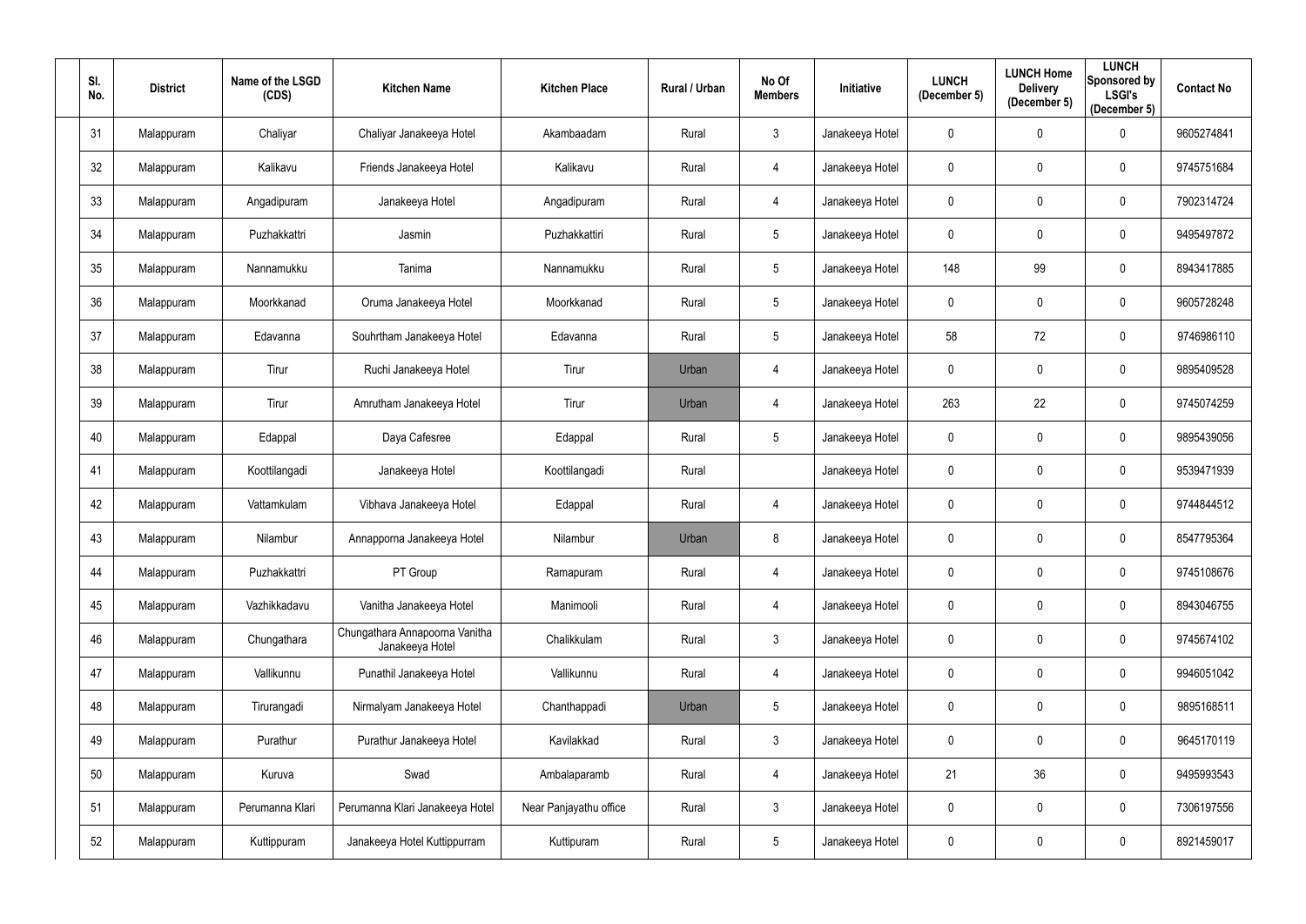| Sl. No. | District | Name of the LSGD (CDS) | Kitchen Name | Kitchen Place | Rural / Urban | No Of Members | Initiative | LUNCH (December 5) | LUNCH Home Delivery (December 5) | LUNCH Sponsored by LSGI's (December 5) | Contact No |
|---|---|---|---|---|---|---|---|---|---|---|---|
| 31 | Malappuram | Chaliyar | Chaliyar Janakeeya Hotel | Akambaadam | Rural | 3 | Janakeeya Hotel | 0 | 0 | 0 | 9605274841 |
| 32 | Malappuram | Kalikavu | Friends Janakeeya Hotel | Kalikavu | Rural | 4 | Janakeeya Hotel | 0 | 0 | 0 | 9745751684 |
| 33 | Malappuram | Angadipuram | Janakeeya Hotel | Angadipuram | Rural | 4 | Janakeeya Hotel | 0 | 0 | 0 | 7902314724 |
| 34 | Malappuram | Puzhakkattri | Jasmin | Puzhakkattiri | Rural | 5 | Janakeeya Hotel | 0 | 0 | 0 | 9495497872 |
| 35 | Malappuram | Nannamukku | Tanima | Nannamukku | Rural | 5 | Janakeeya Hotel | 148 | 99 | 0 | 8943417885 |
| 36 | Malappuram | Moorkkanad | Oruma Janakeeya Hotel | Moorkkanad | Rural | 5 | Janakeeya Hotel | 0 | 0 | 0 | 9605728248 |
| 37 | Malappuram | Edavanna | Souhrtham Janakeeya Hotel | Edavanna | Rural | 5 | Janakeeya Hotel | 58 | 72 | 0 | 9746986110 |
| 38 | Malappuram | Tirur | Ruchi Janakeeya Hotel | Tirur | Urban | 4 | Janakeeya Hotel | 0 | 0 | 0 | 9895409528 |
| 39 | Malappuram | Tirur | Amrutham Janakeeya Hotel | Tirur | Urban | 4 | Janakeeya Hotel | 263 | 22 | 0 | 9745074259 |
| 40 | Malappuram | Edappal | Daya Cafesree | Edappal | Rural | 5 | Janakeeya Hotel | 0 | 0 | 0 | 9895439056 |
| 41 | Malappuram | Koottilangadi | Janakeeya Hotel | Koottilangadi | Rural | | Janakeeya Hotel | 0 | 0 | 0 | 9539471939 |
| 42 | Malappuram | Vattamkulam | Vibhava Janakeeya Hotel | Edappal | Rural | 4 | Janakeeya Hotel | 0 | 0 | 0 | 9744844512 |
| 43 | Malappuram | Nilambur | Annapporna Janakeeya Hotel | Nilambur | Urban | 8 | Janakeeya Hotel | 0 | 0 | 0 | 8547795364 |
| 44 | Malappuram | Puzhakkattri | PT Group | Ramapuram | Rural | 4 | Janakeeya Hotel | 0 | 0 | 0 | 9745108676 |
| 45 | Malappuram | Vazhikkadavu | Vanitha Janakeeya Hotel | Manimooli | Rural | 4 | Janakeeya Hotel | 0 | 0 | 0 | 8943046755 |
| 46 | Malappuram | Chungathara | Chungathara Annapoorna Vanitha Janakeeya Hotel | Chalikkulam | Rural | 3 | Janakeeya Hotel | 0 | 0 | 0 | 9745674102 |
| 47 | Malappuram | Vallikunnu | Punathil Janakeeya Hotel | Vallikunnu | Rural | 4 | Janakeeya Hotel | 0 | 0 | 0 | 9946051042 |
| 48 | Malappuram | Tirurangadi | Nirmalyam Janakeeya Hotel | Chanthappadi | Urban | 5 | Janakeeya Hotel | 0 | 0 | 0 | 9895168511 |
| 49 | Malappuram | Purathur | Purathur Janakeeya Hotel | Kavilakkad | Rural | 3 | Janakeeya Hotel | 0 | 0 | 0 | 9645170119 |
| 50 | Malappuram | Kuruva | Swad | Ambalaparamb | Rural | 4 | Janakeeya Hotel | 21 | 36 | 0 | 9495993543 |
| 51 | Malappuram | Perumanna Klari | Perumanna Klari Janakeeya Hotel | Near Panjayathu office | Rural | 3 | Janakeeya Hotel | 0 | 0 | 0 | 7306197556 |
| 52 | Malappuram | Kuttippuram | Janakeeya Hotel Kuttippurram | Kuttipuram | Rural | 5 | Janakeeya Hotel | 0 | 0 | 0 | 8921459017 |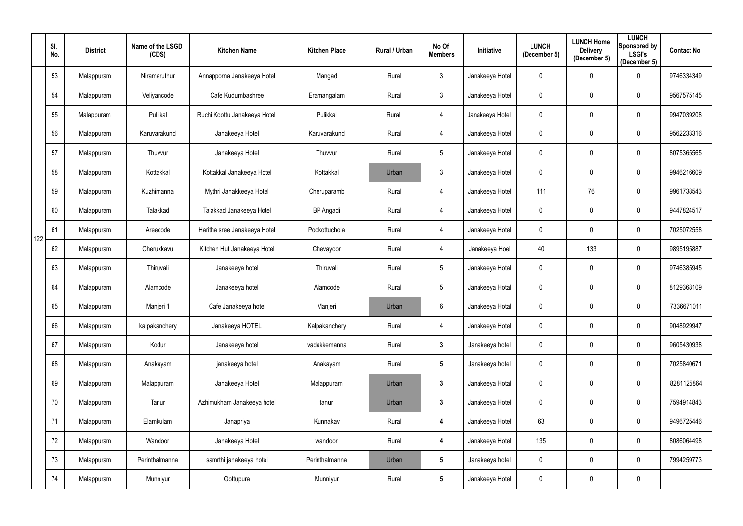| | Sl. No. | District | Name of the LSGD (CDS) | Kitchen Name | Kitchen Place | Rural / Urban | No Of Members | Initiative | LUNCH (December 5) | LUNCH Home Delivery (December 5) | LUNCH Sponsored by LSGI's (December 5) | Contact No |
|---|---|---|---|---|---|---|---|---|---|---|---|---|
| 122 | 53 | Malappuram | Niramaruthur | Annapporna Janakeeya Hotel | Mangad | Rural | 3 | Janakeeya Hotel | 0 | 0 | 0 | 9746334349 |
| | 54 | Malappuram | Veliyancode | Cafe Kudumbashree | Eramangalam | Rural | 3 | Janakeeya Hotel | 0 | 0 | 0 | 9567575145 |
| | 55 | Malappuram | Pulilkal | Ruchi Koottu Janakeeya Hotel | Pulikkal | Rural | 4 | Janakeeya Hotel | 0 | 0 | 0 | 9947039208 |
| | 56 | Malappuram | Karuvarakund | Janakeeya Hotel | Karuvarakund | Rural | 4 | Janakeeya Hotel | 0 | 0 | 0 | 9562233316 |
| | 57 | Malappuram | Thuvvur | Janakeeya Hotel | Thuvvur | Rural | 5 | Janakeeya Hotel | 0 | 0 | 0 | 8075365565 |
| | 58 | Malappuram | Kottakkal | Kottakkal Janakeeya Hotel | Kottakkal | Urban | 3 | Janakeeya Hotel | 0 | 0 | 0 | 9946216609 |
| | 59 | Malappuram | Kuzhimanna | Mythri Janakkeeya Hotel | Cheruparamb | Rural | 4 | Janakeeya Hotel | 111 | 76 | 0 | 9961738543 |
| | 60 | Malappuram | Talakkad | Talakkad Janakeeya Hotel | BP Angadi | Rural | 4 | Janakeeya Hotel | 0 | 0 | 0 | 9447824517 |
| | 61 | Malappuram | Areecode | Haritha sree Janakeeya Hotel | Pookottuchola | Rural | 4 | Janakeeya Hotel | 0 | 0 | 0 | 7025072558 |
| | 62 | Malappuram | Cherukkavu | Kitchen Hut Janakeeya Hotel | Chevayoor | Rural | 4 | Janakeeya Hoel | 40 | 133 | 0 | 9895195887 |
| | 63 | Malappuram | Thiruvali | Janakeeya hotel | Thiruvali | Rural | 5 | Janakeeya Hotal | 0 | 0 | 0 | 9746385945 |
| | 64 | Malappuram | Alamcode | Janakeeya hotel | Alamcode | Rural | 5 | Janakeeya Hotal | 0 | 0 | 0 | 8129368109 |
| | 65 | Malappuram | Manjeri 1 | Cafe Janakeeya hotel | Manjeri | Urban | 6 | Janakeeya Hotal | 0 | 0 | 0 | 7336671011 |
| | 66 | Malappuram | kalpakanchery | Janakeeya HOTEL | Kalpakanchery | Rural | 4 | Janakeeya Hotel | 0 | 0 | 0 | 9048929947 |
| | 67 | Malappuram | Kodur | Janakeeya hotel | vadakkemanna | Rural | 3 | Janakeeya hotel | 0 | 0 | 0 | 9605430938 |
| | 68 | Malappuram | Anakayam | janakeeya hotel | Anakayam | Rural | 5 | Janakeeya hotel | 0 | 0 | 0 | 7025840671 |
| | 69 | Malappuram | Malappuram | Janakeeya Hotel | Malappuram | Urban | 3 | Janakeeya Hotal | 0 | 0 | 0 | 8281125864 |
| | 70 | Malappuram | Tanur | Azhimukham Janakeeya hotel | tanur | Urban | 3 | Janakeeya Hotel | 0 | 0 | 0 | 7594914843 |
| | 71 | Malappuram | Elamkulam | Janapriya | Kunnakav | Rural | 4 | Janakeeya Hotel | 63 | 0 | 0 | 9496725446 |
| | 72 | Malappuram | Wandoor | Janakeeya Hotel | wandoor | Rural | 4 | Janakeeya Hotel | 135 | 0 | 0 | 8086064498 |
| | 73 | Malappuram | Perinthalmanna | samrthi janakeeya hotei | Perinthalmanna | Urban | 5 | Janakeeya hotel | 0 | 0 | 0 | 7994259773 |
| | 74 | Malappuram | Munniyur | Oottupura | Munniyur | Rural | 5 | Janakeeya Hotel | 0 | 0 | 0 | |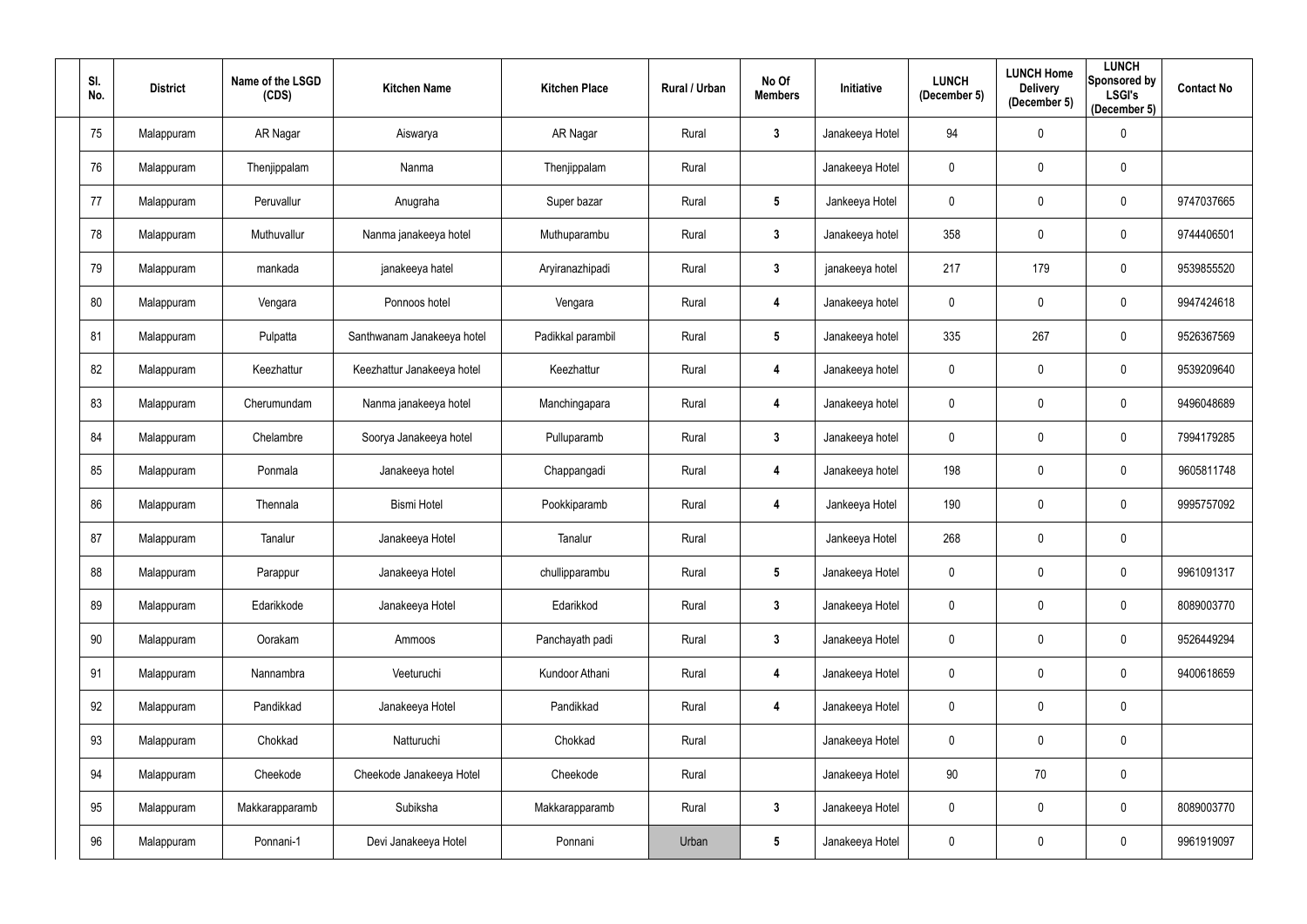| Sl. No. | District | Name of the LSGD (CDS) | Kitchen Name | Kitchen Place | Rural / Urban | No Of Members | Initiative | LUNCH (December 5) | LUNCH Home Delivery (December 5) | LUNCH Sponsored by LSGI's (December 5) | Contact No |
|---|---|---|---|---|---|---|---|---|---|---|---|
| 75 | Malappuram | AR Nagar | Aiswarya | AR Nagar | Rural | 3 | Janakeeya Hotel | 94 | 0 | 0 | |
| 76 | Malappuram | Thenjippalam | Nanma | Thenjippalam | Rural | | Janakeeya Hotel | 0 | 0 | 0 | |
| 77 | Malappuram | Peruvallur | Anugraha | Super bazar | Rural | 5 | Jankeeya Hotel | 0 | 0 | 0 | 9747037665 |
| 78 | Malappuram | Muthuvallur | Nanma janakeeya hotel | Muthuparambu | Rural | 3 | Janakeeya hotel | 358 | 0 | 0 | 9744406501 |
| 79 | Malappuram | mankada | janakeeya hatel | Aryiranazhipadi | Rural | 3 | janakeeya hotel | 217 | 179 | 0 | 9539855520 |
| 80 | Malappuram | Vengara | Ponnoos hotel | Vengara | Rural | 4 | Janakeeya hotel | 0 | 0 | 0 | 9947424618 |
| 81 | Malappuram | Pulpatta | Santhwanam Janakeeya hotel | Padikkal parambil | Rural | 5 | Janakeeya hotel | 335 | 267 | 0 | 9526367569 |
| 82 | Malappuram | Keezhattur | Keezhattur Janakeeya hotel | Keezhattur | Rural | 4 | Janakeeya hotel | 0 | 0 | 0 | 9539209640 |
| 83 | Malappuram | Cherumundam | Nanma janakeeya hotel | Manchingapara | Rural | 4 | Janakeeya hotel | 0 | 0 | 0 | 9496048689 |
| 84 | Malappuram | Chelambre | Soorya Janakeeya hotel | Pulluparamb | Rural | 3 | Janakeeya hotel | 0 | 0 | 0 | 7994179285 |
| 85 | Malappuram | Ponmala | Janakeeya hotel | Chappangadi | Rural | 4 | Janakeeya hotel | 198 | 0 | 0 | 9605811748 |
| 86 | Malappuram | Thennala | Bismi Hotel | Pookkiparamb | Rural | 4 | Jankeeya Hotel | 190 | 0 | 0 | 9995757092 |
| 87 | Malappuram | Tanalur | Janakeeya Hotel | Tanalur | Rural | | Jankeeya Hotel | 268 | 0 | 0 | |
| 88 | Malappuram | Parappur | Janakeeya Hotel | chullipparambu | Rural | 5 | Janakeeya Hotel | 0 | 0 | 0 | 9961091317 |
| 89 | Malappuram | Edarikkode | Janakeeya Hotel | Edarikkod | Rural | 3 | Janakeeya Hotel | 0 | 0 | 0 | 8089003770 |
| 90 | Malappuram | Oorakam | Ammoos | Panchayath padi | Rural | 3 | Janakeeya Hotel | 0 | 0 | 0 | 9526449294 |
| 91 | Malappuram | Nannambra | Veeturuchi | Kundoor Athani | Rural | 4 | Janakeeya Hotel | 0 | 0 | 0 | 9400618659 |
| 92 | Malappuram | Pandikkad | Janakeeya Hotel | Pandikkad | Rural | 4 | Janakeeya Hotel | 0 | 0 | 0 | |
| 93 | Malappuram | Chokkad | Natturuchi | Chokkad | Rural | | Janakeeya Hotel | 0 | 0 | 0 | |
| 94 | Malappuram | Cheekode | Cheekode Janakeeya Hotel | Cheekode | Rural | | Janakeeya Hotel | 90 | 70 | 0 | |
| 95 | Malappuram | Makkarapparamb | Subiksha | Makkarapparamb | Rural | 3 | Janakeeya Hotel | 0 | 0 | 0 | 8089003770 |
| 96 | Malappuram | Ponnani-1 | Devi Janakeeya Hotel | Ponnani | Urban | 5 | Janakeeya Hotel | 0 | 0 | 0 | 9961919097 |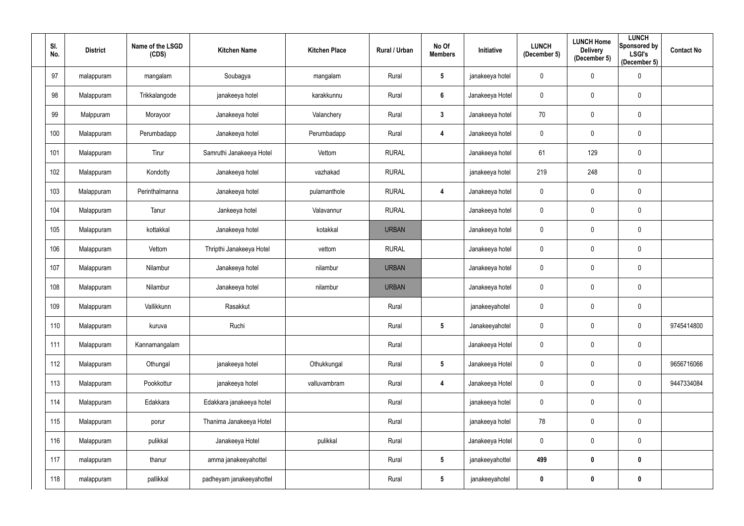| Sl. No. | District | Name of the LSGD (CDS) | Kitchen Name | Kitchen Place | Rural / Urban | No Of Members | Initiative | LUNCH (December 5) | LUNCH Home Delivery (December 5) | LUNCH Sponsored by LSGI's (December 5) | Contact No |
|---|---|---|---|---|---|---|---|---|---|---|---|
| 97 | malappuram | mangalam | Soubagya | mangalam | Rural | 5 | janakeeya hotel | 0 | 0 | 0 | |
| 98 | Malappuram | Trikkalangode | janakeeya hotel | karakkunnu | Rural | 6 | Janakeeya Hotel | 0 | 0 | 0 | |
| 99 | Malppuram | Morayoor | Janakeeya hotel | Valanchery | Rural | 3 | Janakeeya hotel | 70 | 0 | 0 | |
| 100 | Malappuram | Perumbadapp | Janakeeya hotel | Perumbadapp | Rural | 4 | Janakeeya hotel | 0 | 0 | 0 | |
| 101 | Malappuram | Tirur | Samruthi Janakeeya Hotel | Vettom | RURAL | | Janakeeya hotel | 61 | 129 | 0 | |
| 102 | Malappuram | Kondotty | Janakeeya hotel | vazhakad | RURAL | | janakeeya hotel | 219 | 248 | 0 | |
| 103 | Malappuram | Perinthalmanna | Janakeeya hotel | pulamanthole | RURAL | 4 | Janakeeya hotel | 0 | 0 | 0 | |
| 104 | Malappuram | Tanur | Jankeeya hotel | Valavannur | RURAL | | Janakeeya hotel | 0 | 0 | 0 | |
| 105 | Malappuram | kottakkal | Janakeeya hotel | kotakkal | URBAN | | Janakeeya hotel | 0 | 0 | 0 | |
| 106 | Malappuram | Vettom | Thripthi Janakeeya Hotel | vettom | RURAL | | Janakeeya hotel | 0 | 0 | 0 | |
| 107 | Malappuram | Nilambur | Janakeeya hotel | nilambur | URBAN | | Janakeeya hotel | 0 | 0 | 0 | |
| 108 | Malappuram | Nilambur | Janakeeya hotel | nilambur | URBAN | | Janakeeya hotel | 0 | 0 | 0 | |
| 109 | Malappuram | Vallikkunn | Rasakkut | | Rural | | janakeeyahotel | 0 | 0 | 0 | |
| 110 | Malappuram | kuruva | Ruchi | | Rural | 5 | Janakeeyahotel | 0 | 0 | 0 | 9745414800 |
| 111 | Malappuram | Kannamangalam | | | Rural | | Janakeeya Hotel | 0 | 0 | 0 | |
| 112 | Malappuram | Othungal | janakeeya hotel | Othukkungal | Rural | 5 | Janakeeya Hotel | 0 | 0 | 0 | 9656716066 |
| 113 | Malappuram | Pookkottur | janakeeya hotel | valluvambram | Rural | 4 | Janakeeya Hotel | 0 | 0 | 0 | 9447334084 |
| 114 | Malappuram | Edakkara | Edakkara janakeeya hotel | | Rural | | janakeeya hotel | 0 | 0 | 0 | |
| 115 | Malappuram | porur | Thanima Janakeeya Hotel | | Rural | | janakeeya hotel | 78 | 0 | 0 | |
| 116 | Malappuram | pulikkal | Janakeeya Hotel | pulikkal | Rural | | Janakeeya Hotel | 0 | 0 | 0 | |
| 117 | malappuram | thanur | amma janakeeyahottel | | Rural | 5 | janakeeyahottel | 499 | 0 | 0 | |
| 118 | malappuram | pallikkal | padheyam janakeeyahottel | | Rural | 5 | janakeeyahotel | 0 | 0 | 0 | |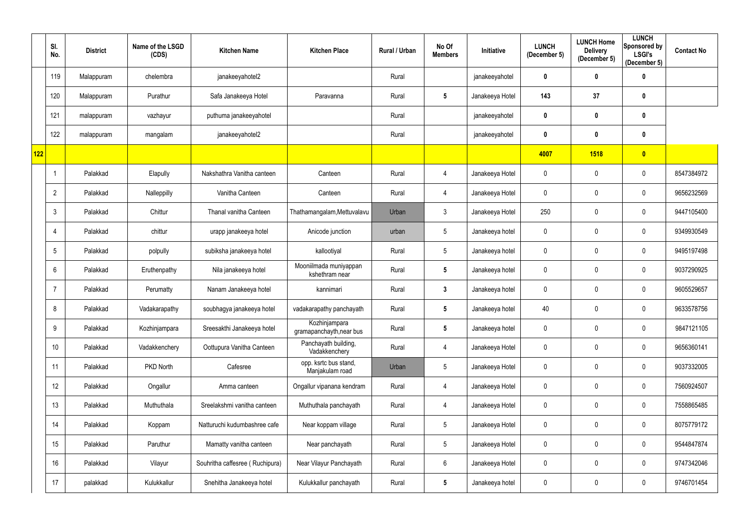| | Sl. No. | District | Name of the LSGD (CDS) | Kitchen Name | Kitchen Place | Rural / Urban | No Of Members | Initiative | LUNCH (December 5) | LUNCH Home Delivery (December 5) | LUNCH Sponsored by LSGI's (December 5) | Contact No |
|---|---|---|---|---|---|---|---|---|---|---|---|---|
| | 119 | Malappuram | chelembra | janakeeyahotel2 | | Rural | | janakeeyahotel | **0** | **0** | **0** | |
| | 120 | Malappuram | Purathur | Safa Janakeeya Hotel | Paravanna | Rural | **5** | Janakeeya Hotel | **143** | **37** | **0** | |
| | 121 | malappuram | vazhayur | puthuma janakeeyahotel | | Rural | | janakeeyahotel | **0** | **0** | **0** | |
| | 122 | malappuram | mangalam | janakeeyahotel2 | | Rural | | janakeeyahotel | **0** | **0** | **0** | |
| **122** | | | | | | | | | **4007** | **1518** | **0** | |
| | 1 | Palakkad | Elapully | Nakshathra Vanitha canteen | Canteen | Rural | 4 | Janakeeya Hotel | 0 | 0 | 0 | 8547384972 |
| | 2 | Palakkad | Nalleppilly | Vanitha Canteen | Canteen | Rural | 4 | Janakeeya Hotel | 0 | 0 | 0 | 9656232569 |
| | 3 | Palakkad | Chittur | Thanal vanitha Canteen | Thathamangalam,Mettuvalavu | Urban | 3 | Janakeeya Hotel | 250 | 0 | 0 | 9447105400 |
| | 4 | Palakkad | chittur | urapp janakeeya hotel | Anicode junction | urban | 5 | Janakeeya hotel | 0 | 0 | 0 | 9349930549 |
| | 5 | Palakkad | polpully | subiksha janakeeya hotel | kallootiyal | Rural | 5 | Janakeeya hotel | 0 | 0 | 0 | 9495197498 |
| | 6 | Palakkad | Eruthenpathy | Nila janakeeya hotel | Mooniilmada muniyappan kshethram near | Rural | **5** | Janakeeya hotel | 0 | 0 | 0 | 9037290925 |
| | 7 | Palakkad | Perumatty | Nanam Janakeeya hotel | kannimari | Rural | **3** | Janakeeya hotel | 0 | 0 | 0 | 9605529657 |
| | 8 | Palakkad | Vadakarapathy | soubhagya janakeeya hotel | vadakarapathy panchayath | Rural | **5** | Janakeeya hotel | 40 | 0 | 0 | 9633578756 |
| | 9 | Palakkad | Kozhinjampara | Sreesakthi Janakeeya hotel | Kozhinjampara gramapanchayth,near bus | Rural | **5** | Janakeeya hotel | 0 | 0 | 0 | 9847121105 |
| | 10 | Palakkad | Vadakkenchery | Oottupura Vanitha Canteen | Panchayath building, Vadakkenchery | Rural | 4 | Janakeeya Hotel | 0 | 0 | 0 | 9656360141 |
| | 11 | Palakkad | PKD North | Cafesree | opp. ksrtc bus stand, Manjakulam road | Urban | 5 | Janakeeya Hotel | 0 | 0 | 0 | 9037332005 |
| | 12 | Palakkad | Ongallur | Amma canteen | Ongallur vipanana kendram | Rural | 4 | Janakeeya Hotel | 0 | 0 | 0 | 7560924507 |
| | 13 | Palakkad | Muthuthala | Sreelakshmi vanitha canteen | Muthuthala panchayath | Rural | 4 | Janakeeya Hotel | 0 | 0 | 0 | 7558865485 |
| | 14 | Palakkad | Koppam | Natturuchi kudumbashree cafe | Near koppam village | Rural | 5 | Janakeeya Hotel | 0 | 0 | 0 | 8075779172 |
| | 15 | Palakkad | Paruthur | Mamatty vanitha canteen | Near panchayath | Rural | 5 | Janakeeya Hotel | 0 | 0 | 0 | 9544847874 |
| | 16 | Palakkad | Vilayur | Souhritha caffesree ( Ruchipura) | Near Vilayur Panchayath | Rural | 6 | Janakeeya Hotel | 0 | 0 | 0 | 9747342046 |
| | 17 | palakkad | Kulukkallur | Snehitha Janakeeya hotel | Kulukkallur panchayath | Rural | **5** | Janakeeya hotel | 0 | 0 | 0 | 9746701454 |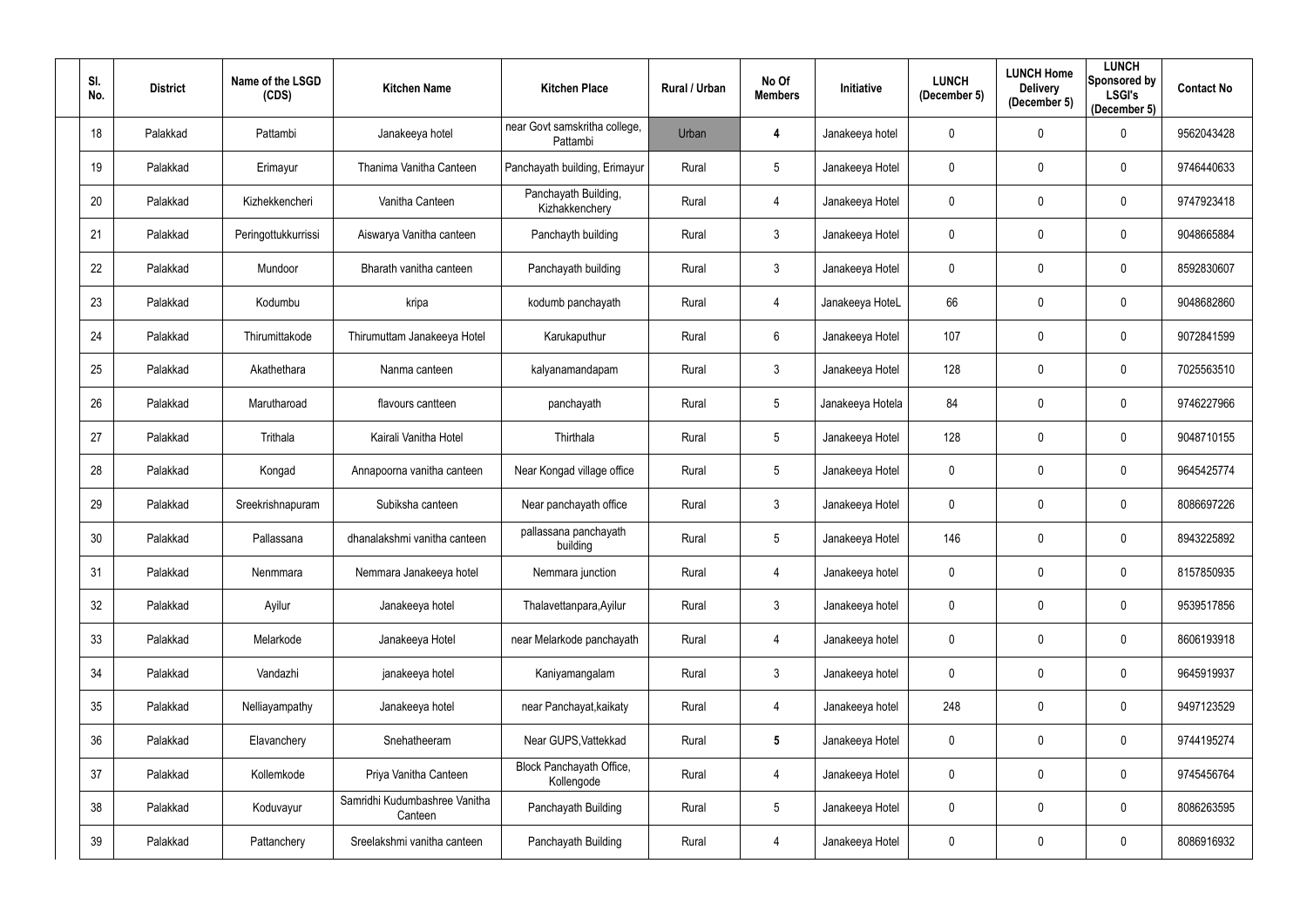| Sl. No. | District | Name of the LSGD (CDS) | Kitchen Name | Kitchen Place | Rural / Urban | No Of Members | Initiative | LUNCH (December 5) | LUNCH Home Delivery (December 5) | LUNCH Sponsored by LSGI's (December 5) | Contact No |
|---|---|---|---|---|---|---|---|---|---|---|---|
| 18 | Palakkad | Pattambi | Janakeeya hotel | near Govt samskritha college, Pattambi | Urban | **4** | Janakeeya hotel | 0 | 0 | 0 | 9562043428 |
| 19 | Palakkad | Erimayur | Thanima Vanitha Canteen | Panchayath building, Erimayur | Rural | 5 | Janakeeya Hotel | 0 | 0 | 0 | 9746440633 |
| 20 | Palakkad | Kizhekkencheri | Vanitha Canteen | Panchayath Building, Kizhakkenchery | Rural | 4 | Janakeeya Hotel | 0 | 0 | 0 | 9747923418 |
| 21 | Palakkad | Peringottukkurrissi | Aiswarya Vanitha canteen | Panchayth building | Rural | 3 | Janakeeya Hotel | 0 | 0 | 0 | 9048665884 |
| 22 | Palakkad | Mundoor | Bharath vanitha canteen | Panchayath building | Rural | 3 | Janakeeya Hotel | 0 | 0 | 0 | 8592830607 |
| 23 | Palakkad | Kodumbu | kripa | kodumb panchayath | Rural | 4 | Janakeeya HoteL | 66 | 0 | 0 | 9048682860 |
| 24 | Palakkad | Thirumittakode | Thirumuttam Janakeeya Hotel | Karukaputhur | Rural | 6 | Janakeeya Hotel | 107 | 0 | 0 | 9072841599 |
| 25 | Palakkad | Akathethara | Nanma canteen | kalyanamandapam | Rural | 3 | Janakeeya Hotel | 128 | 0 | 0 | 7025563510 |
| 26 | Palakkad | Marutharoad | flavours cantteen | panchayath | Rural | 5 | Janakeeya Hotela | 84 | 0 | 0 | 9746227966 |
| 27 | Palakkad | Trithala | Kairali Vanitha Hotel | Thirthala | Rural | 5 | Janakeeya Hotel | 128 | 0 | 0 | 9048710155 |
| 28 | Palakkad | Kongad | Annapoorna vanitha canteen | Near Kongad village office | Rural | 5 | Janakeeya Hotel | 0 | 0 | 0 | 9645425774 |
| 29 | Palakkad | Sreekrishnapuram | Subiksha canteen | Near panchayath office | Rural | 3 | Janakeeya Hotel | 0 | 0 | 0 | 8086697226 |
| 30 | Palakkad | Pallassana | dhanalakshmi vanitha canteen | pallassana panchayath building | Rural | 5 | Janakeeya Hotel | 146 | 0 | 0 | 8943225892 |
| 31 | Palakkad | Nenmmara | Nemmara Janakeeya hotel | Nemmara junction | Rural | 4 | Janakeeya hotel | 0 | 0 | 0 | 8157850935 |
| 32 | Palakkad | Ayilur | Janakeeya hotel | Thalavettanpara,Ayilur | Rural | 3 | Janakeeya hotel | 0 | 0 | 0 | 9539517856 |
| 33 | Palakkad | Melarkode | Janakeeya Hotel | near Melarkode panchayath | Rural | 4 | Janakeeya hotel | 0 | 0 | 0 | 8606193918 |
| 34 | Palakkad | Vandazhi | janakeeya hotel | Kaniyamangalam | Rural | 3 | Janakeeya hotel | 0 | 0 | 0 | 9645919937 |
| 35 | Palakkad | Nelliayampathy | Janakeeya hotel | near Panchayat,kaikaty | Rural | 4 | Janakeeya hotel | 248 | 0 | 0 | 9497123529 |
| 36 | Palakkad | Elavanchery | Snehatheeram | Near GUPS,Vattekkad | Rural | **5** | Janakeeya Hotel | 0 | 0 | 0 | 9744195274 |
| 37 | Palakkad | Kollemkode | Priya Vanitha Canteen | Block Panchayath Office, Kollengode | Rural | 4 | Janakeeya Hotel | 0 | 0 | 0 | 9745456764 |
| 38 | Palakkad | Koduvayur | Samridhi Kudumbashree Vanitha Canteen | Panchayath Building | Rural | 5 | Janakeeya Hotel | 0 | 0 | 0 | 8086263595 |
| 39 | Palakkad | Pattanchery | Sreelakshmi vanitha canteen | Panchayath Building | Rural | 4 | Janakeeya Hotel | 0 | 0 | 0 | 8086916932 |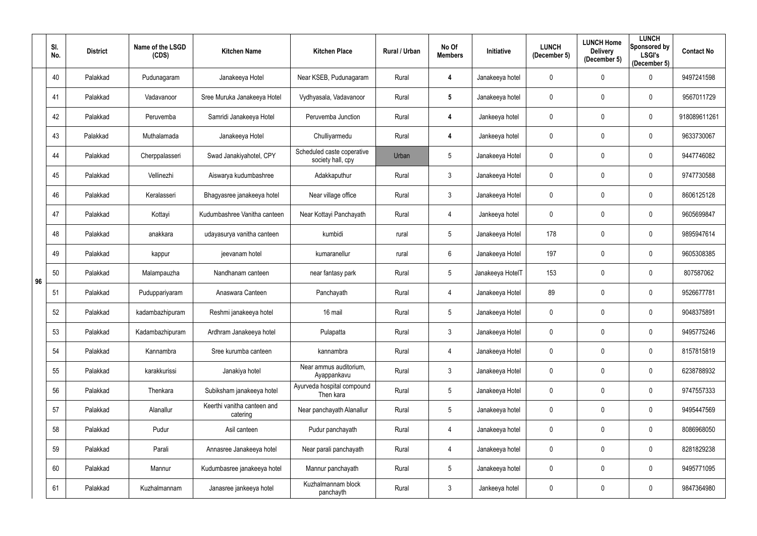| | Sl. No. | District | Name of the LSGD (CDS) | Kitchen Name | Kitchen Place | Rural / Urban | No Of Members | Initiative | LUNCH (December 5) | LUNCH Home Delivery (December 5) | LUNCH Sponsored by LSGI's (December 5) | Contact No |
|---|---|---|---|---|---|---|---|---|---|---|---|---|
| 96 | 40 | Palakkad | Pudunagaram | Janakeeya Hotel | Near KSEB, Pudunagaram | Rural | **4** | Janakeeya hotel | 0 | 0 | 0 | 9497241598 |
| | 41 | Palakkad | Vadavanoor | Sree Muruka Janakeeya Hotel | Vydhyasala, Vadavanoor | Rural | **5** | Janakeeya hotel | 0 | 0 | 0 | 9567011729 |
| | 42 | Palakkad | Peruvemba | Samridi Janakeeya Hotel | Peruvemba Junction | Rural | **4** | Jankeeya hotel | 0 | 0 | 0 | 918089611261 |
| | 43 | Palakkad | Muthalamada | Janakeeya Hotel | Chulliyarmedu | Rural | **4** | Jankeeya hotel | 0 | 0 | 0 | 9633730067 |
| | 44 | Palakkad | Cherppalasseri | Swad Janakiyahotel, CPY | Scheduled caste coperative society hall, cpy | Urban | 5 | Janakeeya Hotel | 0 | 0 | 0 | 9447746082 |
| | 45 | Palakkad | Vellinezhi | Aiswarya kudumbashree | Adakkaputhur | Rural | 3 | Janakeeya Hotel | 0 | 0 | 0 | 9747730588 |
| | 46 | Palakkad | Keralasseri | Bhagyasree janakeeya hotel | Near village office | Rural | 3 | Janakeeya Hotel | 0 | 0 | 0 | 8606125128 |
| | 47 | Palakkad | Kottayi | Kudumbashree Vanitha canteen | Near Kottayi Panchayath | Rural | 4 | Jankeeya hotel | 0 | 0 | 0 | 9605699847 |
| | 48 | Palakkad | anakkara | udayasurya vanitha canteen | kumbidi | rural | 5 | Janakeeya Hotel | 178 | 0 | 0 | 9895947614 |
| | 49 | Palakkad | kappur | jeevanam hotel | kumaranellur | rural | 6 | Janakeeya Hotel | 197 | 0 | 0 | 9605308385 |
| | 50 | Palakkad | Malampauzha | Nandhanam canteen | near fantasy park | Rural | 5 | Janakeeya HotelT | 153 | 0 | 0 | 807587062 |
| | 51 | Palakkad | Puduppariyaram | Anaswara Canteen | Panchayath | Rural | 4 | Janakeeya Hotel | 89 | 0 | 0 | 9526677781 |
| | 52 | Palakkad | kadambazhipuram | Reshmi janakeeya hotel | 16 mail | Rural | 5 | Janakeeya Hotel | 0 | 0 | 0 | 9048375891 |
| | 53 | Palakkad | Kadambazhipuram | Ardhram Janakeeya hotel | Pulapatta | Rural | 3 | Janakeeya Hotel | 0 | 0 | 0 | 9495775246 |
| | 54 | Palakkad | Kannambra | Sree kurumba canteen | kannambra | Rural | 4 | Janakeeya Hotel | 0 | 0 | 0 | 8157815819 |
| | 55 | Palakkad | karakkurissi | Janakiya hotel | Near ammus auditorium, Ayappankavu | Rural | 3 | Janakeeya Hotel | 0 | 0 | 0 | 6238788932 |
| | 56 | Palakkad | Thenkara | Subiksham janakeeya hotel | Ayurveda hospital compound Then kara | Rural | 5 | Janakeeya Hotel | 0 | 0 | 0 | 9747557333 |
| | 57 | Palakkad | Alanallur | Keerthi vanitha canteen and catering | Near panchayath Alanallur | Rural | 5 | Janakeeya hotel | 0 | 0 | 0 | 9495447569 |
| | 58 | Palakkad | Pudur | Asil canteen | Pudur panchayath | Rural | 4 | Janakeeya hotel | 0 | 0 | 0 | 8086968050 |
| | 59 | Palakkad | Parali | Annasree Janakeeya hotel | Near parali panchayath | Rural | 4 | Janakeeya hotel | 0 | 0 | 0 | 8281829238 |
| | 60 | Palakkad | Mannur | Kudumbasree janakeeya hotel | Mannur panchayath | Rural | 5 | Janakeeya hotel | 0 | 0 | 0 | 9495771095 |
| | 61 | Palakkad | Kuzhalmannam | Janasree jankeeya hotel | Kuzhalmannam block panchayth | Rural | 3 | Jankeeya hotel | 0 | 0 | 0 | 9847364980 |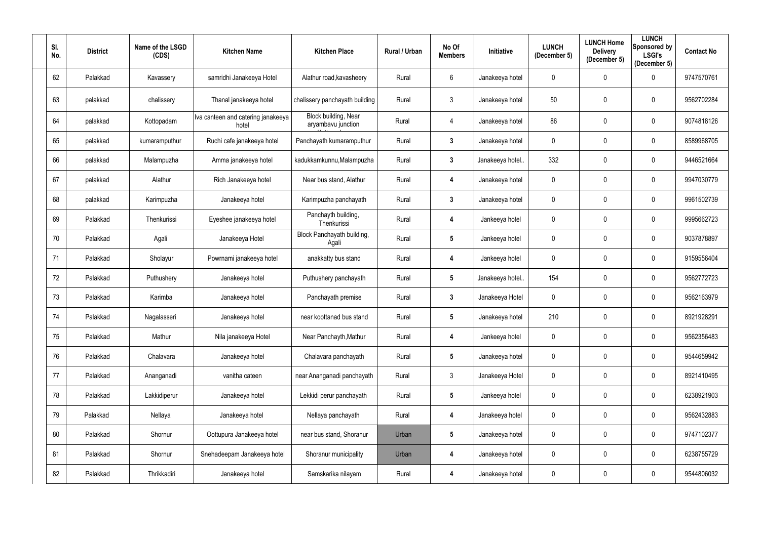| Sl. No. | District | Name of the LSGD (CDS) | Kitchen Name | Kitchen Place | Rural / Urban | No Of Members | Initiative | LUNCH (December 5) | LUNCH Home Delivery (December 5) | LUNCH Sponsored by LSGI's (December 5) | Contact No |
|---|---|---|---|---|---|---|---|---|---|---|---|
| 62 | Palakkad | Kavassery | samridhi Janakeeya Hotel | Alathur road,kavasheery | Rural | 6 | Janakeeya hotel | 0 | 0 | 0 | 9747570761 |
| 63 | palakkad | chalissery | Thanal janakeeya hotel | chalissery panchayath building | Rural | 3 | Janakeeya hotel | 50 | 0 | 0 | 9562702284 |
| 64 | palakkad | Kottopadam | Iva canteen and catering janakeeya hotel | Block building, Near aryambavu junction | Rural | 4 | Janakeeya hotel | 86 | 0 | 0 | 9074818126 |
| 65 | palakkad | kumaramputhur | Ruchi cafe janakeeya hotel | Panchayath kumaramputhur | Rural | 3 | Janakeeya hotel | 0 | 0 | 0 | 8589968705 |
| 66 | palakkad | Malampuzha | Amma janakeeya hotel | kadukkamkunnu,Malampuzha | Rural | 3 | Janakeeya hotel.. | 332 | 0 | 0 | 9446521664 |
| 67 | palakkad | Alathur | Rich Janakeeya hotel | Near bus stand, Alathur | Rural | 4 | Janakeeya hotel | 0 | 0 | 0 | 9947030779 |
| 68 | palakkad | Karimpuzha | Janakeeya hotel | Karimpuzha panchayath | Rural | 3 | Janakeeya hotel | 0 | 0 | 0 | 9961502739 |
| 69 | Palakkad | Thenkurissi | Eyeshee janakeeya hotel | Panchayth building, Thenkurissi | Rural | 4 | Jankeeya hotel | 0 | 0 | 0 | 9995662723 |
| 70 | Palakkad | Agali | Janakeeya Hotel | Block Panchayath building, Agali | Rural | 5 | Jankeeya hotel | 0 | 0 | 0 | 9037878897 |
| 71 | Palakkad | Sholayur | Powrnami janakeeya hotel | anakkatty bus stand | Rural | 4 | Jankeeya hotel | 0 | 0 | 0 | 9159556404 |
| 72 | Palakkad | Puthushery | Janakeeya hotel | Puthushery panchayath | Rural | 5 | Janakeeya hotel.. | 154 | 0 | 0 | 9562772723 |
| 73 | Palakkad | Karimba | Janakeeya hotel | Panchayath premise | Rural | 3 | Janakeeya Hotel | 0 | 0 | 0 | 9562163979 |
| 74 | Palakkad | Nagalasseri | Janakeeya hotel | near koottanad bus stand | Rural | 5 | Janakeeya hotel | 210 | 0 | 0 | 8921928291 |
| 75 | Palakkad | Mathur | Nila janakeeya Hotel | Near Panchayth,Mathur | Rural | 4 | Jankeeya hotel | 0 | 0 | 0 | 9562356483 |
| 76 | Palakkad | Chalavara | Janakeeya hotel | Chalavara panchayath | Rural | 5 | Janakeeya hotel | 0 | 0 | 0 | 9544659942 |
| 77 | Palakkad | Ananganadi | vanitha cateen | near Ananganadi panchayath | Rural | 3 | Janakeeya Hotel | 0 | 0 | 0 | 8921410495 |
| 78 | Palakkad | Lakkidiperur | Janakeeya hotel | Lekkidi perur panchayath | Rural | 5 | Jankeeya hotel | 0 | 0 | 0 | 6238921903 |
| 79 | Palakkad | Nellaya | Janakeeya hotel | Nellaya panchayath | Rural | 4 | Janakeeya hotel | 0 | 0 | 0 | 9562432883 |
| 80 | Palakkad | Shornur | Oottupura Janakeeya hotel | near bus stand, Shoranur | Urban | 5 | Janakeeya hotel | 0 | 0 | 0 | 9747102377 |
| 81 | Palakkad | Shornur | Snehadeepam Janakeeya hotel | Shoranur municipality | Urban | 4 | Janakeeya hotel | 0 | 0 | 0 | 6238755729 |
| 82 | Palakkad | Thrikkadiri | Janakeeya hotel | Samskarika nilayam | Rural | 4 | Janakeeya hotel | 0 | 0 | 0 | 9544806032 |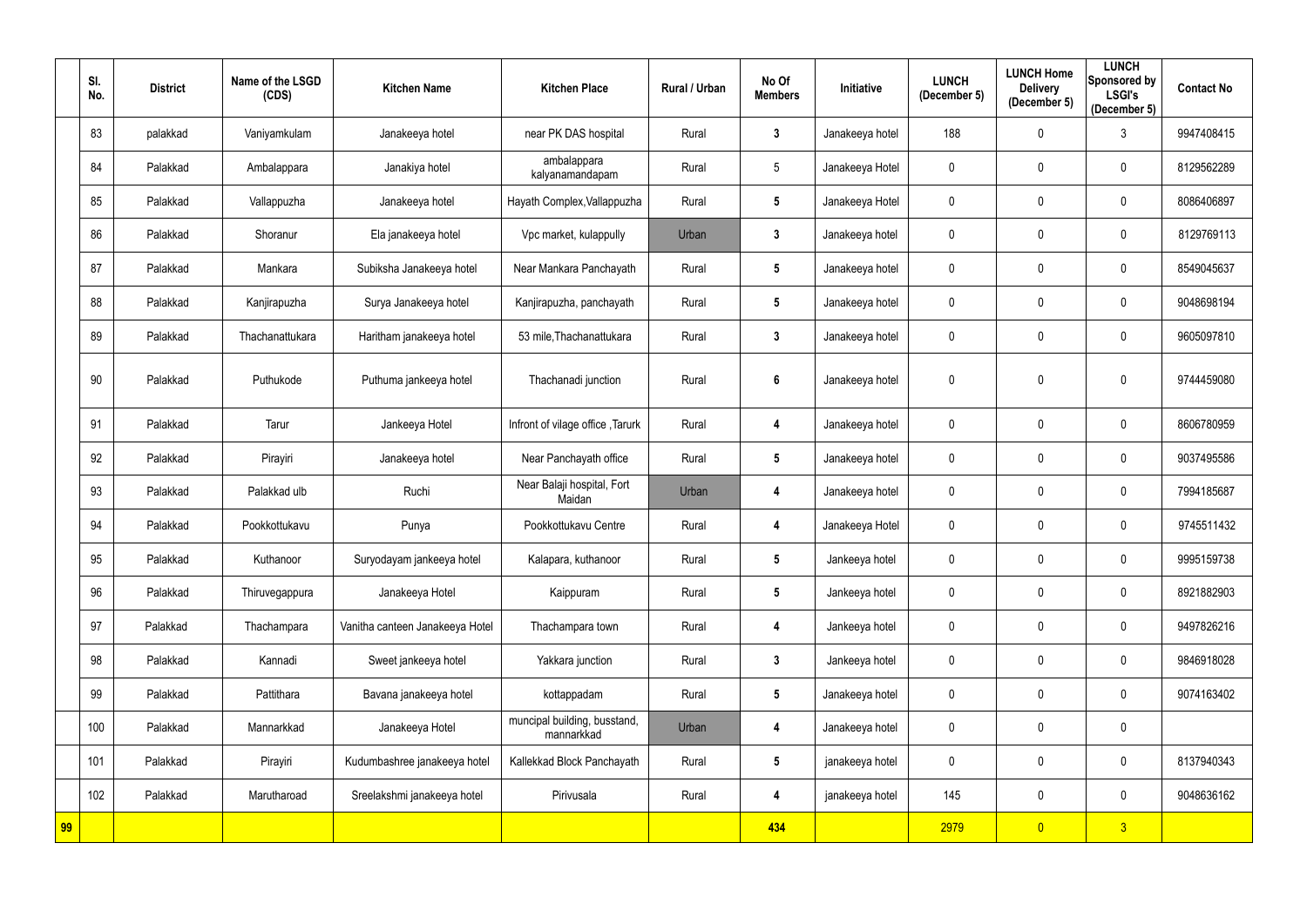| | Sl. No. | District | Name of the LSGD (CDS) | Kitchen Name | Kitchen Place | Rural / Urban | No Of Members | Initiative | LUNCH (December 5) | LUNCH Home Delivery (December 5) | LUNCH Sponsored by LSGI's (December 5) | Contact No |
|---|---|---|---|---|---|---|---|---|---|---|---|---|
| | 83 | palakkad | Vaniyamkulam | Janakeeya hotel | near PK DAS hospital | Rural | 3 | Janakeeya hotel | 188 | 0 | 3 | 9947408415 |
| | 84 | Palakkad | Ambalappara | Janakiya hotel | ambalappara kalyanamandapam | Rural | 5 | Janakeeya Hotel | 0 | 0 | 0 | 8129562289 |
| | 85 | Palakkad | Vallappuzha | Janakeeya hotel | Hayath Complex,Vallappuzha | Rural | 5 | Janakeeya Hotel | 0 | 0 | 0 | 8086406897 |
| | 86 | Palakkad | Shoranur | Ela janakeeya hotel | Vpc market, kulappully | Urban | 3 | Janakeeya hotel | 0 | 0 | 0 | 8129769113 |
| | 87 | Palakkad | Mankara | Subiksha Janakeeya hotel | Near Mankara Panchayath | Rural | 5 | Janakeeya hotel | 0 | 0 | 0 | 8549045637 |
| | 88 | Palakkad | Kanjirapuzha | Surya Janakeeya hotel | Kanjirapuzha, panchayath | Rural | 5 | Janakeeya hotel | 0 | 0 | 0 | 9048698194 |
| | 89 | Palakkad | Thachanattukara | Haritham janakeeya hotel | 53 mile,Thachanattukara | Rural | 3 | Janakeeya hotel | 0 | 0 | 0 | 9605097810 |
| | 90 | Palakkad | Puthukode | Puthuma jankeeya hotel | Thachanadi junction | Rural | 6 | Janakeeya hotel | 0 | 0 | 0 | 9744459080 |
| | 91 | Palakkad | Tarur | Jankeeya Hotel | Infront of vilage office ,Tarurk | Rural | 4 | Janakeeya hotel | 0 | 0 | 0 | 8606780959 |
| | 92 | Palakkad | Pirayiri | Janakeeya hotel | Near Panchayath office | Rural | 5 | Janakeeya hotel | 0 | 0 | 0 | 9037495586 |
| | 93 | Palakkad | Palakkad ulb | Ruchi | Near Balaji hospital, Fort Maidan | Urban | 4 | Janakeeya hotel | 0 | 0 | 0 | 7994185687 |
| | 94 | Palakkad | Pookkottukavu | Punya | Pookkottukavu Centre | Rural | 4 | Janakeeya Hotel | 0 | 0 | 0 | 9745511432 |
| | 95 | Palakkad | Kuthanoor | Suryodayam jankeeya hotel | Kalapara, kuthanoor | Rural | 5 | Jankeeya hotel | 0 | 0 | 0 | 9995159738 |
| | 96 | Palakkad | Thiruvegappura | Janakeeya Hotel | Kaippuram | Rural | 5 | Jankeeya hotel | 0 | 0 | 0 | 8921882903 |
| | 97 | Palakkad | Thachampara | Vanitha canteen Janakeeya Hotel | Thachampara town | Rural | 4 | Jankeeya hotel | 0 | 0 | 0 | 9497826216 |
| | 98 | Palakkad | Kannadi | Sweet jankeeya hotel | Yakkara junction | Rural | 3 | Jankeeya hotel | 0 | 0 | 0 | 9846918028 |
| | 99 | Palakkad | Pattithara | Bavana janakeeya hotel | kottappadam | Rural | 5 | Janakeeya hotel | 0 | 0 | 0 | 9074163402 |
| | 100 | Palakkad | Mannarkkad | Janakeeya Hotel | muncipal building, busstand, mannarkkad | Urban | 4 | Janakeeya hotel | 0 | 0 | 0 | |
| | 101 | Palakkad | Pirayiri | Kudumbashree janakeeya hotel | Kallekkad Block Panchayath | Rural | 5 | janakeeya hotel | 0 | 0 | 0 | 8137940343 |
| | 102 | Palakkad | Marutharoad | Sreelakshmi janakeeya hotel | Pirivusala | Rural | 4 | janakeeya hotel | 145 | 0 | 0 | 9048636162 |
| 99 | | | | | | | 434 | | 2979 | 0 | 3 | |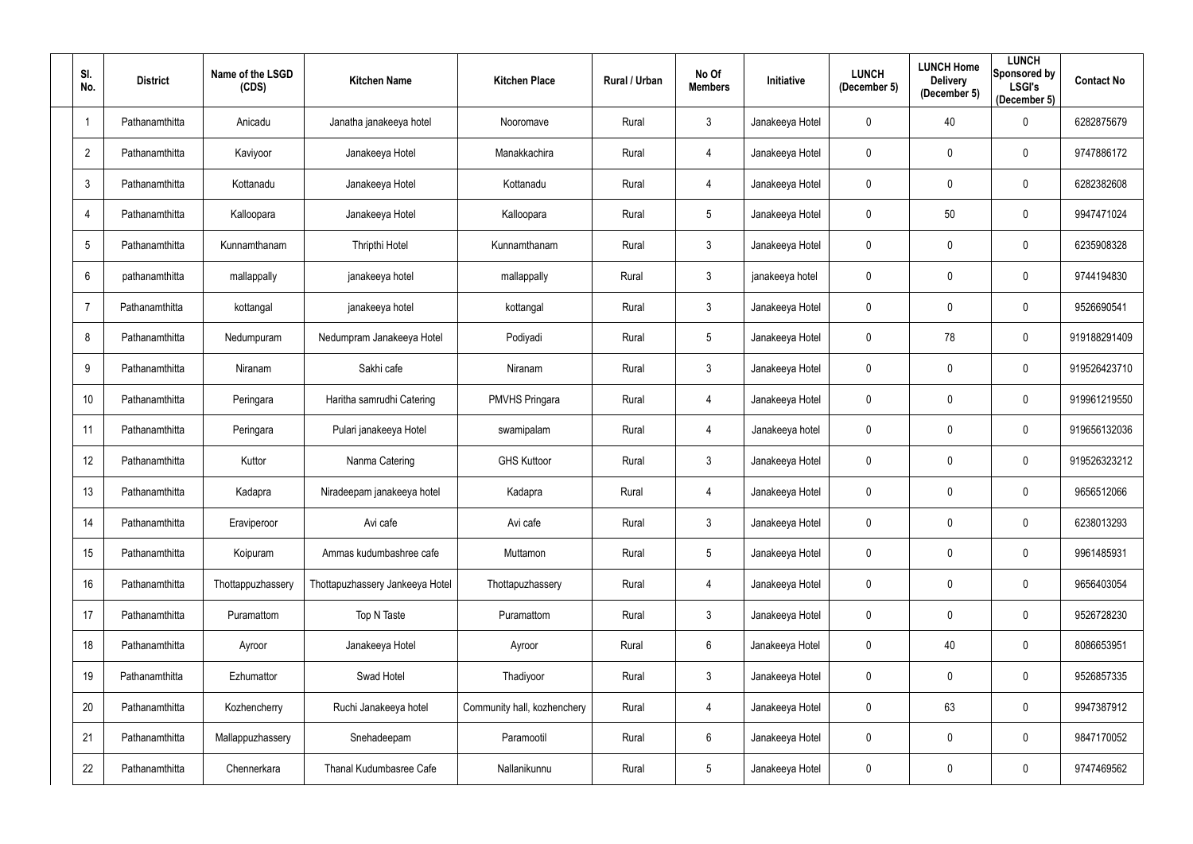| Sl. No. | District | Name of the LSGD (CDS) | Kitchen Name | Kitchen Place | Rural / Urban | No Of Members | Initiative | LUNCH (December 5) | LUNCH Home Delivery (December 5) | LUNCH Sponsored by LSGI's (December 5) | Contact No |
|---|---|---|---|---|---|---|---|---|---|---|---|
| 1 | Pathanamthitta | Anicadu | Janatha janakeeya hotel | Nooromave | Rural | 3 | Janakeeya Hotel | 0 | 40 | 0 | 6282875679 |
| 2 | Pathanamthitta | Kaviyoor | Janakeeya Hotel | Manakkachira | Rural | 4 | Janakeeya Hotel | 0 | 0 | 0 | 9747886172 |
| 3 | Pathanamthitta | Kottanadu | Janakeeya Hotel | Kottanadu | Rural | 4 | Janakeeya Hotel | 0 | 0 | 0 | 6282382608 |
| 4 | Pathanamthitta | Kalloopara | Janakeeya Hotel | Kalloopara | Rural | 5 | Janakeeya Hotel | 0 | 50 | 0 | 9947471024 |
| 5 | Pathanamthitta | Kunnamthanam | Thripthi Hotel | Kunnamthanam | Rural | 3 | Janakeeya Hotel | 0 | 0 | 0 | 6235908328 |
| 6 | pathanamthitta | mallappally | janakeeya hotel | mallappally | Rural | 3 | janakeeya hotel | 0 | 0 | 0 | 9744194830 |
| 7 | Pathanamthitta | kottangal | janakeeya hotel | kottangal | Rural | 3 | Janakeeya Hotel | 0 | 0 | 0 | 9526690541 |
| 8 | Pathanamthitta | Nedumpuram | Nedumpram Janakeeya Hotel | Podiyadi | Rural | 5 | Janakeeya Hotel | 0 | 78 | 0 | 919188291409 |
| 9 | Pathanamthitta | Niranam | Sakhi cafe | Niranam | Rural | 3 | Janakeeya Hotel | 0 | 0 | 0 | 919526423710 |
| 10 | Pathanamthitta | Peringara | Haritha samrudhi Catering | PMVHS Pringara | Rural | 4 | Janakeeya Hotel | 0 | 0 | 0 | 919961219550 |
| 11 | Pathanamthitta | Peringara | Pulari janakeeya Hotel | swamipalam | Rural | 4 | Janakeeya hotel | 0 | 0 | 0 | 919656132036 |
| 12 | Pathanamthitta | Kuttor | Nanma Catering | GHS Kuttoor | Rural | 3 | Janakeeya Hotel | 0 | 0 | 0 | 919526323212 |
| 13 | Pathanamthitta | Kadapra | Niradeepam janakeeya hotel | Kadapra | Rural | 4 | Janakeeya Hotel | 0 | 0 | 0 | 9656512066 |
| 14 | Pathanamthitta | Eraviperoor | Avi cafe | Avi cafe | Rural | 3 | Janakeeya Hotel | 0 | 0 | 0 | 6238013293 |
| 15 | Pathanamthitta | Koipuram | Ammas kudumbashree cafe | Muttamon | Rural | 5 | Janakeeya Hotel | 0 | 0 | 0 | 9961485931 |
| 16 | Pathanamthitta | Thottappuzhassery | Thottapuzhassery Jankeeya Hotel | Thottapuzhassery | Rural | 4 | Janakeeya Hotel | 0 | 0 | 0 | 9656403054 |
| 17 | Pathanamthitta | Puramattom | Top N Taste | Puramattom | Rural | 3 | Janakeeya Hotel | 0 | 0 | 0 | 9526728230 |
| 18 | Pathanamthitta | Ayroor | Janakeeya Hotel | Ayroor | Rural | 6 | Janakeeya Hotel | 0 | 40 | 0 | 8086653951 |
| 19 | Pathanamthitta | Ezhumattor | Swad Hotel | Thadiyoor | Rural | 3 | Janakeeya Hotel | 0 | 0 | 0 | 9526857335 |
| 20 | Pathanamthitta | Kozhencherry | Ruchi Janakeeya hotel | Community hall, kozhenchery | Rural | 4 | Janakeeya Hotel | 0 | 63 | 0 | 9947387912 |
| 21 | Pathanamthitta | Mallappuzhassery | Snehadeepam | Paramootil | Rural | 6 | Janakeeya Hotel | 0 | 0 | 0 | 9847170052 |
| 22 | Pathanamthitta | Chennerkara | Thanal Kudumbasree Cafe | Nallanikunnu | Rural | 5 | Janakeeya Hotel | 0 | 0 | 0 | 9747469562 |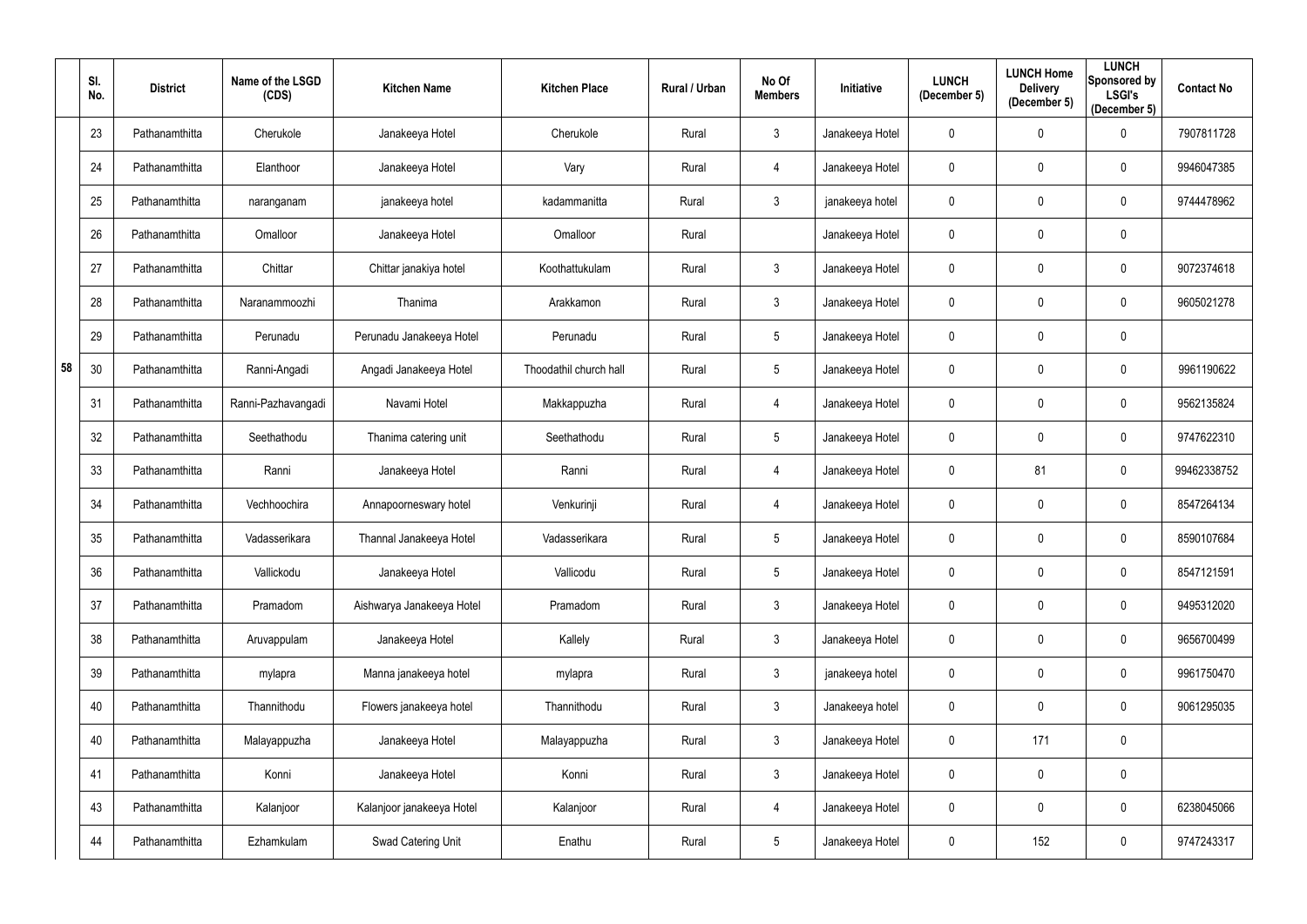| | Sl. No. | District | Name of the LSGD (CDS) | Kitchen Name | Kitchen Place | Rural / Urban | No Of Members | Initiative | LUNCH (December 5) | LUNCH Home Delivery (December 5) | LUNCH Sponsored by LSGI's (December 5) | Contact No |
|---|---|---|---|---|---|---|---|---|---|---|---|---|
| 58 | 23 | Pathanamthitta | Cherukole | Janakeeya Hotel | Cherukole | Rural | 3 | Janakeeya Hotel | 0 | 0 | 0 | 7907811728 |
| | 24 | Pathanamthitta | Elanthoor | Janakeeya Hotel | Vary | Rural | 4 | Janakeeya Hotel | 0 | 0 | 0 | 9946047385 |
| | 25 | Pathanamthitta | naranganam | janakeeya hotel | kadammanitta | Rural | 3 | janakeeya hotel | 0 | 0 | 0 | 9744478962 |
| | 26 | Pathanamthitta | Omalloor | Janakeeya Hotel | Omalloor | Rural | | Janakeeya Hotel | 0 | 0 | 0 | |
| | 27 | Pathanamthitta | Chittar | Chittar janakiya hotel | Koothattukulam | Rural | 3 | Janakeeya Hotel | 0 | 0 | 0 | 9072374618 |
| | 28 | Pathanamthitta | Naranammoozhi | Thanima | Arakkamon | Rural | 3 | Janakeeya Hotel | 0 | 0 | 0 | 9605021278 |
| | 29 | Pathanamthitta | Perunadu | Perunadu Janakeeya Hotel | Perunadu | Rural | 5 | Janakeeya Hotel | 0 | 0 | 0 | |
| | 30 | Pathanamthitta | Ranni-Angadi | Angadi Janakeeya Hotel | Thoodathil church hall | Rural | 5 | Janakeeya Hotel | 0 | 0 | 0 | 9961190622 |
| | 31 | Pathanamthitta | Ranni-Pazhavangadi | Navami Hotel | Makkappuzha | Rural | 4 | Janakeeya Hotel | 0 | 0 | 0 | 9562135824 |
| | 32 | Pathanamthitta | Seethathodu | Thanima catering unit | Seethathodu | Rural | 5 | Janakeeya Hotel | 0 | 0 | 0 | 9747622310 |
| | 33 | Pathanamthitta | Ranni | Janakeeya Hotel | Ranni | Rural | 4 | Janakeeya Hotel | 0 | 81 | 0 | 99462338752 |
| | 34 | Pathanamthitta | Vechhoochira | Annapoorneswary hotel | Venkurinji | Rural | 4 | Janakeeya Hotel | 0 | 0 | 0 | 8547264134 |
| | 35 | Pathanamthitta | Vadasserikara | Thannal Janakeeya Hotel | Vadasserikara | Rural | 5 | Janakeeya Hotel | 0 | 0 | 0 | 8590107684 |
| | 36 | Pathanamthitta | Vallickodu | Janakeeya Hotel | Vallicodu | Rural | 5 | Janakeeya Hotel | 0 | 0 | 0 | 8547121591 |
| | 37 | Pathanamthitta | Pramadom | Aishwarya Janakeeya Hotel | Pramadom | Rural | 3 | Janakeeya Hotel | 0 | 0 | 0 | 9495312020 |
| | 38 | Pathanamthitta | Aruvappulam | Janakeeya Hotel | Kallely | Rural | 3 | Janakeeya Hotel | 0 | 0 | 0 | 9656700499 |
| | 39 | Pathanamthitta | mylapra | Manna janakeeya hotel | mylapra | Rural | 3 | janakeeya hotel | 0 | 0 | 0 | 9961750470 |
| | 40 | Pathanamthitta | Thannithodu | Flowers janakeeya hotel | Thannithodu | Rural | 3 | Janakeeya hotel | 0 | 0 | 0 | 9061295035 |
| | 40 | Pathanamthitta | Malayappuzha | Janakeeya Hotel | Malayappuzha | Rural | 3 | Janakeeya Hotel | 0 | 171 | 0 | |
| | 41 | Pathanamthitta | Konni | Janakeeya Hotel | Konni | Rural | 3 | Janakeeya Hotel | 0 | 0 | 0 | |
| | 43 | Pathanamthitta | Kalanjoor | Kalanjoor janakeeya Hotel | Kalanjoor | Rural | 4 | Janakeeya Hotel | 0 | 0 | 0 | 6238045066 |
| | 44 | Pathanamthitta | Ezhamkulam | Swad Catering Unit | Enathu | Rural | 5 | Janakeeya Hotel | 0 | 152 | 0 | 9747243317 |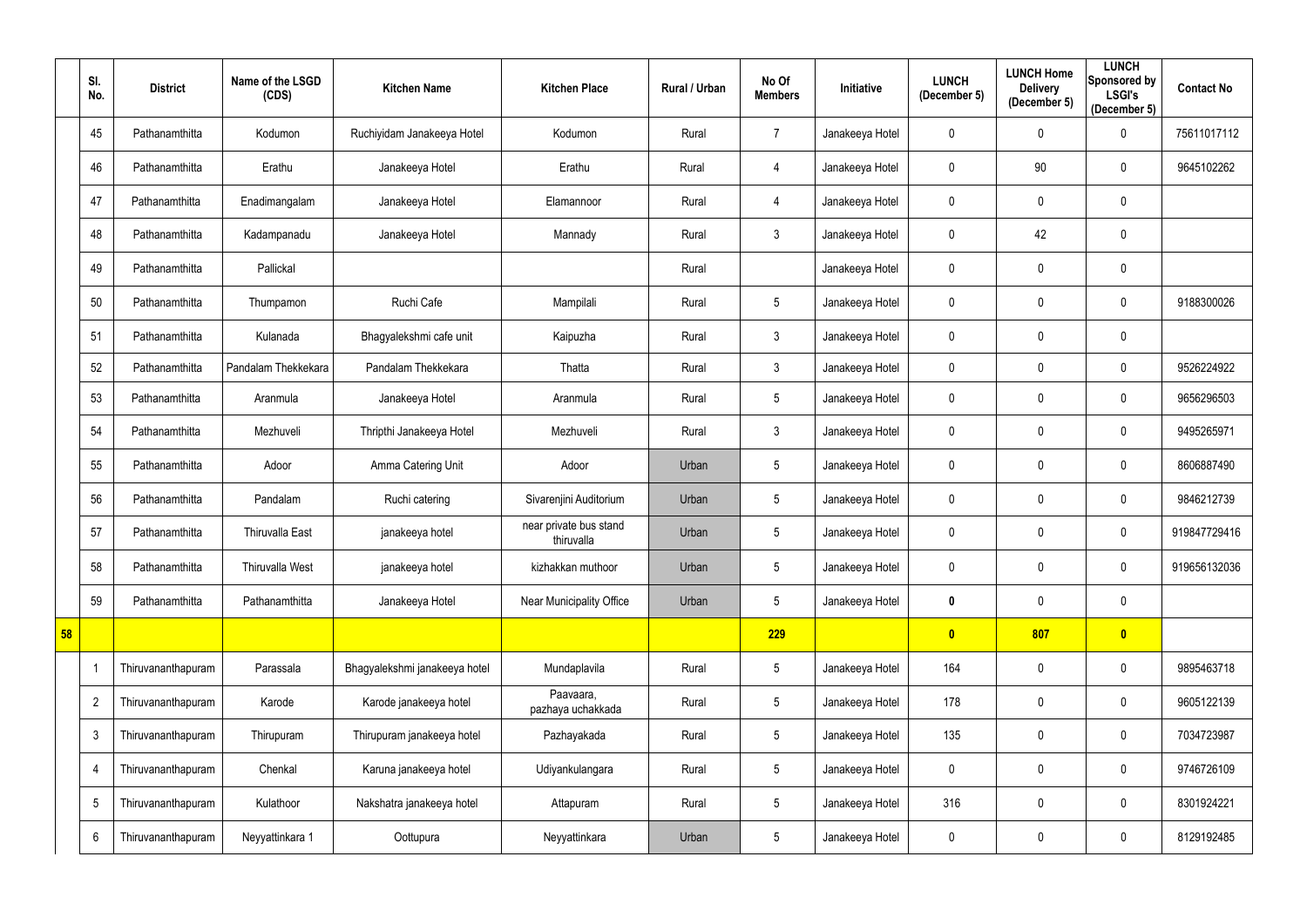| | Sl. No. | District | Name of the LSGD (CDS) | Kitchen Name | Kitchen Place | Rural / Urban | No Of Members | Initiative | LUNCH (December 5) | LUNCH Home Delivery (December 5) | LUNCH Sponsored by LSGI's (December 5) | Contact No |
|---|---|---|---|---|---|---|---|---|---|---|---|---|
| | 45 | Pathanamthitta | Kodumon | Ruchiyidam Janakeeya Hotel | Kodumon | Rural | 7 | Janakeeya Hotel | 0 | 0 | 0 | 75611017112 |
| | 46 | Pathanamthitta | Erathu | Janakeeya Hotel | Erathu | Rural | 4 | Janakeeya Hotel | 0 | 90 | 0 | 9645102262 |
| | 47 | Pathanamthitta | Enadimangalam | Janakeeya Hotel | Elamannoor | Rural | 4 | Janakeeya Hotel | 0 | 0 | 0 | |
| | 48 | Pathanamthitta | Kadampanadu | Janakeeya Hotel | Mannady | Rural | 3 | Janakeeya Hotel | 0 | 42 | 0 | |
| | 49 | Pathanamthitta | Pallickal | | | Rural | | Janakeeya Hotel | 0 | 0 | 0 | |
| | 50 | Pathanamthitta | Thumpamon | Ruchi Cafe | Mampilali | Rural | 5 | Janakeeya Hotel | 0 | 0 | 0 | 9188300026 |
| | 51 | Pathanamthitta | Kulanada | Bhagyalekshmi cafe unit | Kaipuzha | Rural | 3 | Janakeeya Hotel | 0 | 0 | 0 | |
| | 52 | Pathanamthitta | Pandalam Thekkekara | Pandalam Thekkekara | Thatta | Rural | 3 | Janakeeya Hotel | 0 | 0 | 0 | 9526224922 |
| | 53 | Pathanamthitta | Aranmula | Janakeeya Hotel | Aranmula | Rural | 5 | Janakeeya Hotel | 0 | 0 | 0 | 9656296503 |
| | 54 | Pathanamthitta | Mezhuveli | Thripthi Janakeeya Hotel | Mezhuveli | Rural | 3 | Janakeeya Hotel | 0 | 0 | 0 | 9495265971 |
| | 55 | Pathanamthitta | Adoor | Amma Catering Unit | Adoor | Urban | 5 | Janakeeya Hotel | 0 | 0 | 0 | 8606887490 |
| | 56 | Pathanamthitta | Pandalam | Ruchi catering | Sivarenjini Auditorium | Urban | 5 | Janakeeya Hotel | 0 | 0 | 0 | 9846212739 |
| | 57 | Pathanamthitta | Thiruvalla East | janakeeya hotel | near private bus stand thiruvalla | Urban | 5 | Janakeeya Hotel | 0 | 0 | 0 | 919847729416 |
| | 58 | Pathanamthitta | Thiruvalla West | janakeeya hotel | kizhakkan muthoor | Urban | 5 | Janakeeya Hotel | 0 | 0 | 0 | 919656132036 |
| | 59 | Pathanamthitta | Pathanamthitta | Janakeeya Hotel | Near Municipality Office | Urban | 5 | Janakeeya Hotel | **0** | 0 | 0 | |
| **58** | | | | | | | **229** | | **0** | **807** | **0** | |
| | 1 | Thiruvananthapuram | Parassala | Bhagyalekshmi janakeeya hotel | Mundaplavila | Rural | 5 | Janakeeya Hotel | 164 | 0 | 0 | 9895463718 |
| | 2 | Thiruvananthapuram | Karode | Karode janakeeya hotel | Paavaara, pazhaya uchakkada | Rural | 5 | Janakeeya Hotel | 178 | 0 | 0 | 9605122139 |
| | 3 | Thiruvananthapuram | Thirupuram | Thirupuram janakeeya hotel | Pazhayakada | Rural | 5 | Janakeeya Hotel | 135 | 0 | 0 | 7034723987 |
| | 4 | Thiruvananthapuram | Chenkal | Karuna janakeeya hotel | Udiyankulangara | Rural | 5 | Janakeeya Hotel | 0 | 0 | 0 | 9746726109 |
| | 5 | Thiruvananthapuram | Kulathoor | Nakshatra janakeeya hotel | Attapuram | Rural | 5 | Janakeeya Hotel | 316 | 0 | 0 | 8301924221 |
| | 6 | Thiruvananthapuram | Neyyattinkara 1 | Oottupura | Neyyattinkara | Urban | 5 | Janakeeya Hotel | 0 | 0 | 0 | 8129192485 |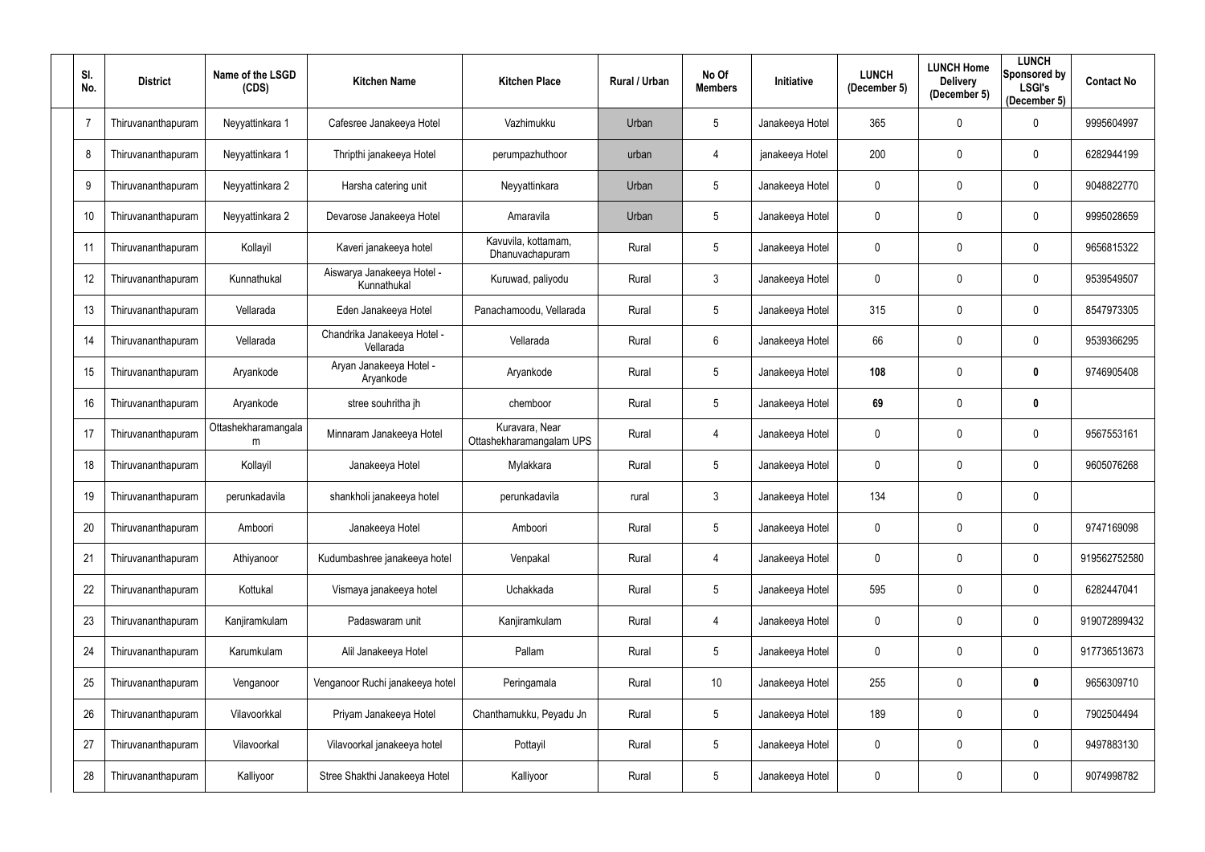| Sl. No. | District | Name of the LSGD (CDS) | Kitchen Name | Kitchen Place | Rural / Urban | No Of Members | Initiative | LUNCH (December 5) | LUNCH Home Delivery (December 5) | LUNCH Sponsored by LSGI's (December 5) | Contact No |
|---|---|---|---|---|---|---|---|---|---|---|---|
| 7 | Thiruvananthapuram | Neyyattinkara 1 | Cafesree Janakeeya Hotel | Vazhimukku | Urban | 5 | Janakeeya Hotel | 365 | 0 | 0 | 9995604997 |
| 8 | Thiruvananthapuram | Neyyattinkara 1 | Thripthi janakeeya Hotel | perumpazhuthoor | urban | 4 | janakeeya Hotel | 200 | 0 | 0 | 6282944199 |
| 9 | Thiruvananthapuram | Neyyattinkara 2 | Harsha catering unit | Neyyattinkara | Urban | 5 | Janakeeya Hotel | 0 | 0 | 0 | 9048822770 |
| 10 | Thiruvananthapuram | Neyyattinkara 2 | Devarose Janakeeya Hotel | Amaravila | Urban | 5 | Janakeeya Hotel | 0 | 0 | 0 | 9995028659 |
| 11 | Thiruvananthapuram | Kollayil | Kaveri janakeeya hotel | Kavuvila, kottamam, Dhanuvachapuram | Rural | 5 | Janakeeya Hotel | 0 | 0 | 0 | 9656815322 |
| 12 | Thiruvananthapuram | Kunnathukal | Aiswarya Janakeeya Hotel - Kunnathukal | Kuruwad, paliyodu | Rural | 3 | Janakeeya Hotel | 0 | 0 | 0 | 9539549507 |
| 13 | Thiruvananthapuram | Vellarada | Eden Janakeeya Hotel | Panachamoodu, Vellarada | Rural | 5 | Janakeeya Hotel | 315 | 0 | 0 | 8547973305 |
| 14 | Thiruvananthapuram | Vellarada | Chandrika Janakeeya Hotel - Vellarada | Vellarada | Rural | 6 | Janakeeya Hotel | 66 | 0 | 0 | 9539366295 |
| 15 | Thiruvananthapuram | Aryankode | Aryan Janakeeya Hotel - Aryankode | Aryankode | Rural | 5 | Janakeeya Hotel | **108** | 0 | **0** | 9746905408 |
| 16 | Thiruvananthapuram | Aryankode | stree souhritha jh | chemboor | Rural | 5 | Janakeeya Hotel | **69** | 0 | **0** | |
| 17 | Thiruvananthapuram | Ottashekharamangalam | Minnaram Janakeeya Hotel | Kuravara, Near Ottashekharamangalam UPS | Rural | 4 | Janakeeya Hotel | 0 | 0 | 0 | 9567553161 |
| 18 | Thiruvananthapuram | Kollayil | Janakeeya Hotel | Mylakkara | Rural | 5 | Janakeeya Hotel | 0 | 0 | 0 | 9605076268 |
| 19 | Thiruvananthapuram | perunkadavila | shankholi janakeeya hotel | perunkadavila | rural | 3 | Janakeeya Hotel | 134 | 0 | 0 | |
| 20 | Thiruvananthapuram | Amboori | Janakeeya Hotel | Amboori | Rural | 5 | Janakeeya Hotel | 0 | 0 | 0 | 9747169098 |
| 21 | Thiruvananthapuram | Athiyanoor | Kudumbashree janakeeya hotel | Venpakal | Rural | 4 | Janakeeya Hotel | 0 | 0 | 0 | 919562752580 |
| 22 | Thiruvananthapuram | Kottukal | Vismaya janakeeya hotel | Uchakkada | Rural | 5 | Janakeeya Hotel | 595 | 0 | 0 | 6282447041 |
| 23 | Thiruvananthapuram | Kanjiramkulam | Padaswaram unit | Kanjiramkulam | Rural | 4 | Janakeeya Hotel | 0 | 0 | 0 | 919072899432 |
| 24 | Thiruvananthapuram | Karumkulam | Alil Janakeeya Hotel | Pallam | Rural | 5 | Janakeeya Hotel | 0 | 0 | 0 | 917736513673 |
| 25 | Thiruvananthapuram | Venganoor | Venganoor Ruchi janakeeya hotel | Peringamala | Rural | 10 | Janakeeya Hotel | 255 | 0 | **0** | 9656309710 |
| 26 | Thiruvananthapuram | Vilavoorkkal | Priyam Janakeeya Hotel | Chanthamukku, Peyadu Jn | Rural | 5 | Janakeeya Hotel | 189 | 0 | 0 | 7902504494 |
| 27 | Thiruvananthapuram | Vilavoorkal | Vilavoorkal janakeeya hotel | Pottayil | Rural | 5 | Janakeeya Hotel | 0 | 0 | 0 | 9497883130 |
| 28 | Thiruvananthapuram | Kalliyoor | Stree Shakthi Janakeeya Hotel | Kalliyoor | Rural | 5 | Janakeeya Hotel | 0 | 0 | 0 | 9074998782 |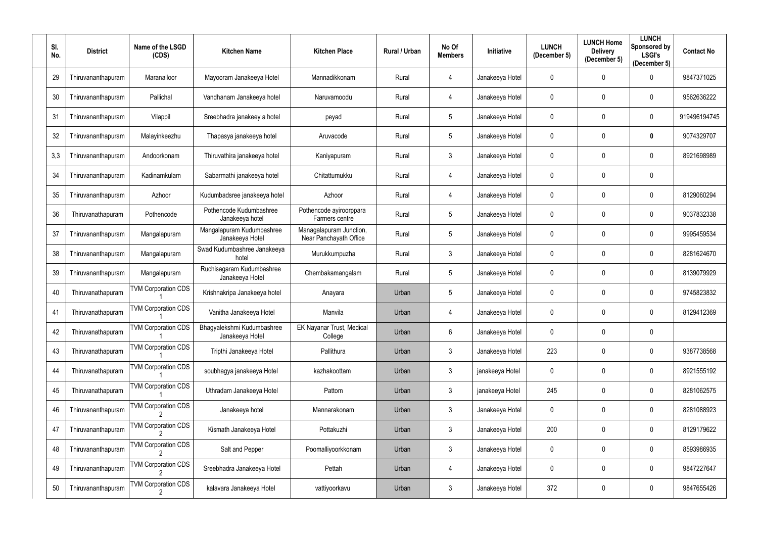| Sl. No. | District | Name of the LSGD (CDS) | Kitchen Name | Kitchen Place | Rural / Urban | No Of Members | Initiative | LUNCH (December 5) | LUNCH Home Delivery (December 5) | LUNCH Sponsored by LSGI's (December 5) | Contact No |
|---|---|---|---|---|---|---|---|---|---|---|---|
| 29 | Thiruvananthapuram | Maranalloor | Mayooram Janakeeya Hotel | Mannadikkonam | Rural | 4 | Janakeeya Hotel | 0 | 0 | 0 | 9847371025 |
| 30 | Thiruvananthapuram | Pallichal | Vandhanam Janakeeya hotel | Naruvamoodu | Rural | 4 | Janakeeya Hotel | 0 | 0 | 0 | 9562636222 |
| 31 | Thiruvananthapuram | Vilappil | Sreebhadra janakeey a hotel | peyad | Rural | 5 | Janakeeya Hotel | 0 | 0 | 0 | 919496194745 |
| 32 | Thiruvananthapuram | Malayinkeezhu | Thapasya janakeeya hotel | Aruvacode | Rural | 5 | Janakeeya Hotel | 0 | 0 | **0** | 9074329707 |
| 3,3 | Thiruvananthapuram | Andoorkonam | Thiruvathira janakeeya hotel | Kaniyapuram | Rural | 3 | Janakeeya Hotel | 0 | 0 | 0 | 8921698989 |
| 34 | Thiruvananthapuram | Kadinamkulam | Sabarmathi janakeeya hotel | Chitattumukku | Rural | 4 | Janakeeya Hotel | 0 | 0 | 0 | |
| 35 | Thiruvananthapuram | Azhoor | Kudumbadsree janakeeya hotel | Azhoor | Rural | 4 | Janakeeya Hotel | 0 | 0 | 0 | 8129060294 |
| 36 | Thiruvanathapuram | Pothencode | Pothencode Kudumbashree Janakeeya hotel | Pothencode ayiroorppara Farmers centre | Rural | 5 | Janakeeya Hotel | 0 | 0 | 0 | 9037832338 |
| 37 | Thiruvananthapuram | Mangalapuram | Mangalapuram Kudumbashree Janakeeya Hotel | Managalapuram Junction, Near Panchayath Office | Rural | 5 | Janakeeya Hotel | 0 | 0 | 0 | 9995459534 |
| 38 | Thiruvananthapuram | Mangalapuram | Swad Kudumbashree Janakeeya hotel | Murukkumpuzha | Rural | 3 | Janakeeya Hotel | 0 | 0 | 0 | 8281624670 |
| 39 | Thiruvananthapuram | Mangalapuram | Ruchisagaram Kudumbashree Janakeeya Hotel | Chembakamangalam | Rural | 5 | Janakeeya Hotel | 0 | 0 | 0 | 8139079929 |
| 40 | Thiruvanathapuram | TVM Corporation CDS 1 | Krishnakripa Janakeeya hotel | Anayara | Urban | 5 | Janakeeya Hotel | 0 | 0 | 0 | 9745823832 |
| 41 | Thiruvanathapuram | TVM Corporation CDS 1 | Vanitha Janakeeya Hotel | Manvila | Urban | 4 | Janakeeya Hotel | 0 | 0 | 0 | 8129412369 |
| 42 | Thiruvanathapuram | TVM Corporation CDS 1 | Bhagyalekshmi Kudumbashree Janakeeya Hotel | EK Nayanar Trust, Medical College | Urban | 6 | Janakeeya Hotel | 0 | 0 | 0 | |
| 43 | Thiruvanathapuram | TVM Corporation CDS 1 | Tripthi Janakeeya Hotel | Pallithura | Urban | 3 | Janakeeya Hotel | 223 | 0 | 0 | 9387738568 |
| 44 | Thiruvanathapuram | TVM Corporation CDS 1 | soubhagya janakeeya Hotel | kazhakoottam | Urban | 3 | janakeeya Hotel | 0 | 0 | 0 | 8921555192 |
| 45 | Thiruvanathapuram | TVM Corporation CDS 1 | Uthradam Janakeeya Hotel | Pattom | Urban | 3 | janakeeya Hotel | 245 | 0 | 0 | 8281062575 |
| 46 | Thiruvananthapuram | TVM Corporation CDS 2 | Janakeeya hotel | Mannarakonam | Urban | 3 | Janakeeya Hotel | 0 | 0 | 0 | 8281088923 |
| 47 | Thiruvananthapuram | TVM Corporation CDS 2 | Kismath Janakeeya Hotel | Pottakuzhi | Urban | 3 | Janakeeya Hotel | 200 | 0 | 0 | 8129179622 |
| 48 | Thiruvananthapuram | TVM Corporation CDS 2 | Salt and Pepper | Poomalliyoorkkonam | Urban | 3 | Janakeeya Hotel | 0 | 0 | 0 | 8593986935 |
| 49 | Thiruvananthapuram | TVM Corporation CDS 2 | Sreebhadra Janakeeya Hotel | Pettah | Urban | 4 | Janakeeya Hotel | 0 | 0 | 0 | 9847227647 |
| 50 | Thiruvananthapuram | TVM Corporation CDS 2 | kalavara Janakeeya Hotel | vattiyoorkavu | Urban | 3 | Janakeeya Hotel | 372 | 0 | 0 | 9847655426 |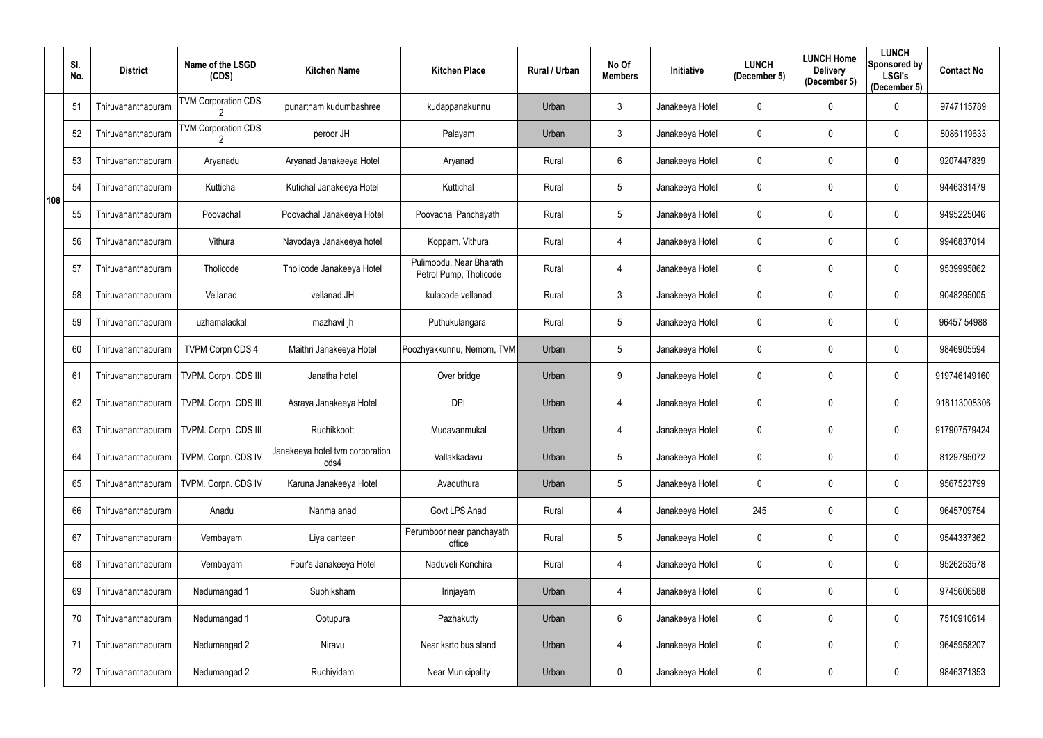| | Sl. No. | District | Name of the LSGD (CDS) | Kitchen Name | Kitchen Place | Rural / Urban | No Of Members | Initiative | LUNCH (December 5) | LUNCH Home Delivery (December 5) | LUNCH Sponsored by LSGI's (December 5) | Contact No |
|---|---|---|---|---|---|---|---|---|---|---|---|---|
| 108 | 51 | Thiruvananthapuram | TVM Corporation CDS 2 | punartham kudumbashree | kudappanakunnu | Urban | 3 | Janakeeya Hotel | 0 | 0 | 0 | 9747115789 |
| | 52 | Thiruvananthapuram | TVM Corporation CDS 2 | peroor JH | Palayam | Urban | 3 | Janakeeya Hotel | 0 | 0 | 0 | 8086119633 |
| | 53 | Thiruvananthapuram | Aryanadu | Aryanad Janakeeya Hotel | Aryanad | Rural | 6 | Janakeeya Hotel | 0 | 0 | **0** | 9207447839 |
| | 54 | Thiruvananthapuram | Kuttichal | Kutichal Janakeeya Hotel | Kuttichal | Rural | 5 | Janakeeya Hotel | 0 | 0 | 0 | 9446331479 |
| | 55 | Thiruvananthapuram | Poovachal | Poovachal Janakeeya Hotel | Poovachal Panchayath | Rural | 5 | Janakeeya Hotel | 0 | 0 | 0 | 9495225046 |
| | 56 | Thiruvananthapuram | Vithura | Navodaya Janakeeya hotel | Koppam, Vithura | Rural | 4 | Janakeeya Hotel | 0 | 0 | 0 | 9946837014 |
| | 57 | Thiruvananthapuram | Tholicode | Tholicode Janakeeya Hotel | Pulimoodu, Near Bharath Petrol Pump, Tholicode | Rural | 4 | Janakeeya Hotel | 0 | 0 | 0 | 9539995862 |
| | 58 | Thiruvananthapuram | Vellanad | vellanad JH | kulacode vellanad | Rural | 3 | Janakeeya Hotel | 0 | 0 | 0 | 9048295005 |
| | 59 | Thiruvananthapuram | uzhamalackal | mazhavil jh | Puthukulangara | Rural | 5 | Janakeeya Hotel | 0 | 0 | 0 | 96457 54988 |
| | 60 | Thiruvananthapuram | TVPM Corpn CDS 4 | Maithri Janakeeya Hotel | Poozhyakkunnu, Nemom, TVM | Urban | 5 | Janakeeya Hotel | 0 | 0 | 0 | 9846905594 |
| | 61 | Thiruvananthapuram | TVPM. Corpn. CDS III | Janatha hotel | Over bridge | Urban | 9 | Janakeeya Hotel | 0 | 0 | 0 | 919746149160 |
| | 62 | Thiruvananthapuram | TVPM. Corpn. CDS III | Asraya Janakeeya Hotel | DPI | Urban | 4 | Janakeeya Hotel | 0 | 0 | 0 | 918113008306 |
| | 63 | Thiruvananthapuram | TVPM. Corpn. CDS III | Ruchikkoott | Mudavanmukal | Urban | 4 | Janakeeya Hotel | 0 | 0 | 0 | 917907579424 |
| | 64 | Thiruvananthapuram | TVPM. Corpn. CDS IV | Janakeeya hotel tvm corporation cds4 | Vallakkadavu | Urban | 5 | Janakeeya Hotel | 0 | 0 | 0 | 8129795072 |
| | 65 | Thiruvananthapuram | TVPM. Corpn. CDS IV | Karuna Janakeeya Hotel | Avaduthura | Urban | 5 | Janakeeya Hotel | 0 | 0 | 0 | 9567523799 |
| | 66 | Thiruvananthapuram | Anadu | Nanma anad | Govt LPS Anad | Rural | 4 | Janakeeya Hotel | 245 | 0 | 0 | 9645709754 |
| | 67 | Thiruvananthapuram | Vembayam | Liya canteen | Perumboor near panchayath office | Rural | 5 | Janakeeya Hotel | 0 | 0 | 0 | 9544337362 |
| | 68 | Thiruvananthapuram | Vembayam | Four's Janakeeya Hotel | Naduveli Konchira | Rural | 4 | Janakeeya Hotel | 0 | 0 | 0 | 9526253578 |
| | 69 | Thiruvananthapuram | Nedumangad 1 | Subhiksham | Irinjayam | Urban | 4 | Janakeeya Hotel | 0 | 0 | 0 | 9745606588 |
| | 70 | Thiruvananthapuram | Nedumangad 1 | Ootupura | Pazhakutty | Urban | 6 | Janakeeya Hotel | 0 | 0 | 0 | 7510910614 |
| | 71 | Thiruvananthapuram | Nedumangad 2 | Niravu | Near ksrtc bus stand | Urban | 4 | Janakeeya Hotel | 0 | 0 | 0 | 9645958207 |
| | 72 | Thiruvananthapuram | Nedumangad 2 | Ruchiyidam | Near Municipality | Urban | 0 | Janakeeya Hotel | 0 | 0 | 0 | 9846371353 |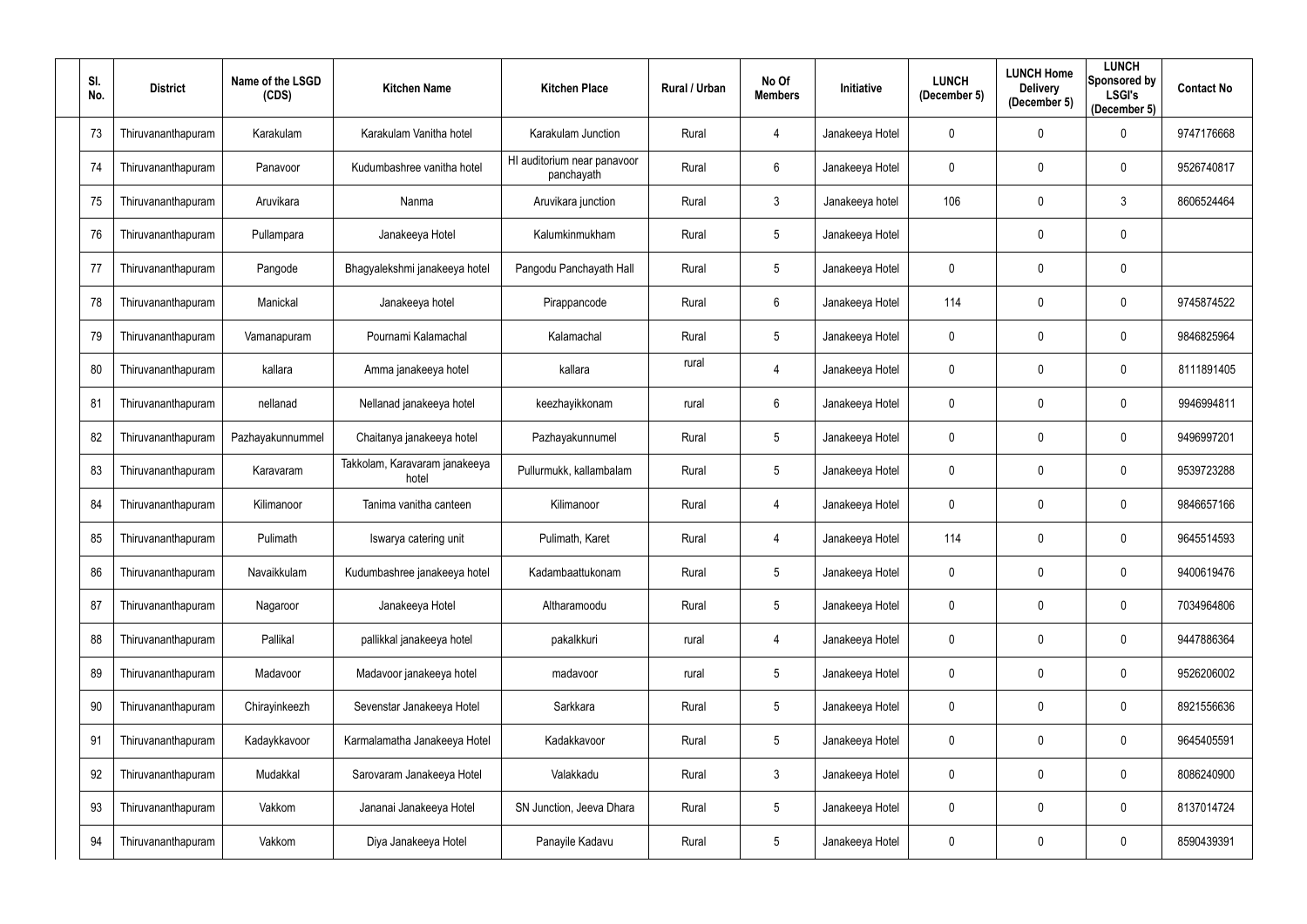| Sl. No. | District | Name of the LSGD (CDS) | Kitchen Name | Kitchen Place | Rural / Urban | No Of Members | Initiative | LUNCH (December 5) | LUNCH Home Delivery (December 5) | LUNCH Sponsored by LSGI's (December 5) | Contact No |
|---|---|---|---|---|---|---|---|---|---|---|---|
| 73 | Thiruvananthapuram | Karakulam | Karakulam Vanitha hotel | Karakulam Junction | Rural | 4 | Janakeeya Hotel | 0 | 0 | 0 | 9747176668 |
| 74 | Thiruvananthapuram | Panavoor | Kudumbashree vanitha hotel | HI auditorium near panavoor panchayath | Rural | 6 | Janakeeya Hotel | 0 | 0 | 0 | 9526740817 |
| 75 | Thiruvananthapuram | Aruvikara | Nanma | Aruvikara junction | Rural | 3 | Janakeeya hotel | 106 | 0 | 3 | 8606524464 |
| 76 | Thiruvananthapuram | Pullampara | Janakeeya Hotel | Kalumkinmukham | Rural | 5 | Janakeeya Hotel | | 0 | 0 | |
| 77 | Thiruvananthapuram | Pangode | Bhagyalekshmi janakeeya hotel | Pangodu Panchayath Hall | Rural | 5 | Janakeeya Hotel | 0 | 0 | 0 | |
| 78 | Thiruvananthapuram | Manickal | Janakeeya hotel | Pirappancode | Rural | 6 | Janakeeya Hotel | 114 | 0 | 0 | 9745874522 |
| 79 | Thiruvananthapuram | Vamanapuram | Pournami Kalamachal | Kalamachal | Rural | 5 | Janakeeya Hotel | 0 | 0 | 0 | 9846825964 |
| 80 | Thiruvananthapuram | kallara | Amma janakeeya hotel | kallara | rural | 4 | Janakeeya Hotel | 0 | 0 | 0 | 8111891405 |
| 81 | Thiruvananthapuram | nellanad | Nellanad janakeeya hotel | keezhayikkonam | rural | 6 | Janakeeya Hotel | 0 | 0 | 0 | 9946994811 |
| 82 | Thiruvananthapuram | Pazhayakunnummel | Chaitanya janakeeya hotel | Pazhayakunnumel | Rural | 5 | Janakeeya Hotel | 0 | 0 | 0 | 9496997201 |
| 83 | Thiruvananthapuram | Karavaram | Takkolam, Karavaram janakeeya hotel | Pullurmukk, kallambalam | Rural | 5 | Janakeeya Hotel | 0 | 0 | 0 | 9539723288 |
| 84 | Thiruvananthapuram | Kilimanoor | Tanima vanitha canteen | Kilimanoor | Rural | 4 | Janakeeya Hotel | 0 | 0 | 0 | 9846657166 |
| 85 | Thiruvananthapuram | Pulimath | Iswarya catering unit | Pulimath, Karet | Rural | 4 | Janakeeya Hotel | 114 | 0 | 0 | 9645514593 |
| 86 | Thiruvananthapuram | Navaikkulam | Kudumbashree janakeeya hotel | Kadambaattukonam | Rural | 5 | Janakeeya Hotel | 0 | 0 | 0 | 9400619476 |
| 87 | Thiruvananthapuram | Nagaroor | Janakeeya Hotel | Altharamoodu | Rural | 5 | Janakeeya Hotel | 0 | 0 | 0 | 7034964806 |
| 88 | Thiruvananthapuram | Pallikal | pallikkal janakeeya hotel | pakalkkuri | rural | 4 | Janakeeya Hotel | 0 | 0 | 0 | 9447886364 |
| 89 | Thiruvananthapuram | Madavoor | Madavoor janakeeya hotel | madavoor | rural | 5 | Janakeeya Hotel | 0 | 0 | 0 | 9526206002 |
| 90 | Thiruvananthapuram | Chirayinkeezh | Sevenstar Janakeeya Hotel | Sarkkara | Rural | 5 | Janakeeya Hotel | 0 | 0 | 0 | 8921556636 |
| 91 | Thiruvananthapuram | Kadaykkavoor | Karmalamatha Janakeeya Hotel | Kadakkavoor | Rural | 5 | Janakeeya Hotel | 0 | 0 | 0 | 9645405591 |
| 92 | Thiruvananthapuram | Mudakkal | Sarovaram Janakeeya Hotel | Valakkadu | Rural | 3 | Janakeeya Hotel | 0 | 0 | 0 | 8086240900 |
| 93 | Thiruvananthapuram | Vakkom | Jananai Janakeeya Hotel | SN Junction, Jeeva Dhara | Rural | 5 | Janakeeya Hotel | 0 | 0 | 0 | 8137014724 |
| 94 | Thiruvananthapuram | Vakkom | Diya Janakeeya Hotel | Panayile Kadavu | Rural | 5 | Janakeeya Hotel | 0 | 0 | 0 | 8590439391 |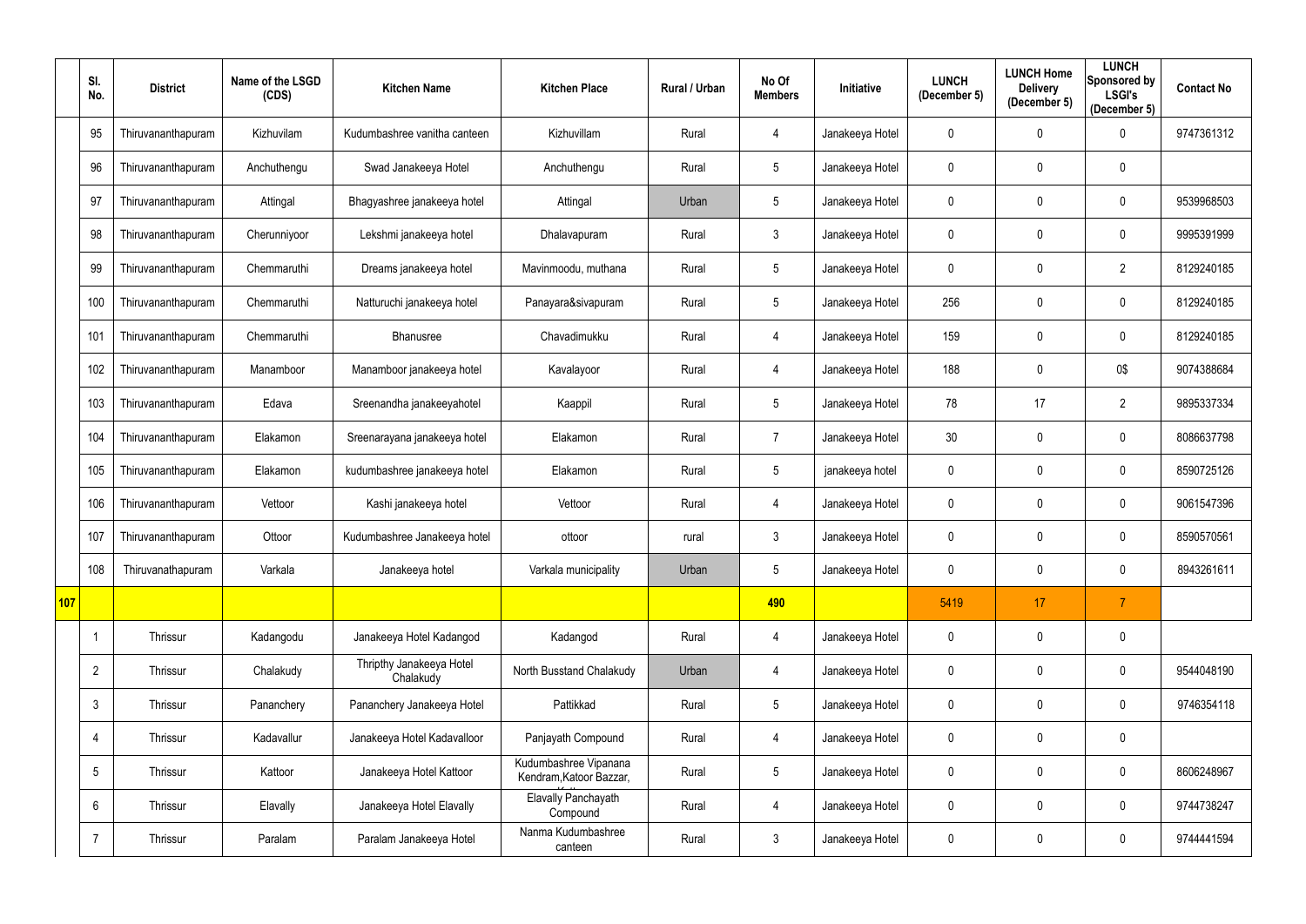| | Sl. No. | District | Name of the LSGD (CDS) | Kitchen Name | Kitchen Place | Rural / Urban | No Of Members | Initiative | LUNCH (December 5) | LUNCH Home Delivery (December 5) | LUNCH Sponsored by LSGI's (December 5) | Contact No |
|---|---|---|---|---|---|---|---|---|---|---|---|---|
| | 95 | Thiruvananthapuram | Kizhuvilam | Kudumbashree vanitha canteen | Kizhuvillam | Rural | 4 | Janakeeya Hotel | 0 | 0 | 0 | 9747361312 |
| | 96 | Thiruvananthapuram | Anchuthengu | Swad Janakeeya Hotel | Anchuthengu | Rural | 5 | Janakeeya Hotel | 0 | 0 | 0 | |
| | 97 | Thiruvananthapuram | Attingal | Bhagyashree janakeeya hotel | Attingal | Urban | 5 | Janakeeya Hotel | 0 | 0 | 0 | 9539968503 |
| | 98 | Thiruvananthapuram | Cherunniyoor | Lekshmi janakeeya hotel | Dhalavapuram | Rural | 3 | Janakeeya Hotel | 0 | 0 | 0 | 9995391999 |
| | 99 | Thiruvananthapuram | Chemmaruthi | Dreams janakeeya hotel | Mavinmoodu, muthana | Rural | 5 | Janakeeya Hotel | 0 | 0 | 2 | 8129240185 |
| | 100 | Thiruvananthapuram | Chemmaruthi | Natturuchi janakeeya hotel | Panayara&sivapuram | Rural | 5 | Janakeeya Hotel | 256 | 0 | 0 | 8129240185 |
| | 101 | Thiruvananthapuram | Chemmaruthi | Bhanusree | Chavadimukku | Rural | 4 | Janakeeya Hotel | 159 | 0 | 0 | 8129240185 |
| | 102 | Thiruvananthapuram | Manamboor | Manamboor janakeeya hotel | Kavalayoor | Rural | 4 | Janakeeya Hotel | 188 | 0 | 0$ | 9074388684 |
| | 103 | Thiruvananthapuram | Edava | Sreenandha janakeeyahotel | Kaappil | Rural | 5 | Janakeeya Hotel | 78 | 17 | 2 | 9895337334 |
| | 104 | Thiruvananthapuram | Elakamon | Sreenarayana janakeeya hotel | Elakamon | Rural | 7 | Janakeeya Hotel | 30 | 0 | 0 | 8086637798 |
| | 105 | Thiruvananthapuram | Elakamon | kudumbashree janakeeya hotel | Elakamon | Rural | 5 | janakeeya hotel | 0 | 0 | 0 | 8590725126 |
| | 106 | Thiruvananthapuram | Vettoor | Kashi janakeeya hotel | Vettoor | Rural | 4 | Janakeeya Hotel | 0 | 0 | 0 | 9061547396 |
| | 107 | Thiruvananthapuram | Ottoor | Kudumbashree Janakeeya hotel | ottoor | rural | 3 | Janakeeya Hotel | 0 | 0 | 0 | 8590570561 |
| | 108 | Thiruvanathapuram | Varkala | Janakeeya hotel | Varkala municipality | Urban | 5 | Janakeeya Hotel | 0 | 0 | 0 | 8943261611 |
| 107 | | | | | | | 490 | | 5419 | 17 | 7 | |
| | 1 | Thrissur | Kadangodu | Janakeeya Hotel Kadangod | Kadangod | Rural | 4 | Janakeeya Hotel | 0 | 0 | 0 | |
| | 2 | Thrissur | Chalakudy | Thripthy Janakeeya Hotel Chalakudy | North Busstand Chalakudy | Urban | 4 | Janakeeya Hotel | 0 | 0 | 0 | 9544048190 |
| | 3 | Thrissur | Pananchery | Pananchery Janakeeya Hotel | Pattikkad | Rural | 5 | Janakeeya Hotel | 0 | 0 | 0 | 9746354118 |
| | 4 | Thrissur | Kadavallur | Janakeeya Hotel Kadavalloor | Panjayath Compound | Rural | 4 | Janakeeya Hotel | 0 | 0 | 0 | |
| | 5 | Thrissur | Kattoor | Janakeeya Hotel Kattoor | Kudumbashree Vipanana Kendram,Katoor Bazzar, | Rural | 5 | Janakeeya Hotel | 0 | 0 | 0 | 8606248967 |
| | 6 | Thrissur | Elavally | Janakeeya Hotel Elavally | Elavally Panchayath Compound | Rural | 4 | Janakeeya Hotel | 0 | 0 | 0 | 9744738247 |
| | 7 | Thrissur | Paralam | Paralam Janakeeya Hotel | Nanma Kudumbashree canteen | Rural | 3 | Janakeeya Hotel | 0 | 0 | 0 | 9744441594 |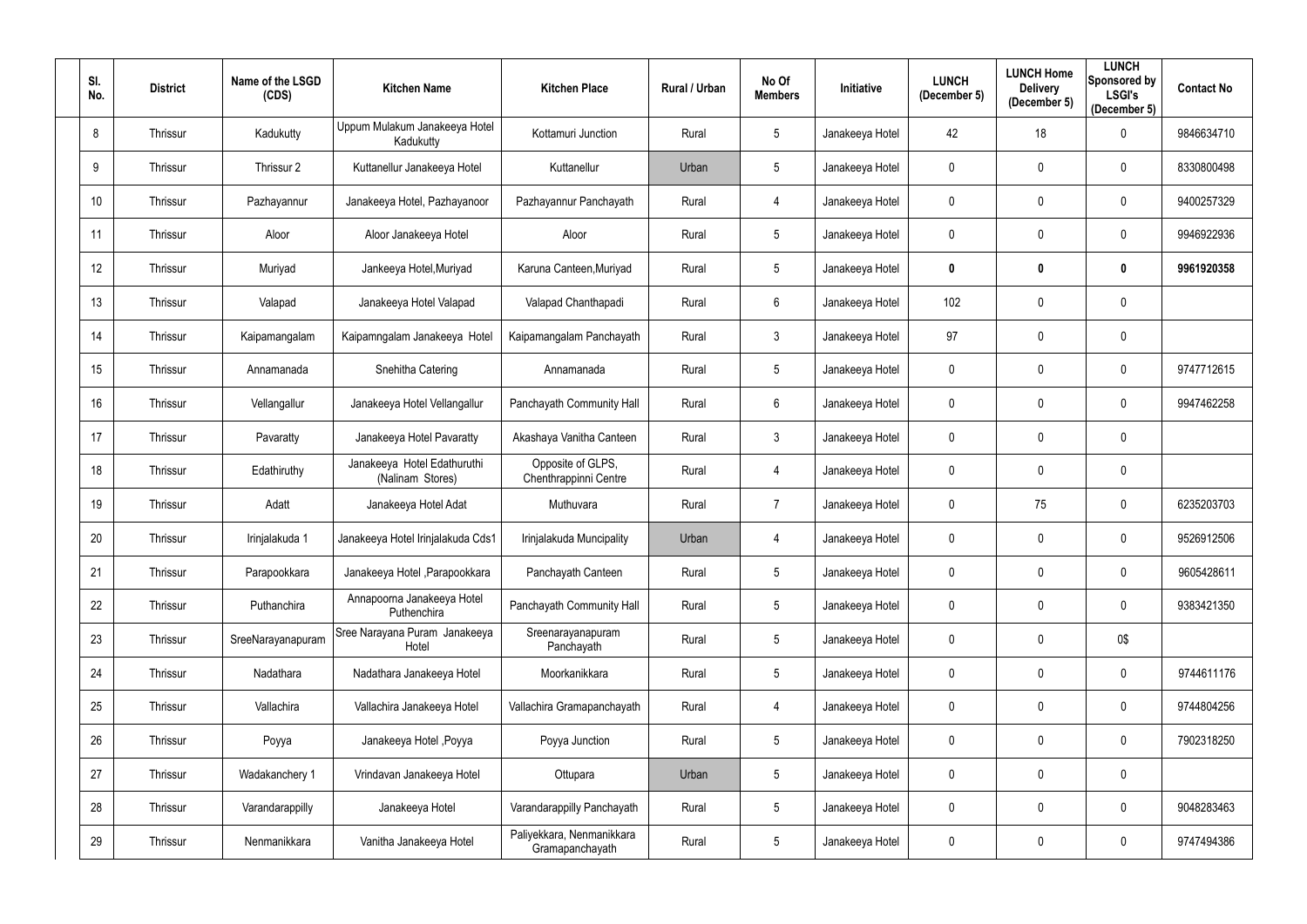| Sl. No. | District | Name of the LSGD (CDS) | Kitchen Name | Kitchen Place | Rural / Urban | No Of Members | Initiative | LUNCH (December 5) | LUNCH Home Delivery (December 5) | LUNCH Sponsored by LSGI's (December 5) | Contact No |
|---|---|---|---|---|---|---|---|---|---|---|---|
| 8 | Thrissur | Kadukutty | Uppum Mulakum Janakeeya Hotel Kadukutty | Kottamuri Junction | Rural | 5 | Janakeeya Hotel | 42 | 18 | 0 | 9846634710 |
| 9 | Thrissur | Thrissur 2 | Kuttanellur Janakeeya Hotel | Kuttanellur | Urban | 5 | Janakeeya Hotel | 0 | 0 | 0 | 8330800498 |
| 10 | Thrissur | Pazhayannur | Janakeeya Hotel, Pazhayanoor | Pazhayannur Panchayath | Rural | 4 | Janakeeya Hotel | 0 | 0 | 0 | 9400257329 |
| 11 | Thrissur | Aloor | Aloor Janakeeya Hotel | Aloor | Rural | 5 | Janakeeya Hotel | 0 | 0 | 0 | 9946922936 |
| 12 | Thrissur | Muriyad | Jankeeya Hotel,Muriyad | Karuna Canteen,Muriyad | Rural | 5 | Janakeeya Hotel | **0** | **0** | **0** | **9961920358** |
| 13 | Thrissur | Valapad | Janakeeya Hotel Valapad | Valapad Chanthapadi | Rural | 6 | Janakeeya Hotel | 102 | 0 | 0 | |
| 14 | Thrissur | Kaipamangalam | Kaipamngalam Janakeeya Hotel | Kaipamangalam Panchayath | Rural | 3 | Janakeeya Hotel | 97 | 0 | 0 | |
| 15 | Thrissur | Annamanada | Snehitha Catering | Annamanada | Rural | 5 | Janakeeya Hotel | 0 | 0 | 0 | 9747712615 |
| 16 | Thrissur | Vellangallur | Janakeeya Hotel Vellangallur | Panchayath Community Hall | Rural | 6 | Janakeeya Hotel | 0 | 0 | 0 | 9947462258 |
| 17 | Thrissur | Pavaratty | Janakeeya Hotel Pavaratty | Akashaya Vanitha Canteen | Rural | 3 | Janakeeya Hotel | 0 | 0 | 0 | |
| 18 | Thrissur | Edathiruthy | Janakeeya Hotel Edathuruthi (Nalinam Stores) | Opposite of GLPS, Chenthrappinni Centre | Rural | 4 | Janakeeya Hotel | 0 | 0 | 0 | |
| 19 | Thrissur | Adatt | Janakeeya Hotel Adat | Muthuvara | Rural | 7 | Janakeeya Hotel | 0 | 75 | 0 | 6235203703 |
| 20 | Thrissur | Irinjalakuda 1 | Janakeeya Hotel Irinjalakuda Cds1 | Irinjalakuda Muncipality | Urban | 4 | Janakeeya Hotel | 0 | 0 | 0 | 9526912506 |
| 21 | Thrissur | Parapookkara | Janakeeya Hotel ,Parapookkara | Panchayath Canteen | Rural | 5 | Janakeeya Hotel | 0 | 0 | 0 | 9605428611 |
| 22 | Thrissur | Puthanchira | Annapoorna Janakeeya Hotel Puthenchira | Panchayath Community Hall | Rural | 5 | Janakeeya Hotel | 0 | 0 | 0 | 9383421350 |
| 23 | Thrissur | SreeNarayanapuram | Sree Narayana Puram Janakeeya Hotel | Sreenarayanapuram Panchayath | Rural | 5 | Janakeeya Hotel | 0 | 0 | 0$ | |
| 24 | Thrissur | Nadathara | Nadathara Janakeeya Hotel | Moorkanikkara | Rural | 5 | Janakeeya Hotel | 0 | 0 | 0 | 9744611176 |
| 25 | Thrissur | Vallachira | Vallachira Janakeeya Hotel | Vallachira Gramapanchayath | Rural | 4 | Janakeeya Hotel | 0 | 0 | 0 | 9744804256 |
| 26 | Thrissur | Poyya | Janakeeya Hotel ,Poyya | Poyya Junction | Rural | 5 | Janakeeya Hotel | 0 | 0 | 0 | 7902318250 |
| 27 | Thrissur | Wadakanchery 1 | Vrindavan Janakeeya Hotel | Ottupara | Urban | 5 | Janakeeya Hotel | 0 | 0 | 0 | |
| 28 | Thrissur | Varandarappilly | Janakeeya Hotel | Varandarappilly Panchayath | Rural | 5 | Janakeeya Hotel | 0 | 0 | 0 | 9048283463 |
| 29 | Thrissur | Nenmanikkara | Vanitha Janakeeya Hotel | Paliyekkara, Nenmanikkara Gramapanchayath | Rural | 5 | Janakeeya Hotel | 0 | 0 | 0 | 9747494386 |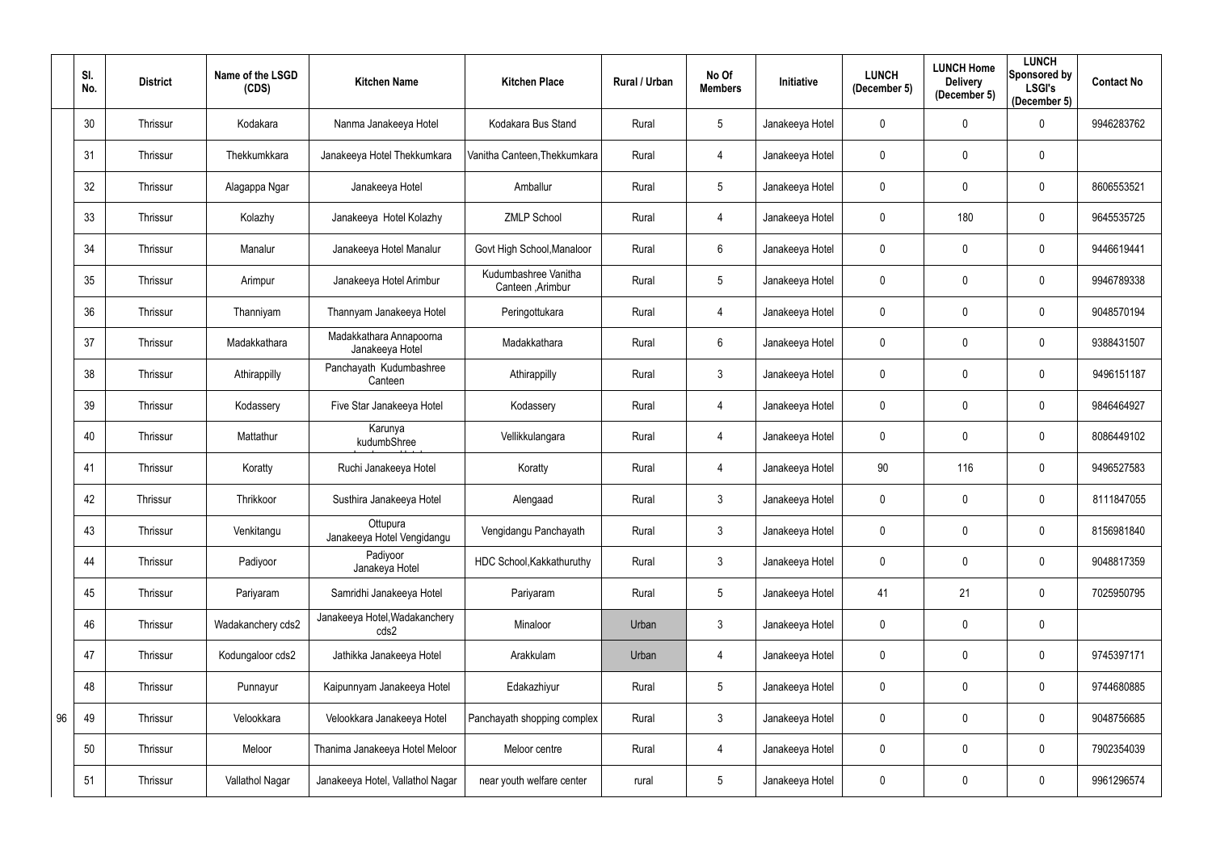| | Sl. No. | District | Name of the LSGD (CDS) | Kitchen Name | Kitchen Place | Rural / Urban | No Of Members | Initiative | LUNCH (December 5) | LUNCH Home Delivery (December 5) | LUNCH Sponsored by LSGI's (December 5) | Contact No |
|---|---|---|---|---|---|---|---|---|---|---|---|---|
| | 30 | Thrissur | Kodakara | Nanma Janakeeya Hotel | Kodakara Bus Stand | Rural | 5 | Janakeeya Hotel | 0 | 0 | 0 | 9946283762 |
| | 31 | Thrissur | Thekkumkkara | Janakeeya Hotel Thekkumkara | Vanitha Canteen,Thekkumkara | Rural | 4 | Janakeeya Hotel | 0 | 0 | 0 | |
| | 32 | Thrissur | Alagappa Ngar | Janakeeya Hotel | Amballur | Rural | 5 | Janakeeya Hotel | 0 | 0 | 0 | 8606553521 |
| | 33 | Thrissur | Kolazhy | Janakeeya Hotel Kolazhy | ZMLP School | Rural | 4 | Janakeeya Hotel | 0 | 180 | 0 | 9645535725 |
| | 34 | Thrissur | Manalur | Janakeeya Hotel Manalur | Govt High School,Manaloor | Rural | 6 | Janakeeya Hotel | 0 | 0 | 0 | 9446619441 |
| | 35 | Thrissur | Arimpur | Janakeeya Hotel Arimbur | Kudumbashree Vanitha Canteen ,Arimbur | Rural | 5 | Janakeeya Hotel | 0 | 0 | 0 | 9946789338 |
| | 36 | Thrissur | Thanniyam | Thannyam Janakeeya Hotel | Peringottukara | Rural | 4 | Janakeeya Hotel | 0 | 0 | 0 | 9048570194 |
| | 37 | Thrissur | Madakkathara | Madakkathara Annapoorna Janakeeya Hotel | Madakkathara | Rural | 6 | Janakeeya Hotel | 0 | 0 | 0 | 9388431507 |
| | 38 | Thrissur | Athirappilly | Panchayath Kudumbashree Canteen | Athirappilly | Rural | 3 | Janakeeya Hotel | 0 | 0 | 0 | 9496151187 |
| | 39 | Thrissur | Kodassery | Five Star Janakeeya Hotel | Kodassery | Rural | 4 | Janakeeya Hotel | 0 | 0 | 0 | 9846464927 |
| | 40 | Thrissur | Mattathur | Karunya kudumbShree | Vellikkulangara | Rural | 4 | Janakeeya Hotel | 0 | 0 | 0 | 8086449102 |
| | 41 | Thrissur | Koratty | Ruchi Janakeeya Hotel | Koratty | Rural | 4 | Janakeeya Hotel | 90 | 116 | 0 | 9496527583 |
| | 42 | Thrissur | Thrikkoor | Susthira Janakeeya Hotel | Alengaad | Rural | 3 | Janakeeya Hotel | 0 | 0 | 0 | 8111847055 |
| | 43 | Thrissur | Venkitangu | Ottupura Janakeeya Hotel Vengidangu | Vengidangu Panchayath | Rural | 3 | Janakeeya Hotel | 0 | 0 | 0 | 8156981840 |
| | 44 | Thrissur | Padiyoor | Padiyoor Janakeya Hotel | HDC School,Kakkathuruthy | Rural | 3 | Janakeeya Hotel | 0 | 0 | 0 | 9048817359 |
| | 45 | Thrissur | Pariyaram | Samridhi Janakeeya Hotel | Pariyaram | Rural | 5 | Janakeeya Hotel | 41 | 21 | 0 | 7025950795 |
| | 46 | Thrissur | Wadakanchery cds2 | Janakeeya Hotel,Wadakanchery cds2 | Minaloor | Urban | 3 | Janakeeya Hotel | 0 | 0 | 0 | |
| | 47 | Thrissur | Kodungaloor cds2 | Jathikka Janakeeya Hotel | Arakkulam | Urban | 4 | Janakeeya Hotel | 0 | 0 | 0 | 9745397171 |
| | 48 | Thrissur | Punnayur | Kaipunnyam Janakeeya Hotel | Edakazhiyur | Rural | 5 | Janakeeya Hotel | 0 | 0 | 0 | 9744680885 |
| 96 | 49 | Thrissur | Velookkara | Velookkara Janakeeya Hotel | Panchayath shopping complex | Rural | 3 | Janakeeya Hotel | 0 | 0 | 0 | 9048756685 |
| | 50 | Thrissur | Meloor | Thanima Janakeeya Hotel Meloor | Meloor centre | Rural | 4 | Janakeeya Hotel | 0 | 0 | 0 | 7902354039 |
| | 51 | Thrissur | Vallathol Nagar | Janakeeya Hotel, Vallathol Nagar | near youth welfare center | rural | 5 | Janakeeya Hotel | 0 | 0 | 0 | 9961296574 |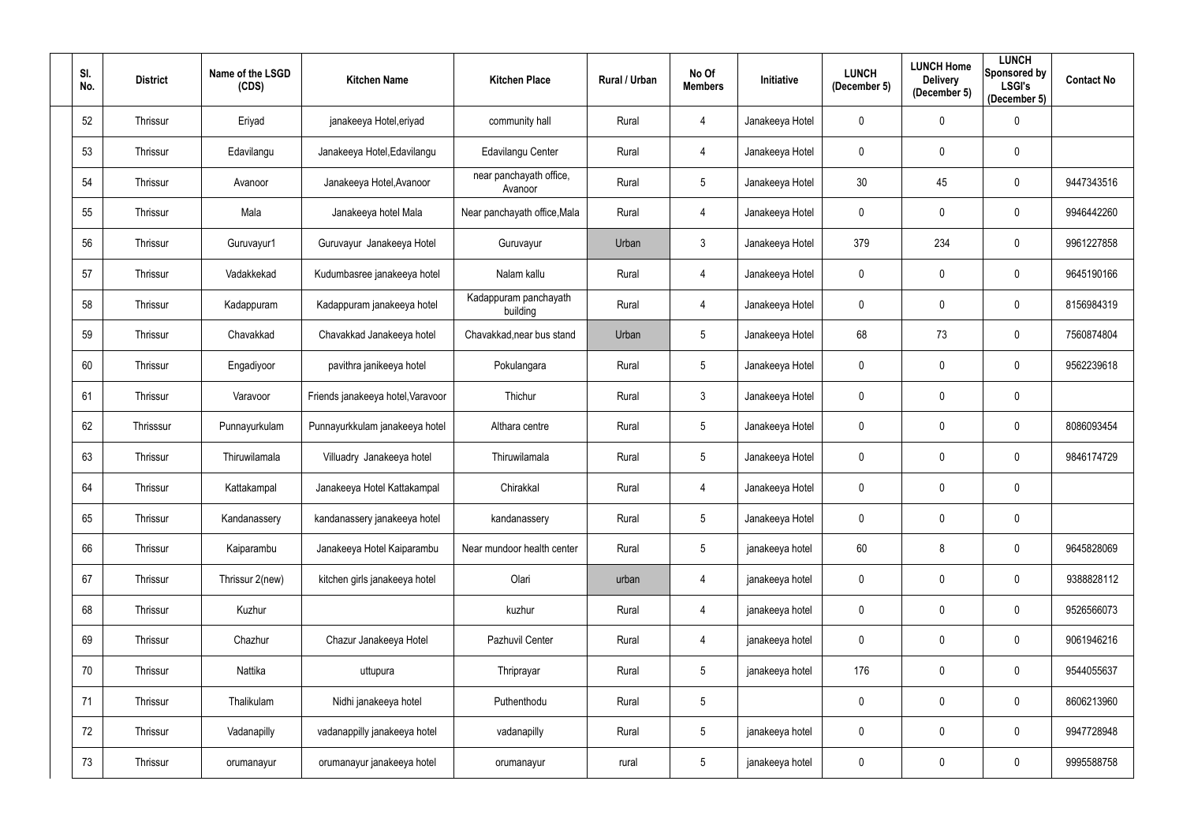| Sl. No. | District | Name of the LSGD (CDS) | Kitchen Name | Kitchen Place | Rural / Urban | No Of Members | Initiative | LUNCH (December 5) | LUNCH Home Delivery (December 5) | LUNCH Sponsored by LSGI's (December 5) | Contact No |
|---|---|---|---|---|---|---|---|---|---|---|---|
| 52 | Thrissur | Eriyad | janakeeya Hotel,eriyad | community hall | Rural | 4 | Janakeeya Hotel | 0 | 0 | 0 | |
| 53 | Thrissur | Edavilangu | Janakeeya Hotel,Edavilangu | Edavilangu Center | Rural | 4 | Janakeeya Hotel | 0 | 0 | 0 | |
| 54 | Thrissur | Avanoor | Janakeeya Hotel,Avanoor | near panchayath office, Avanoor | Rural | 5 | Janakeeya Hotel | 30 | 45 | 0 | 9447343516 |
| 55 | Thrissur | Mala | Janakeeya hotel Mala | Near panchayath office,Mala | Rural | 4 | Janakeeya Hotel | 0 | 0 | 0 | 9946442260 |
| 56 | Thrissur | Guruvayur1 | Guruvayur Janakeeya Hotel | Guruvayur | Urban | 3 | Janakeeya Hotel | 379 | 234 | 0 | 9961227858 |
| 57 | Thrissur | Vadakkekad | Kudumbasree janakeeya hotel | Nalam kallu | Rural | 4 | Janakeeya Hotel | 0 | 0 | 0 | 9645190166 |
| 58 | Thrissur | Kadappuram | Kadappuram janakeeya hotel | Kadappuram panchayath building | Rural | 4 | Janakeeya Hotel | 0 | 0 | 0 | 8156984319 |
| 59 | Thrissur | Chavakkad | Chavakkad Janakeeya hotel | Chavakkad,near bus stand | Urban | 5 | Janakeeya Hotel | 68 | 73 | 0 | 7560874804 |
| 60 | Thrissur | Engadiyoor | pavithra janikeeya hotel | Pokulangara | Rural | 5 | Janakeeya Hotel | 0 | 0 | 0 | 9562239618 |
| 61 | Thrissur | Varavoor | Friends janakeeya hotel,Varavoor | Thichur | Rural | 3 | Janakeeya Hotel | 0 | 0 | 0 | |
| 62 | Thrisssur | Punnayurkulam | Punnayurkkulam janakeeya hotel | Althara centre | Rural | 5 | Janakeeya Hotel | 0 | 0 | 0 | 8086093454 |
| 63 | Thrissur | Thiruwilamala | Villuadry Janakeeya hotel | Thiruwilamala | Rural | 5 | Janakeeya Hotel | 0 | 0 | 0 | 9846174729 |
| 64 | Thrissur | Kattakampal | Janakeeya Hotel Kattakampal | Chirakkal | Rural | 4 | Janakeeya Hotel | 0 | 0 | 0 | |
| 65 | Thrissur | Kandanassery | kandanassery janakeeya hotel | kandanassery | Rural | 5 | Janakeeya Hotel | 0 | 0 | 0 | |
| 66 | Thrissur | Kaiparambu | Janakeeya Hotel Kaiparambu | Near mundoor health center | Rural | 5 | janakeeya hotel | 60 | 8 | 0 | 9645828069 |
| 67 | Thrissur | Thrissur 2(new) | kitchen girls janakeeya hotel | Olari | urban | 4 | janakeeya hotel | 0 | 0 | 0 | 9388828112 |
| 68 | Thrissur | Kuzhur | | kuzhur | Rural | 4 | janakeeya hotel | 0 | 0 | 0 | 9526566073 |
| 69 | Thrissur | Chazhur | Chazur Janakeeya Hotel | Pazhuvil Center | Rural | 4 | janakeeya hotel | 0 | 0 | 0 | 9061946216 |
| 70 | Thrissur | Nattika | uttupura | Thriprayar | Rural | 5 | janakeeya hotel | 176 | 0 | 0 | 9544055637 |
| 71 | Thrissur | Thalikulam | Nidhi janakeeya hotel | Puthenthodu | Rural | 5 | | 0 | 0 | 0 | 8606213960 |
| 72 | Thrissur | Vadanapilly | vadanappilly janakeeya hotel | vadanapilly | Rural | 5 | janakeeya hotel | 0 | 0 | 0 | 9947728948 |
| 73 | Thrissur | orumanayur | orumanayur janakeeya hotel | orumanayur | rural | 5 | janakeeya hotel | 0 | 0 | 0 | 9995588758 |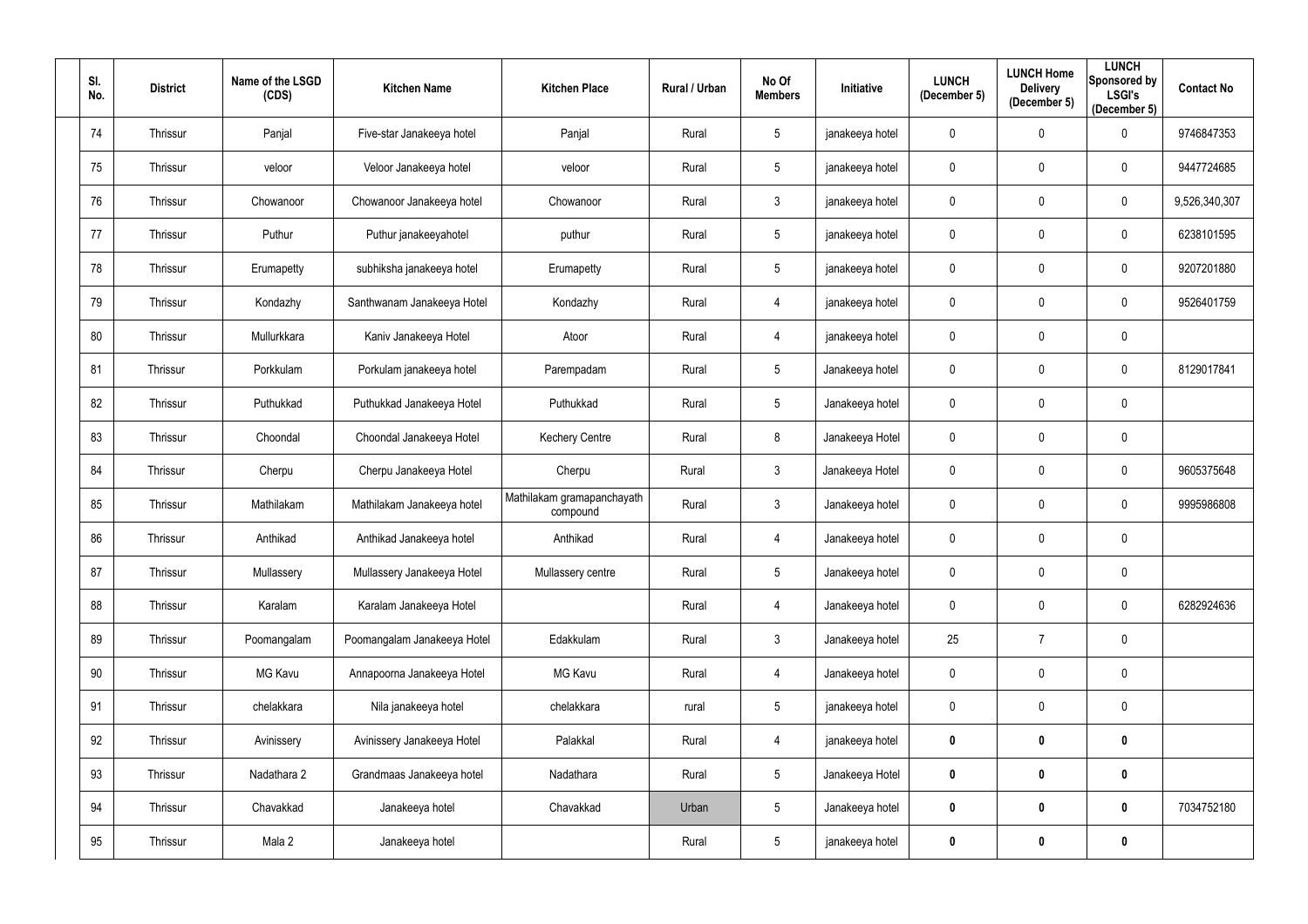| Sl. No. | District | Name of the LSGD (CDS) | Kitchen Name | Kitchen Place | Rural / Urban | No Of Members | Initiative | LUNCH (December 5) | LUNCH Home Delivery (December 5) | LUNCH Sponsored by LSGI's (December 5) | Contact No |
|---|---|---|---|---|---|---|---|---|---|---|---|
| 74 | Thrissur | Panjal | Five-star Janakeeya hotel | Panjal | Rural | 5 | janakeeya hotel | 0 | 0 | 0 | 9746847353 |
| 75 | Thrissur | veloor | Veloor Janakeeya hotel | veloor | Rural | 5 | janakeeya hotel | 0 | 0 | 0 | 9447724685 |
| 76 | Thrissur | Chowanoor | Chowanoor Janakeeya hotel | Chowanoor | Rural | 3 | janakeeya hotel | 0 | 0 | 0 | 9,526,340,307 |
| 77 | Thrissur | Puthur | Puthur janakeeyahotel | puthur | Rural | 5 | janakeeya hotel | 0 | 0 | 0 | 6238101595 |
| 78 | Thrissur | Erumapetty | subhiksha janakeeya hotel | Erumapetty | Rural | 5 | janakeeya hotel | 0 | 0 | 0 | 9207201880 |
| 79 | Thrissur | Kondazhy | Santhwanam Janakeeya Hotel | Kondazhy | Rural | 4 | janakeeya hotel | 0 | 0 | 0 | 9526401759 |
| 80 | Thrissur | Mullurkkara | Kaniv Janakeeya Hotel | Atoor | Rural | 4 | janakeeya hotel | 0 | 0 | 0 | |
| 81 | Thrissur | Porkkulam | Porkulam janakeeya hotel | Parempadam | Rural | 5 | Janakeeya hotel | 0 | 0 | 0 | 8129017841 |
| 82 | Thrissur | Puthukkad | Puthukkad Janakeeya Hotel | Puthukkad | Rural | 5 | Janakeeya hotel | 0 | 0 | 0 | |
| 83 | Thrissur | Choondal | Choondal Janakeeya Hotel | Kechery Centre | Rural | 8 | Janakeeya Hotel | 0 | 0 | 0 | |
| 84 | Thrissur | Cherpu | Cherpu Janakeeya Hotel | Cherpu | Rural | 3 | Janakeeya Hotel | 0 | 0 | 0 | 9605375648 |
| 85 | Thrissur | Mathilakam | Mathilakam Janakeeya hotel | Mathilakam gramapanchayath compound | Rural | 3 | Janakeeya hotel | 0 | 0 | 0 | 9995986808 |
| 86 | Thrissur | Anthikad | Anthikad Janakeeya hotel | Anthikad | Rural | 4 | Janakeeya hotel | 0 | 0 | 0 | |
| 87 | Thrissur | Mullassery | Mullassery Janakeeya Hotel | Mullassery centre | Rural | 5 | Janakeeya hotel | 0 | 0 | 0 | |
| 88 | Thrissur | Karalam | Karalam Janakeeya Hotel | | Rural | 4 | Janakeeya hotel | 0 | 0 | 0 | 6282924636 |
| 89 | Thrissur | Poomangalam | Poomangalam Janakeeya Hotel | Edakkulam | Rural | 3 | Janakeeya hotel | 25 | 7 | 0 | |
| 90 | Thrissur | MG Kavu | Annapoorna Janakeeya Hotel | MG Kavu | Rural | 4 | Janakeeya hotel | 0 | 0 | 0 | |
| 91 | Thrissur | chelakkara | Nila janakeeya hotel | chelakkara | rural | 5 | janakeeya hotel | 0 | 0 | 0 | |
| 92 | Thrissur | Avinissery | Avinissery Janakeeya Hotel | Palakkal | Rural | 4 | janakeeya hotel | **0** | **0** | **0** | |
| 93 | Thrissur | Nadathara 2 | Grandmaas Janakeeya hotel | Nadathara | Rural | 5 | Janakeeya Hotel | **0** | **0** | **0** | |
| 94 | Thrissur | Chavakkad | Janakeeya hotel | Chavakkad | Urban | 5 | Janakeeya hotel | **0** | **0** | **0** | 7034752180 |
| 95 | Thrissur | Mala 2 | Janakeeya hotel | | Rural | 5 | janakeeya hotel | **0** | **0** | **0** | |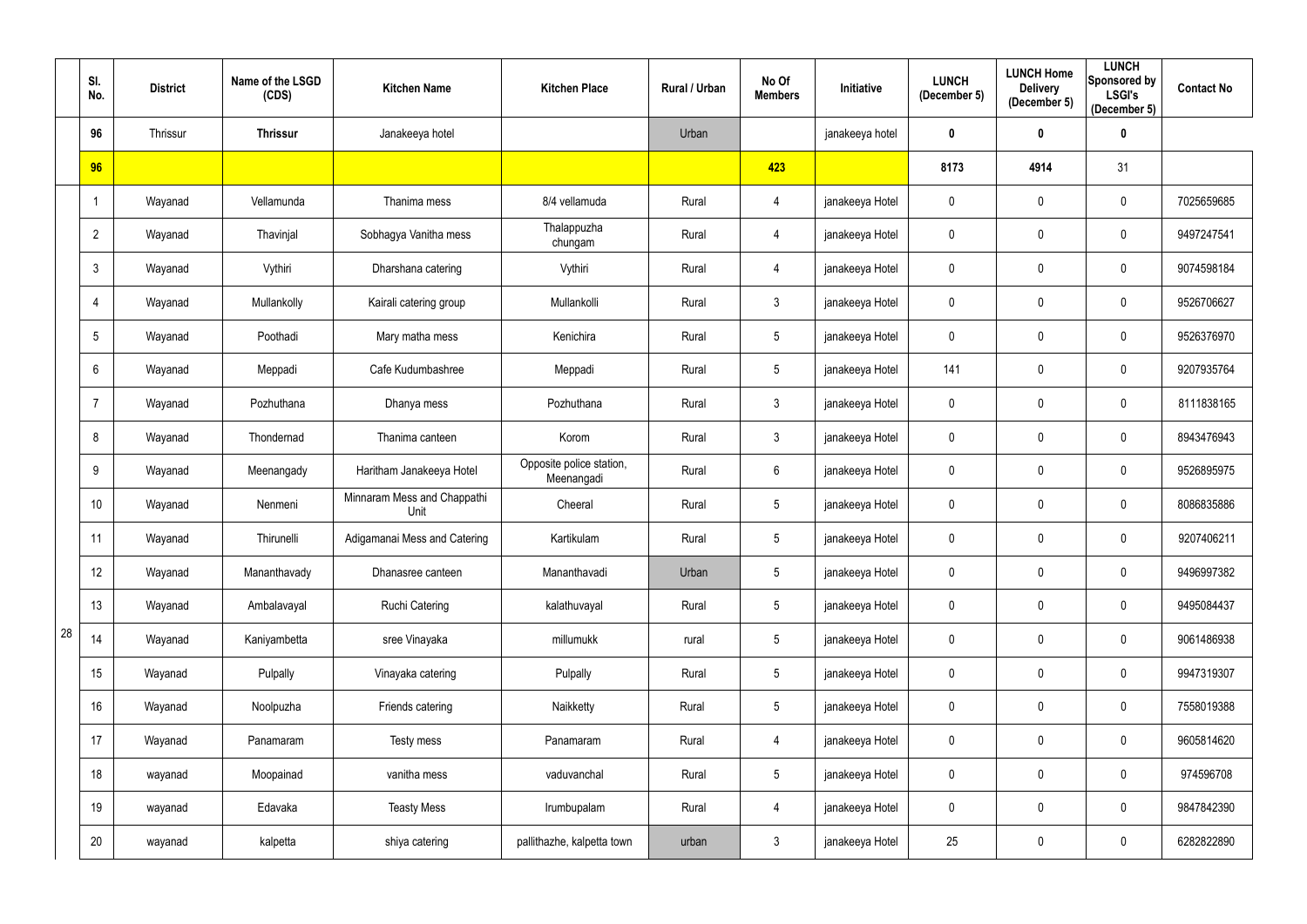| | Sl. No. | District | Name of the LSGD (CDS) | Kitchen Name | Kitchen Place | Rural / Urban | No Of Members | Initiative | LUNCH (December 5) | LUNCH Home Delivery (December 5) | LUNCH Sponsored by LSGI's (December 5) | Contact No |
|---|---|---|---|---|---|---|---|---|---|---|---|---|
| | **96** | Thrissur | **Thrissur** | Janakeeya hotel | | Urban | | janakeeya hotel | **0** | **0** | **0** | |
| | **96** | | | | | | **423** | | **8173** | **4914** | 31 | |
| 28 | 1 | Wayanad | Vellamunda | Thanima mess | 8/4 vellamuda | Rural | 4 | janakeeya Hotel | 0 | 0 | 0 | 7025659685 |
| | 2 | Wayanad | Thavinjal | Sobhagya Vanitha mess | Thalappuzha chungam | Rural | 4 | janakeeya Hotel | 0 | 0 | 0 | 9497247541 |
| | 3 | Wayanad | Vythiri | Dharshana catering | Vythiri | Rural | 4 | janakeeya Hotel | 0 | 0 | 0 | 9074598184 |
| | 4 | Wayanad | Mullankolly | Kairali catering group | Mullankolli | Rural | 3 | janakeeya Hotel | 0 | 0 | 0 | 9526706627 |
| | 5 | Wayanad | Poothadi | Mary matha mess | Kenichira | Rural | 5 | janakeeya Hotel | 0 | 0 | 0 | 9526376970 |
| | 6 | Wayanad | Meppadi | Cafe Kudumbashree | Meppadi | Rural | 5 | janakeeya Hotel | 141 | 0 | 0 | 9207935764 |
| | 7 | Wayanad | Pozhuthana | Dhanya mess | Pozhuthana | Rural | 3 | janakeeya Hotel | 0 | 0 | 0 | 8111838165 |
| | 8 | Wayanad | Thondernad | Thanima canteen | Korom | Rural | 3 | janakeeya Hotel | 0 | 0 | 0 | 8943476943 |
| | 9 | Wayanad | Meenangady | Haritham Janakeeya Hotel | Opposite police station, Meenangadi | Rural | 6 | janakeeya Hotel | 0 | 0 | 0 | 9526895975 |
| | 10 | Wayanad | Nenmeni | Minnaram Mess and Chappathi Unit | Cheeral | Rural | 5 | janakeeya Hotel | 0 | 0 | 0 | 8086835886 |
| | 11 | Wayanad | Thirunelli | Adigamanai Mess and Catering | Kartikulam | Rural | 5 | janakeeya Hotel | 0 | 0 | 0 | 9207406211 |
| | 12 | Wayanad | Mananthavady | Dhanasree canteen | Mananthavadi | Urban | 5 | janakeeya Hotel | 0 | 0 | 0 | 9496997382 |
| | 13 | Wayanad | Ambalavayal | Ruchi Catering | kalathuvayal | Rural | 5 | janakeeya Hotel | 0 | 0 | 0 | 9495084437 |
| | 14 | Wayanad | Kaniyambetta | sree Vinayaka | millumukk | rural | 5 | janakeeya Hotel | 0 | 0 | 0 | 9061486938 |
| | 15 | Wayanad | Pulpally | Vinayaka catering | Pulpally | Rural | 5 | janakeeya Hotel | 0 | 0 | 0 | 9947319307 |
| | 16 | Wayanad | Noolpuzha | Friends catering | Naikketty | Rural | 5 | janakeeya Hotel | 0 | 0 | 0 | 7558019388 |
| | 17 | Wayanad | Panamaram | Testy mess | Panamaram | Rural | 4 | janakeeya Hotel | 0 | 0 | 0 | 9605814620 |
| | 18 | wayanad | Moopainad | vanitha mess | vaduvanchal | Rural | 5 | janakeeya Hotel | 0 | 0 | 0 | 974596708 |
| | 19 | wayanad | Edavaka | Teasty Mess | Irumbupalam | Rural | 4 | janakeeya Hotel | 0 | 0 | 0 | 9847842390 |
| | 20 | wayanad | kalpetta | shiya catering | pallithazhe, kalpetta town | urban | 3 | janakeeya Hotel | 25 | 0 | 0 | 6282822890 |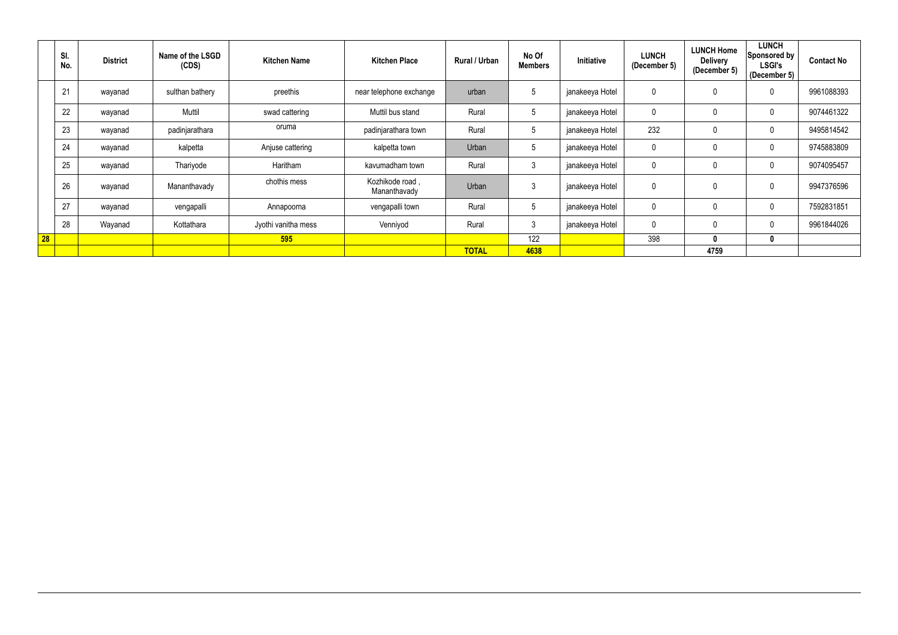| | Sl. No. | District | Name of the LSGD (CDS) | Kitchen Name | Kitchen Place | Rural / Urban | No Of Members | Initiative | LUNCH (December 5) | LUNCH Home Delivery (December 5) | LUNCH Sponsored by LSGI's (December 5) | Contact No |
|---|---|---|---|---|---|---|---|---|---|---|---|---|
| | 21 | wayanad | sulthan bathery | preethis | near telephone exchange | urban | 5 | janakeeya Hotel | 0 | 0 | 0 | 9961088393 |
| | 22 | wayanad | Muttil | swad cattering | Muttil bus stand | Rural | 5 | janakeeya Hotel | 0 | 0 | 0 | 9074461322 |
| | 23 | wayanad | padinjarathara | oruma | padinjarathara town | Rural | 5 | janakeeya Hotel | 232 | 0 | 0 | 9495814542 |
| | 24 | wayanad | kalpetta | Anjuse cattering | kalpetta town | Urban | 5 | janakeeya Hotel | 0 | 0 | 0 | 9745883809 |
| | 25 | wayanad | Thariyode | Haritham | kavumadham town | Rural | 3 | janakeeya Hotel | 0 | 0 | 0 | 9074095457 |
| | 26 | wayanad | Mananthavady | chothis mess | Kozhikode road , Mananthavady | Urban | 3 | janakeeya Hotel | 0 | 0 | 0 | 9947376596 |
| | 27 | wayanad | vengapalli | Annapoorna | vengapalli town | Rural | 5 | janakeeya Hotel | 0 | 0 | 0 | 7592831851 |
| | 28 | Wayanad | Kottathara | Jyothi vanitha mess | Venniyod | Rural | 3 | janakeeya Hotel | 0 | 0 | 0 | 9961844026 |
| **28** | | | | **595** | | | 122 | | 398 | **0** | **0** | |
| | | | | | | **TOTAL** | **4638** | | | **4759** | | |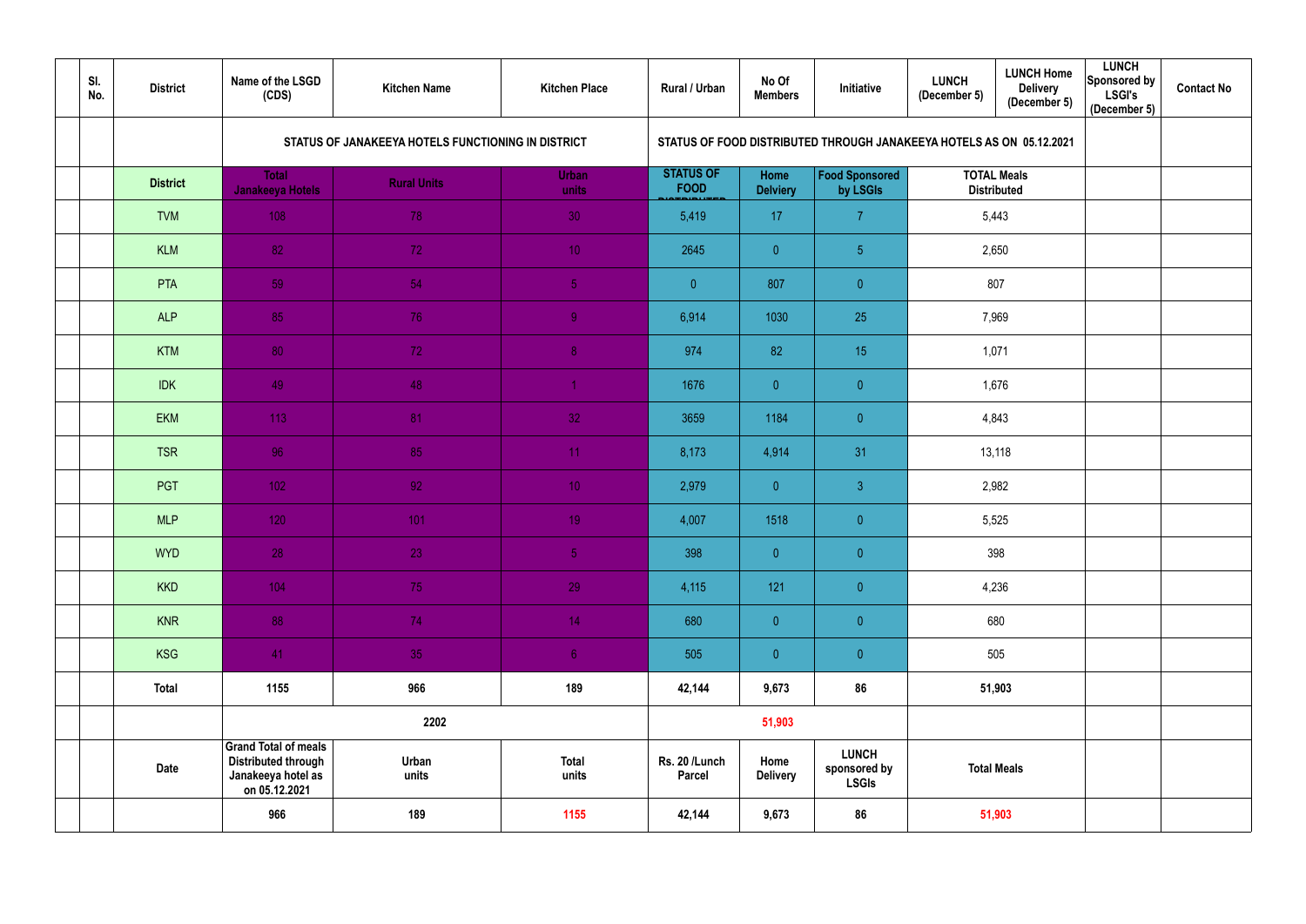| | Sl. No. | District | Name of the LSGD (CDS) | Kitchen Name | Kitchen Place | Rural / Urban | No Of Members | Initiative | LUNCH (December 5) | LUNCH Home Delivery (December 5) | LUNCH Sponsored by LSGI's (December 5) | Contact No |
|---|---|---|---|---|---|---|---|---|---|---|---|---|
| | | | STATUS OF JANAKEEYA HOTELS FUNCTIONING IN DISTRICT | | | STATUS OF FOOD DISTRIBUTED THROUGH JANAKEEYA HOTELS AS ON 05.12.2021 | | | | | | |
| | | District | Total Janakeeya Hotels | Rural Units | Urban units | STATUS OF FOOD DISTRIBUTED | Home Delviery | Food Sponsored by LSGIs | TOTAL Meals Distributed | | | |
| | | TVM | 108 | 78 | 30 | 5,419 | 17 | 7 | 5,443 | | | |
| | | KLM | 82 | 72 | 10 | 2645 | 0 | 5 | 2,650 | | | |
| | | PTA | 59 | 54 | 5 | 0 | 807 | 0 | 807 | | | |
| | | ALP | 85 | 76 | 9 | 6,914 | 1030 | 25 | 7,969 | | | |
| | | KTM | 80 | 72 | 8 | 974 | 82 | 15 | 1,071 | | | |
| | | IDK | 49 | 48 | 1 | 1676 | 0 | 0 | 1,676 | | | |
| | | EKM | 113 | 81 | 32 | 3659 | 1184 | 0 | 4,843 | | | |
| | | TSR | 96 | 85 | 11 | 8,173 | 4,914 | 31 | 13,118 | | | |
| | | PGT | 102 | 92 | 10 | 2,979 | 0 | 3 | 2,982 | | | |
| | | MLP | 120 | 101 | 19 | 4,007 | 1518 | 0 | 5,525 | | | |
| | | WYD | 28 | 23 | 5 | 398 | 0 | 0 | 398 | | | |
| | | KKD | 104 | 75 | 29 | 4,115 | 121 | 0 | 4,236 | | | |
| | | KNR | 88 | 74 | 14 | 680 | 0 | 0 | 680 | | | |
| | | KSG | 41 | 35 | 6 | 505 | 0 | 0 | 505 | | | |
| | | Total | 1155 | 966 | 189 | 42,144 | 9,673 | 86 | 51,903 | | | |
| | | | 2202 | | | 51,903 | | | | | | |
| | | Date | Grand Total of meals Distributed through Janakeeya hotel as on 05.12.2021 | Urban units | Total units | Rs. 20 /Lunch Parcel | Home Delivery | LUNCH sponsored by LSGIs | Total Meals | | | |
| | | | 966 | 189 | 1155 | 42,144 | 9,673 | 86 | 51,903 | | | |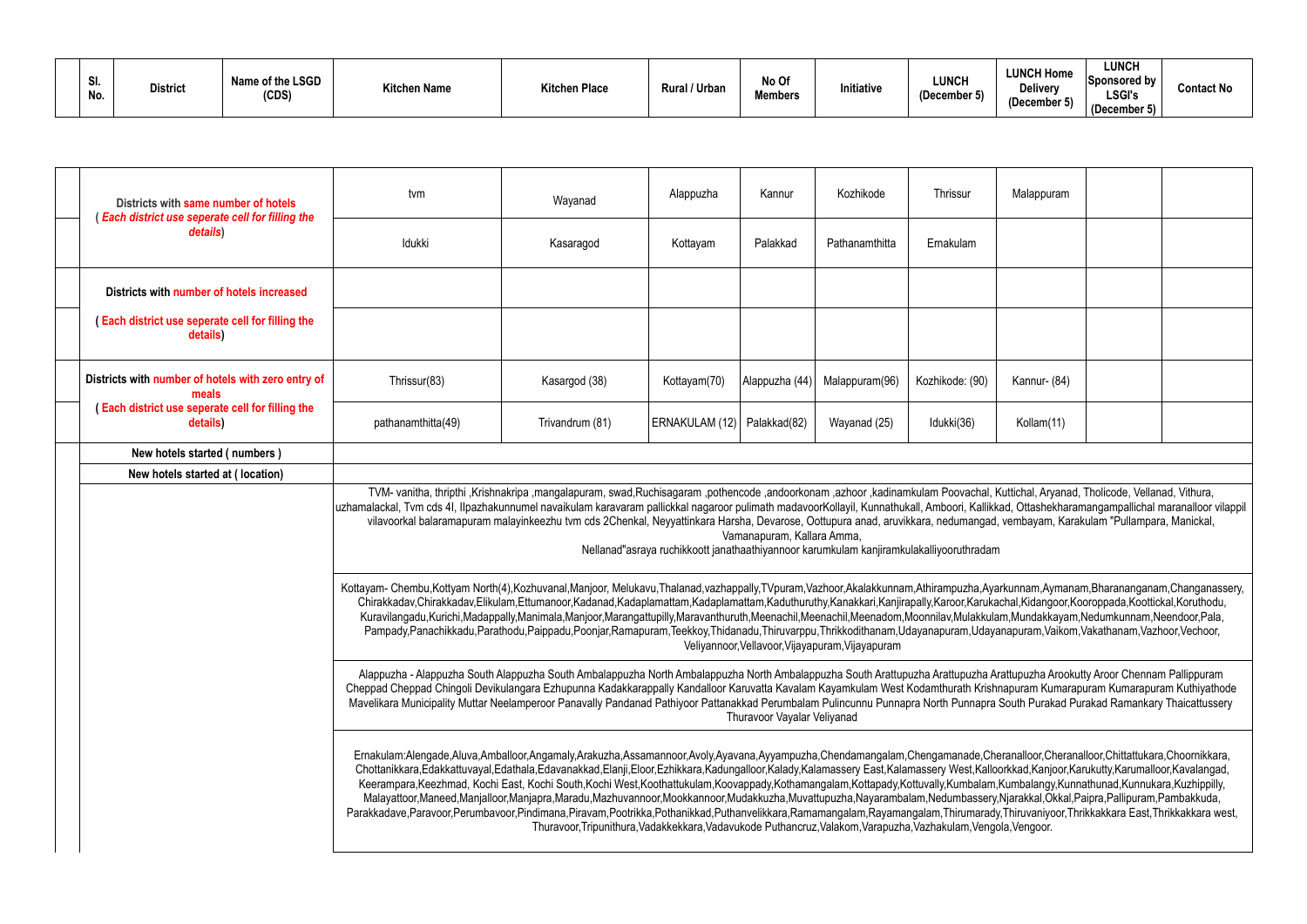| Sl. No. | District | Name of the LSGD (CDS) | Kitchen Name | Kitchen Place | Rural / Urban | No Of Members | Initiative | LUNCH (December 5) | LUNCH Home Delivery (December 5) | LUNCH Sponsored by LSGI's (December 5) | Contact No |
|---|---|---|---|---|---|---|---|---|---|---|---|

| | | tvm | Wayanad | Alappuzha | Kannur | Kozhikode | Thrissur | Malappuram | | |
|---|---|---|---|---|---|---|---|---|---|---|
| | Districts with same number of hotels ( Each district use seperate cell for filling the details) | tvm | Wayanad | Alappuzha | Kannur | Kozhikode | Thrissur | Malappuram | | |
| | | Idukki | Kasaragod | Kottayam | Palakkad | Pathanamthitta | Ernakulam | | | |
| | Districts with number of hotels increased | | | | | | | | | |
| | ( Each district use seperate cell for filling the details) | | | | | | | | | |
| | Districts with number of hotels with zero entry of meals ( Each district use seperate cell for filling the details) | Thrissur(83) | Kasargod (38) | Kottayam(70) | Alappuzha (44) | Malappuram(96) | Kozhikode: (90) | Kannur- (84) | | |
| | | pathanamthitta(49) | Trivandrum (81) | ERNAKULAM (12) | Palakkad(82) | Wayanad (25) | Idukki(36) | Kollam(11) | | |
| | New hotels started ( numbers ) | | | | | | | | | |
| | New hotels started at ( location) | | | | | | | | | |

TVM- vanitha, thripthi ,Krishnakripa ,mangalapuram, swad,Ruchisagaram ,pothencode ,andoorkonam ,azhoor ,kadinamkulam Poovachal, Kuttichal, Aryanad, Tholicode, Vellanad, Vithura, uzhamalackal, Tvm cds 4I, Ilpazhakunnumel navaikulam karavaram pallickal nagaroor pulimath madavoorKollayil, Kunnathukall, Amboori, Kallikkad, Ottashekharamangampallichal maranalloor vilappil vilavoorkal balaramapuram malayinkeezhu tvm cds 2Chenkal, Neyyattinkara Harsha, Devarose, Oottupura anad, aruvikkara, nedumangad, vembayam, Karakulam "Pullampara, Manickal, Vamanapuram, Kallara Amma, Nellanad"asraya ruchikkoott janathaathiyannoor karumkulam kanjiramkulakalliyooruthradam

Kottayam- Chembu,Kottyam North(4),Kozhuvanal,Manjoor, Melukavu,Thalanad,vazhappally,TVpuram,Vazhoor,Akalakkunnam,Athirampuzha,Ayarkunnam,Aymanam,Bharananganam,Changanassery, Chirakkadav,Chirakkadav,Elikulam,Ettumanoor,Kadanad,Kadaplamattam,Kadaplamattam,Kaduthuruthy,Kanakkari,Kanjirapally,Karoor,Karukachal,Kidangoor,Kooroppada,Koottickal,Koruthodu, Kuravilangadu,Kurichi,Madappally,Manimala,Manjoor,Marangattupilly,Maravanthuruth,Meenachil,Meenachil,Meenadom,Moonnilav,Mulakkulam,Mundakkayam,Nedumkunnam,Neendoor,Pala, Pampady,Panachikkadu,Parathodu,Paippadu,Poonjar,Ramapuram,Teekkoy,Thidanadu,Thiruvarppu,Thrikkodithanam,Udayanapuram,Udayanapuram,Vaikom,Vakathanam,Vazhoor,Vechoor, Veliyannoor,Vellavoor,Vijayapuram,Vijayapuram

Alappuzha - Alappuzha South Alappuzha South Ambalappuzha North Ambalappuzha North Ambalappuzha South Arattupuzha Arattupuzha Arattupuzha Arookutty Aroor Chennam Pallippuram Cheppad Cheppad Chingoli Devikulangara Ezhupunna Kadakkarappally Kandalloor Karuvatta Kavalam Kayamkulam West Kodamthurath Krishnapuram Kumarapuram Kumarapuram Kuthiyathode Mavelikara Municipality Muttar Neelamperoor Panavally Pandanad Pathiyoor Pattanakkad Perumbalam Pulincunnu Punnapra North Punnapra South Purakad Purakad Ramankary Thaicattussery Thuravoor Vayalar Veliyanad

Ernakulam:Alengade,Aluva,Amballoor,Angamaly,Arakuzha,Assamannoor,Avoly,Ayavana,Ayyampuzha,Chendamangalam,Chengamanade,Cheranalloor,Cheranalloor,Chittattukara,Choornikkara, Chottanikkara,Edakkattuvayal,Edathala,Edavanakkad,Elanji,Eloor,Ezhikkara,Kadungalloor,Kalady,Kalamassery East,Kalamassery West,Kalloorkkad,Kanjoor,Karukutty,Karumalloor,Kavalangad, Keerampara,Keezhmad, Kochi East, Kochi South,Kochi West,Koothattukulam,Koovappady,Kothamangalam,Kottapady,Kottuvally,Kumbalam,Kumbalangy,Kunnathunad,Kunnukara,Kuzhippilly, Malayattoor,Maneed,Manjalloor,Manjapra,Maradu,Mazhuvannoor,Mookkannoor,Mudakkuzha,Muvattupuzha,Nayarambalam,Nedumbassery,Njarakkal,Okkal,Paipra,Pallipuram,Pambakkuda, Parakkadave,Paravoor,Perumbavoor,Pindimana,Piravam,Pootrikka,Pothanikkad,Puthanvelikkara,Ramamangalam,Rayamangalam,Thirumarady,Thiruvaniyoor,Thrikkakkara East,Thrikkakkara west, Thuravoor,Tripunithura,Vadakkekkara,Vadavukode Puthancruz,Valakom,Varapuzha,Vazhakulam,Vengola,Vengoor.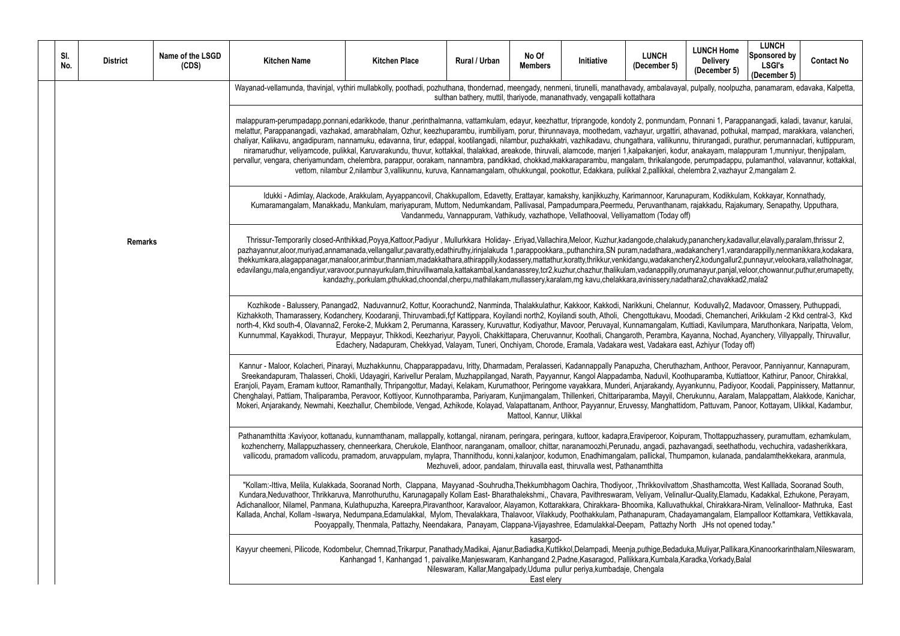| Sl. No. | District | Name of the LSGD (CDS) | Kitchen Name | Kitchen Place | Rural / Urban | No Of Members | Initiative | LUNCH (December 5) | LUNCH Home Delivery (December 5) | LUNCH Sponsored by LSGI's (December 5) | Contact No |
|---|---|---|---|---|---|---|---|---|---|---|---|
| | Remarks | | Wayanad-vellamunda, thavinjal, vythiri mullabkolly, poothadi, pozhuthana, thondernad, meengady, nenmeni, tirunelli, manathavady, ambalavayal, pulpally, noolpuzha, panamaram, edavaka, Kalpetta, sulthan bathery, muttil, thariyode, mananathvady, vengapalli kottathara | | | | | | | | |
| | | | malappuram-perumpadapp,ponnani,edarikkode, thanur ,perinthalmanna, vattamkulam, edayur, keezhattur, triprangode, kondoty 2, ponmundam, Ponnani 1, Parappanangadi, kaladi, tavanur, karulai, melattur, Parappanangadi, vazhakad, amarabhalam, Ozhur, keezhuparambu, irumbiliyam, porur, thirunnavaya, moothedam, vazhayur, urgattiri, athavanad, pothukal, mampad, marakkara, valancheri, chaliyar, Kalikavu, angadipuram, nannamuku, edavanna, tirur, edappal, kootilangadi, nilambur, puzhakkatri, vazhikadavu, chungathara, vallikunnu, thirurangadi, purathur, perumannaclari, kuttippuram, niramarudhur, veliyamcode, pulikkal, Karuvarakundu, thuvur, kottakkal, thalakkad, areakode, thiruvali, alamcode, manjeri 1,kalpakanjeri, kodur, anakayam, malappuram 1,munniyur, thenjipalam, pervallur, vengara, cheriyamundam, chelembra, parappur, oorakam, nannambra, pandikkad, chokkad,makkaraparambu, mangalam, thrikalangode, perumpadappu, pulamanthol, valavannur, kottakkal, vettom, nilambur 2,nilambur 3,vallikunnu, kuruva, Kannamangalam, othukkungal, pookottur, Edakkara, pulikkal 2,pallikkal, chelembra 2,vazhayur 2,mangalam 2. | | | | | | | | |
| | | | Idukki - Adimlay, Alackode, Arakkulam, Ayyappancovil, Chakkupallom, Edavetty, Erattayar, kamakshy, kanjikkuzhy, Karimannoor, Karunapuram, Kodikkulam, Kokkayar, Konnathady, Kumaramangalam, Manakkadu, Mankulam, mariyapuram, Muttom, Nedumkandam, Pallivasal, Pampadumpara,Peermedu, Peruvanthanam, rajakkadu, Rajakumary, Senapathy, Upputhara, Vandanmedu, Vannappuram, Vathikudy, vazhathope, Vellathooval, Velliyamattom (Today off) | | | | | | | | |
| | | | Thrissur-Temporarily closed-Anthikkad,Poyya,Kattoor,Padiyur , Mullurkkara Holiday- ,Eriyad,Vallachira,Meloor, Kuzhur,kadangode,chalakudy,pananchery,kadavallur,elavally,paralam,thrissur 2, pazhayannur,aloor,muriyad,annamanada,vellangallur,pavaratty,edathiruthy,irinjalakuda 1,parappookkara,,puthanchira,SN puram,nadathara,,wadakanchery1,varandarappilly,nenmanikkara,kodakara, thekkumkara,alagappanagar,manaloor,arimbur,thanniam,madakkathara,athirappilly,kodassery,mattathur,koratty,thrikkur,venkidangu,wadakanchery2,kodungallur2,punnayur,velookara,vallatholnagar, edavilangu,mala,engandiyur,varavoor,punnayurkulam,thiruvillwamala,kattakambal,kandanassrey,tcr2,kuzhur,chazhur,thalikulam,vadanappilly,orumanayur,panjal,veloor,chowannur,puthur,erumapetty, kandazhy,,porkulam,pthukkad,choondal,cherpu,mathilakam,mullassery,karalam,mg kavu,chelakkara,avinissery,nadathara2,chavakkad2,mala2 | | | | | | | | |
| | | | Kozhikode - Balussery, Panangad2, Naduvannur2, Kottur, Koorachund2, Nanminda, Thalakkulathur, Kakkoor, Kakkodi, Narikkuni, Chelannur, Koduvally2, Madavoor, Omassery, Puthuppadi, Kizhakkoth, Thamarassery, Kodanchery, Koodaranji, Thiruvambadi,fçf Kattippara, Koyilandi north2, Koyilandi south, Atholi, Chengottukavu, Moodadi, Chemancheri, Arikkulam -2 Kkd central-3, Kkd north-4, Kkd south-4, Olavanna2, Feroke-2, Mukkam 2, Perumanna, Karassery, Kuruvattur, Kodiyathur, Mavoor, Peruvayal, Kunnamangalam, Kuttiadi, Kavilumpara, Maruthonkara, Naripatta, Velom, Kunnummal, Kayakkodi, Thurayur, Meppayur, Thikkodi, Keezhariyur, Payyoli, Chakkittapara, Cheruvannur, Koothali, Changaroth, Perambra, Kayanna, Nochad, Ayanchery, Villyappally, Thiruvallur, Edachery, Nadapuram, Chekkyad, Valayam, Tuneri, Onchiyam, Chorode, Eramala, Vadakara west, Vadakara east, Azhiyur (Today off) | | | | | | | | |
| | | | Kannur - Maloor, Kolacheri, Pinarayi, Muzhakkunnu, Chapparappadavu, Iritty, Dharmadam, Peralasseri, Kadannappally Panapuzha, Cheruthazham, Anthoor, Peravoor, Panniyannur, Kannapuram, Sreekandapuram, Thalasseri, Chokli, Udayagiri, Karivellur Peralam, Muzhappilangad, Narath, Payyannur, Kangol Alappadamba, Naduvil, Koothuparamba, Kuttiattoor, Kathirur, Panoor, Chirakkal, Eranjoli, Payam, Eramam kuttoor, Ramanthally, Thripangottur, Madayi, Kelakam, Kurumathoor, Peringome vayakkara, Munderi, Anjarakandy, Ayyankunnu, Padiyoor, Koodali, Pappinissery, Mattannur, Chenghalayi, Pattiam, Thaliparamba, Peravoor, Kottiyoor, Kunnothparamba, Pariyaram, Kunjimangalam, Thillenkeri, Chittariparamba, Mayyil, Cherukunnu, Aaralam, Malappattam, Alakkode, Kanichar, Mokeri, Anjarakandy, Newmahi, Keezhallur, Chembilode, Vengad, Azhikode, Kolayad, Valapattanam, Anthoor, Payyannur, Eruvessy, Manghattidom, Pattuvam, Panoor, Kottayam, Ulikkal, Kadambur, Mattool, Kannur, Ulikkal | | | | | | | | |
| | | | Pathanamthitta :Kaviyoor, kottanadu, kunnamthanam, mallappally, kottangal, niranam, peringara, peringara, kuttoor, kadapra,Eraviperoor, Koipuram, Thottappuzhassery, puramuttam, ezhamkulam, kozhencherry, Mallappuzhassery, chenneerkara, Cherukole, Elanthoor, naranganam, omalloor, chittar, naranamoozhi,Perunadu, angadi, pazhavangadi, seethathodu, vechuchira, vadasherikkara, vallicodu, pramadom vallicodu, pramadom, aruvappulam, mylapra, Thannithodu, konni,kalanjoor, kodumon, Enadhimangalam, pallickal, Thumpamon, kulanada, pandalamthekkekara, aranmula, Mezhuveli, adoor, pandalam, thiruvalla east, thiruvalla west, Pathanamthitta | | | | | | | | |
| | | | "Kollam:-Ittiva, Melila, Kulakkada, Sooranad North, Clappana, Mayyanad -Souhrudha,Thekkumbhagom Oachira, Thodiyoor, ,Thrikkovilvattom ,Shasthamcotta, West Kallada, Sooranad South, Kundara,Neduvathoor, Thrikkaruva, Manrothuruthu, Karunagapally Kollam East- Bharathalekshmi,, Chavara, Pavithreswaram, Veliyam, Velinallur-Quality,Elamadu, Kadakkal, Ezhukone, Perayam, Adichanalloor, Nilamel, Panmana, Kulathupuzha, Kareepra,Piravanthoor, Karavaloor, Alayamon, Kottarakkara, Chirakkara- Bhoomika, Kalluvathukkal, Chirakkara-Niram, Velinalloor- Mathruka, East Kallada, Anchal, Kollam -Iswarya, Nedumpana,Edamulakkal, Mylom, Thevalakkara, Thalavoor, Vilakkudy, Poothakkulam, Pathanapuram, Chadayamangalam, Elampalloor Kottamkara, Vettikkavala, Pooyappally, Thenmala, Pattazhy, Neendakara, Panayam, Clappana-Vijayashree, Edamulakkal-Deepam, Pattazhy North JHs not opened today." | | | | | | | | |
| | | | kasargod- Kayyur cheemeni, Pilicode, Kodombelur, Chemnad,Trikarpur, Panathady,Madikai, Ajanur,Badiadka,Kuttikkol,Delampadi, Meenja,puthige,Bedaduka,Muliyar,Pallikara,Kinanoorkarinthalam,Nileswaram, Kanhangad 1, Kanhangad 1, paivalike,Manjeswaram, Kanhangand 2,Padne,Kasaragod, Pallikkara,Kumbala,Karadka,Vorkady,Balal Nileswaram, Kallar,Mangalpady,Uduma pullur periya,kumbadaje, Chengala East elery | | | | | | | | |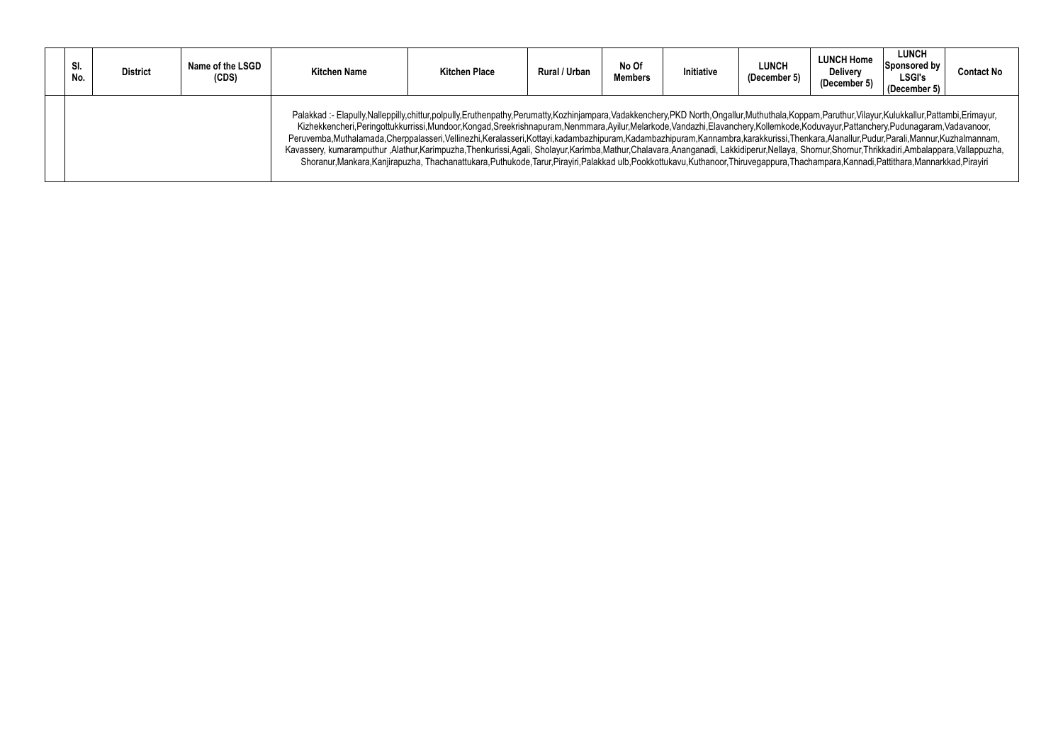| | Sl. No. | District | Name of the LSGD (CDS) | Kitchen Name | Kitchen Place | Rural / Urban | No Of Members | Initiative | LUNCH (December 5) | LUNCH Home Delivery (December 5) | LUNCH Sponsored by LSGI's (December 5) | Contact No |
|---|---|---|---|---|---|---|---|---|---|---|---|---|
| | | | | Palakkad :- Elapully,Nalleppilly,chittur,polpully,Eruthenpathy,Perumatty,Kozhinjampara,Vadakkenchery,PKD North,Ongallur,Muthuthala,Koppam,Paruthur,Vilayur,Kulukkallur,Pattambi,Erimayur, Kizhekkencheri,Peringottukkurrissi,Mundoor,Kongad,Sreekrishnapuram,Nenmmara,Ayilur,Melarkode,Vandazhi,Elavanchery,Kollemkode,Koduvayur,Pattanchery,Pudunagaram,Vadavanoor, Peruvemba,Muthalamada,Cherppalasseri,Vellinezhi,Keralasseri,Kottayi,kadambazhipuram,Kadambazhipuram,Kannambra,karakkurissi,Thenkara,Alanallur,Pudur,Parali,Mannur,Kuzhalmannam, Kavassery, kumaramputhur ,Alathur,Karimpuzha,Thenkurissi,Agali, Sholayur,Karimba,Mathur,Chalavara,Ananganadi, Lakkidiperur,Nellaya, Shornur,Shornur,Thrikkadiri,Ambalappara,Vallappuzha, Shoranur,Mankara,Kanjirapuzha, Thachanattukara,Puthukode,Tarur,Pirayiri,Palakkad ulb,Pookkottukavu,Kuthanoor,Thiruvegappura,Thachampara,Kannadi,Pattithara,Mannarkkad,Pirayiri | | | | | | | | |